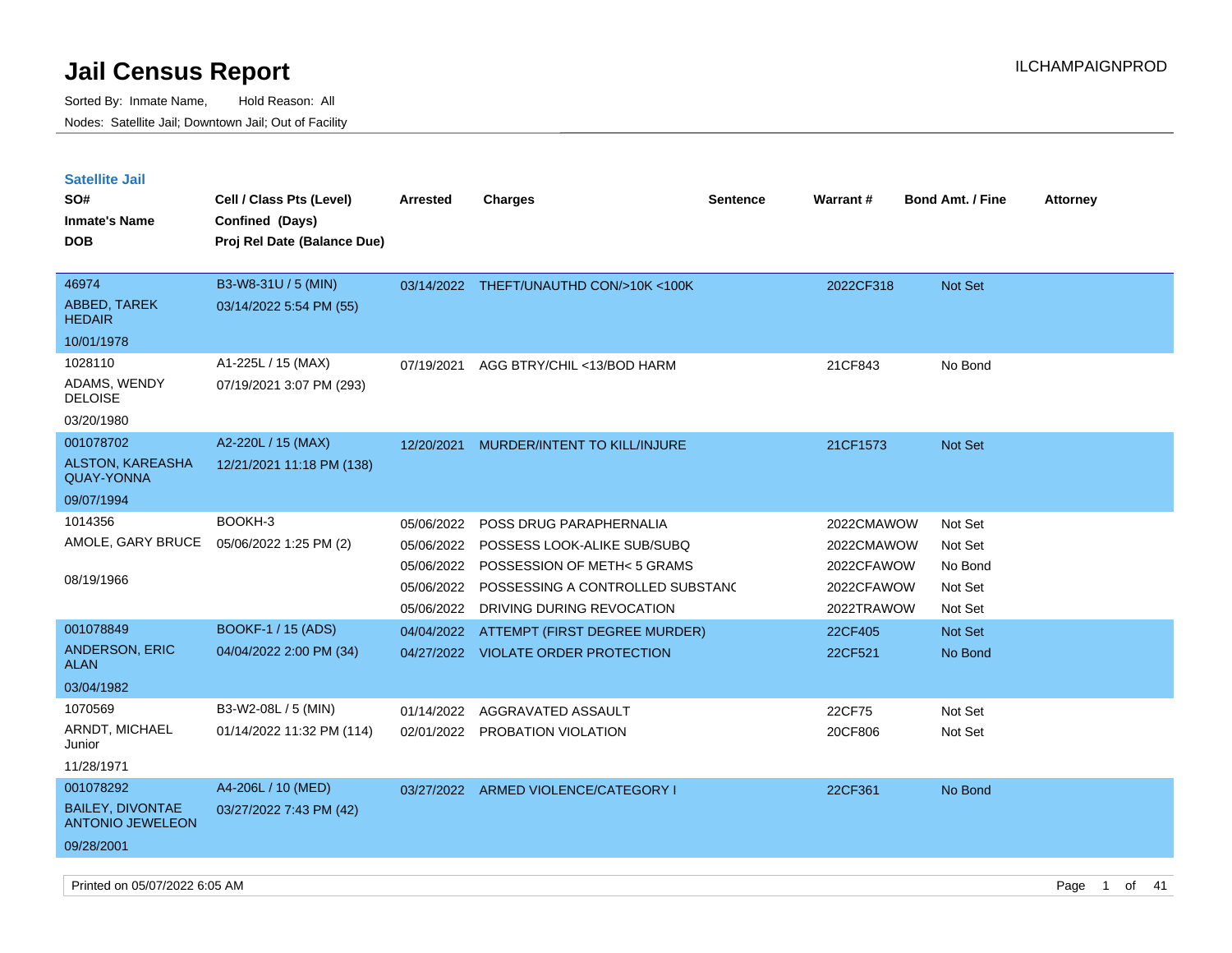# Jail Census Report

ILCHAMPAIGNPROD

Sorted By: Inmate Name, Hold Reason: All

Nodes: Satellite Jail; Downtown Jail; Out of Facility

## Satellite Jail

| SO# / Inmate's Name / DOB | Cell / Class Pts (Level) / Confined (Days) / Proj Rel Date (Balance Due) | Arrested | Charges | Sentence | Warrant # | Bond Amt. / Fine | Attorney |
|---|---|---|---|---|---|---|---|
| 46974 ABBED, TAREK HEDAIR 10/01/1978 | B3-W8-31U / 5 (MIN) 03/14/2022 5:54 PM (55) | 03/14/2022 | THEFT/UNAUTHD CON/>10K <100K | | 2022CF318 | Not Set | |
| 1028110 ADAMS, WENDY DELOISE 03/20/1980 | A1-225L / 15 (MAX) 07/19/2021 3:07 PM (293) | 07/19/2021 | AGG BTRY/CHIL <13/BOD HARM | | 21CF843 | No Bond | |
| 001078702 ALSTON, KAREASHA QUAY-YONNA 09/07/1994 | A2-220L / 15 (MAX) 12/21/2021 11:18 PM (138) | 12/20/2021 | MURDER/INTENT TO KILL/INJURE | | 21CF1573 | Not Set | |
| 1014356 AMOLE, GARY BRUCE 08/19/1966 | BOOKH-3 05/06/2022 1:25 PM (2) | 05/06/2022 | POSS DRUG PARAPHERNALIA | | 2022CMAWOW | Not Set | |
| | | 05/06/2022 | POSSESS LOOK-ALIKE SUB/SUBQ | | 2022CMAWOW | Not Set | |
| | | 05/06/2022 | POSSESSION OF METH< 5 GRAMS | | 2022CFAWOW | No Bond | |
| | | 05/06/2022 | POSSESSING A CONTROLLED SUBSTANC | | 2022CFAWOW | Not Set | |
| | | 05/06/2022 | DRIVING DURING REVOCATION | | 2022TRAWOW | Not Set | |
| 001078849 ANDERSON, ERIC ALAN 03/04/1982 | BOOKF-1 / 15 (ADS) 04/04/2022 2:00 PM (34) | 04/04/2022 | ATTEMPT (FIRST DEGREE MURDER) | | 22CF405 | Not Set | |
| | | 04/27/2022 | VIOLATE ORDER PROTECTION | | 22CF521 | No Bond | |
| 1070569 ARNDT, MICHAEL Junior 11/28/1971 | B3-W2-08L / 5 (MIN) 01/14/2022 11:32 PM (114) | 01/14/2022 | AGGRAVATED ASSAULT | | 22CF75 | Not Set | |
| | | 02/01/2022 | PROBATION VIOLATION | | 20CF806 | Not Set | |
| 001078292 BAILEY, DIVONTAE ANTONIO JEWELEON 09/28/2001 | A4-206L / 10 (MED) 03/27/2022 7:43 PM (42) | 03/27/2022 | ARMED VIOLENCE/CATEGORY I | | 22CF361 | No Bond | |

Printed on 05/07/2022 6:05 AM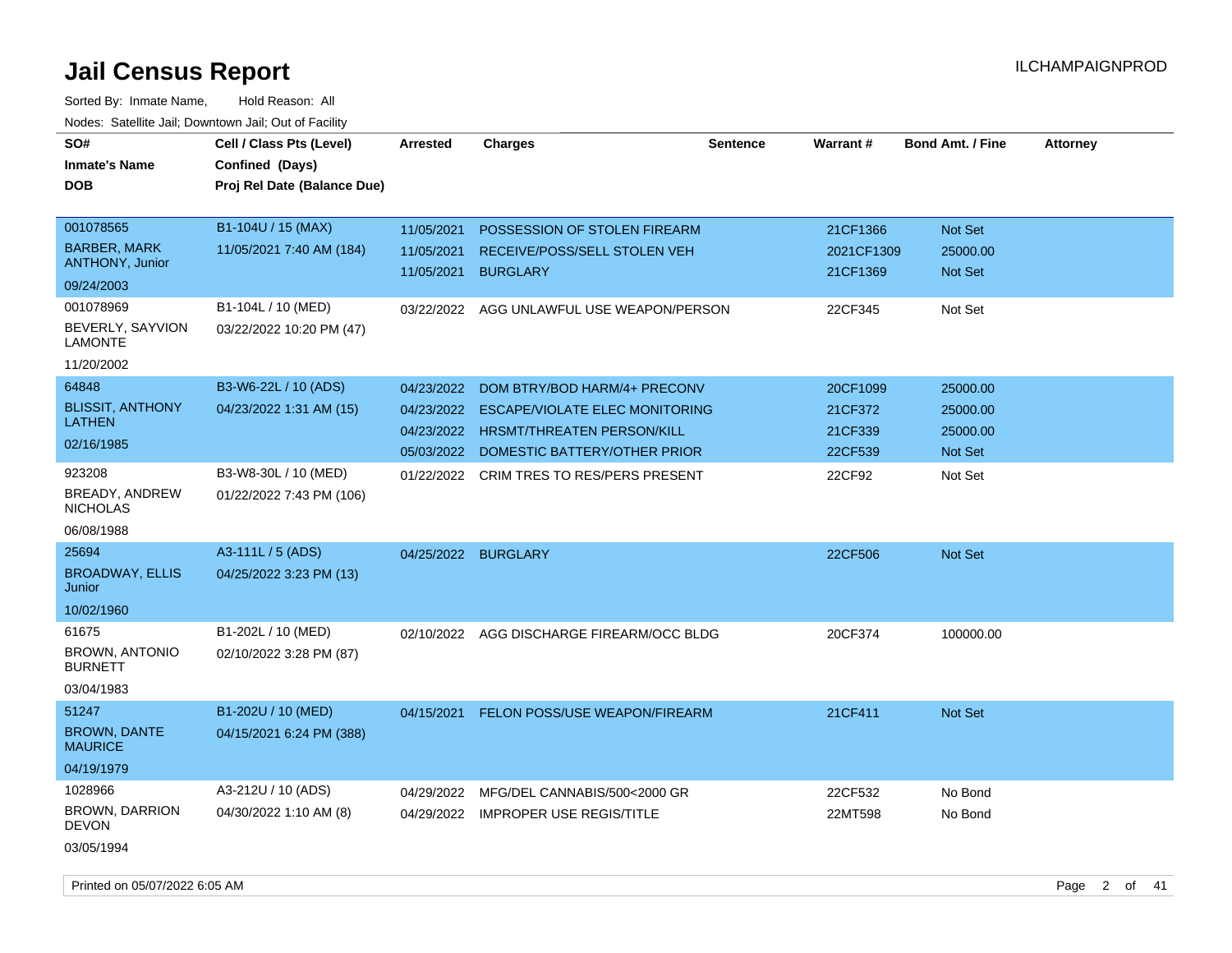# Jail Census Report

ILCHAMPAIGNPROD

Sorted By: Inmate Name, Hold Reason: All

Nodes: Satellite Jail; Downtown Jail; Out of Facility

| SO# / Inmate's Name / DOB | Cell / Class Pts (Level) / Confined (Days) / Proj Rel Date (Balance Due) | Arrested | Charges | Sentence | Warrant # | Bond Amt. / Fine | Attorney |
|---|---|---|---|---|---|---|---|
| 001078565<br>BARBER, MARK ANTHONY, Junior<br>09/24/2003 | B1-104U / 15 (MAX)<br>11/05/2021 7:40 AM (184) | 11/05/2021<br>11/05/2021<br>11/05/2021 | POSSESSION OF STOLEN FIREARM<br>RECEIVE/POSS/SELL STOLEN VEH<br>BURGLARY | | 21CF1366<br>2021CF1309<br>21CF1369 | Not Set<br>25000.00<br>Not Set | |
| 001078969<br>BEVERLY, SAYVION LAMONTE<br>11/20/2002 | B1-104L / 10 (MED)<br>03/22/2022 10:20 PM (47) | 03/22/2022 | AGG UNLAWFUL USE WEAPON/PERSON | | 22CF345 | Not Set | |
| 64848<br>BLISSIT, ANTHONY LATHEN<br>02/16/1985 | B3-W6-22L / 10 (ADS)<br>04/23/2022 1:31 AM (15) | 04/23/2022<br>04/23/2022<br>04/23/2022<br>05/03/2022 | DOM BTRY/BOD HARM/4+ PRECONV<br>ESCAPE/VIOLATE ELEC MONITORING<br>HRSMT/THREATEN PERSON/KILL<br>DOMESTIC BATTERY/OTHER PRIOR | | 20CF1099<br>21CF372<br>21CF339<br>22CF539 | 25000.00<br>25000.00<br>25000.00<br>Not Set | |
| 923208<br>BREADY, ANDREW NICHOLAS<br>06/08/1988 | B3-W8-30L / 10 (MED)<br>01/22/2022 7:43 PM (106) | 01/22/2022 | CRIM TRES TO RES/PERS PRESENT | | 22CF92 | Not Set | |
| 25694<br>BROADWAY, ELLIS Junior<br>10/02/1960 | A3-111L / 5 (ADS)<br>04/25/2022 3:23 PM (13) | 04/25/2022 | BURGLARY | | 22CF506 | Not Set | |
| 61675<br>BROWN, ANTONIO BURNETT<br>03/04/1983 | B1-202L / 10 (MED)<br>02/10/2022 3:28 PM (87) | 02/10/2022 | AGG DISCHARGE FIREARM/OCC BLDG | | 20CF374 | 100000.00 | |
| 51247<br>BROWN, DANTE MAURICE<br>04/19/1979 | B1-202U / 10 (MED)<br>04/15/2021 6:24 PM (388) | 04/15/2021 | FELON POSS/USE WEAPON/FIREARM | | 21CF411 | Not Set | |
| 1028966<br>BROWN, DARRION DEVON<br>03/05/1994 | A3-212U / 10 (ADS)<br>04/30/2022 1:10 AM (8) | 04/29/2022<br>04/29/2022 | MFG/DEL CANNABIS/500<2000 GR<br>IMPROPER USE REGIS/TITLE | | 22CF532<br>22MT598 | No Bond<br>No Bond | |

Printed on 05/07/2022 6:05 AM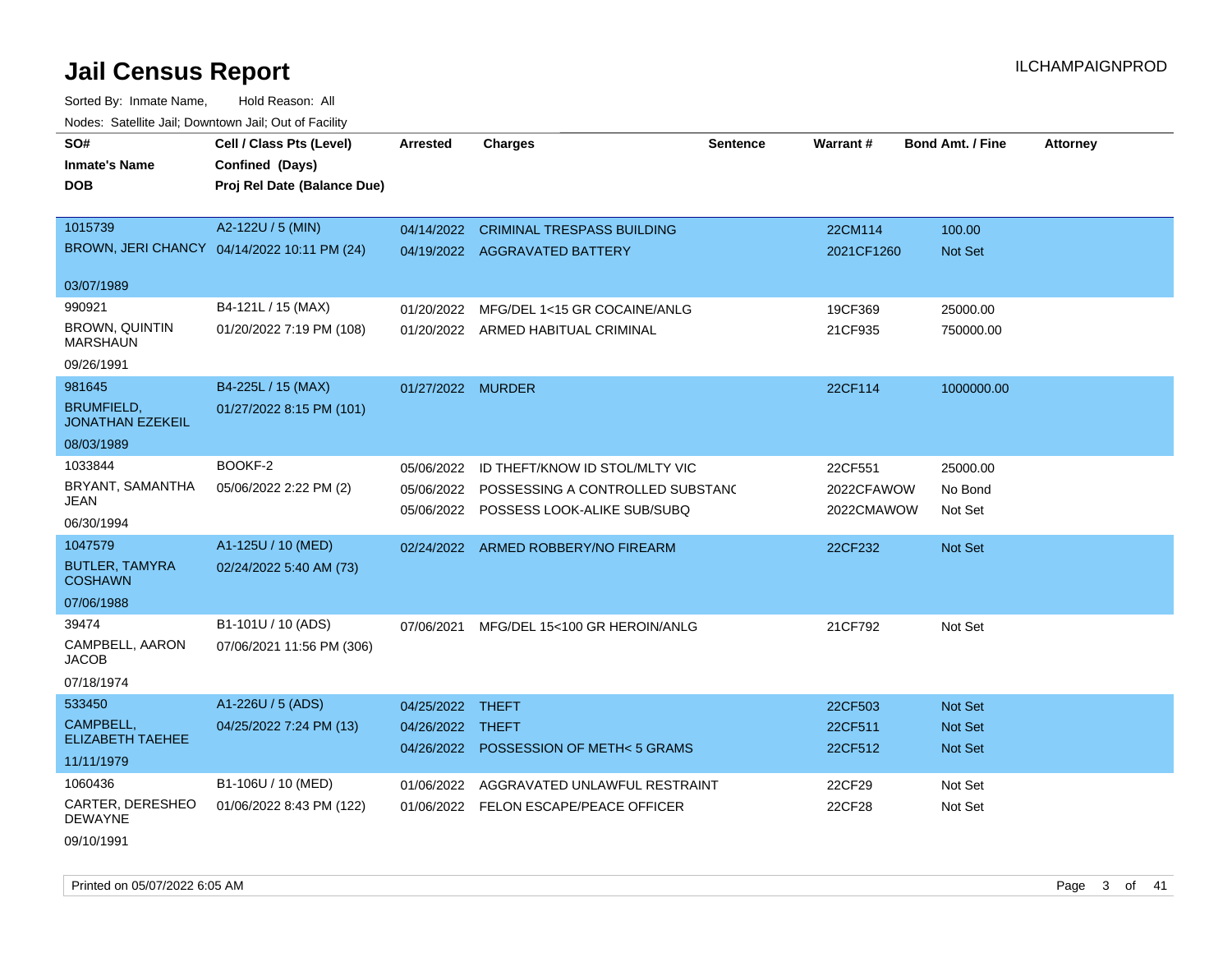# Jail Census Report

Sorted By: Inmate Name, Hold Reason: All

Nodes: Satellite Jail; Downtown Jail; Out of Facility

| SO# / Inmate's Name / DOB | Cell / Class Pts (Level) / Confined (Days) / Proj Rel Date (Balance Due) | Arrested | Charges | Sentence | Warrant # | Bond Amt. / Fine | Attorney |
|---|---|---|---|---|---|---|---|
| 1015739<br>BROWN, JERI CHANCY<br>03/07/1989 | A2-122U / 5 (MIN)<br>04/14/2022 10:11 PM (24) | 04/14/2022<br>04/19/2022 | CRIMINAL TRESPASS BUILDING<br>AGGRAVATED BATTERY | | 22CM114<br>2021CF1260 | 100.00<br>Not Set | |
| 990921<br>BROWN, QUINTIN MARSHAUN<br>09/26/1991 | B4-121L / 15 (MAX)<br>01/20/2022 7:19 PM (108) | 01/20/2022<br>01/20/2022 | MFG/DEL 1<15 GR COCAINE/ANLG<br>ARMED HABITUAL CRIMINAL | | 19CF369<br>21CF935 | 25000.00<br>750000.00 | |
| 981645<br>BRUMFIELD, JONATHAN EZEKEIL<br>08/03/1989 | B4-225L / 15 (MAX)<br>01/27/2022 8:15 PM (101) | 01/27/2022 | MURDER | | 22CF114 | 1000000.00 | |
| 1033844<br>BRYANT, SAMANTHA JEAN<br>06/30/1994 | BOOKF-2<br>05/06/2022 2:22 PM (2) | 05/06/2022<br>05/06/2022<br>05/06/2022 | ID THEFT/KNOW ID STOL/MLTY VIC<br>POSSESSING A CONTROLLED SUBSTANC<br>POSSESS LOOK-ALIKE SUB/SUBQ | | 22CF551<br>2022CFAWOW<br>2022CMAWOW | 25000.00<br>No Bond<br>Not Set | |
| 1047579<br>BUTLER, TAMYRA COSHAWN<br>07/06/1988 | A1-125U / 10 (MED)<br>02/24/2022 5:40 AM (73) | 02/24/2022 | ARMED ROBBERY/NO FIREARM | | 22CF232 | Not Set | |
| 39474<br>CAMPBELL, AARON JACOB<br>07/18/1974 | B1-101U / 10 (ADS)<br>07/06/2021 11:56 PM (306) | 07/06/2021 | MFG/DEL 15<100 GR HEROIN/ANLG | | 21CF792 | Not Set | |
| 533450<br>CAMPBELL, ELIZABETH TAEHEE<br>11/11/1979 | A1-226U / 5 (ADS)<br>04/25/2022 7:24 PM (13) | 04/25/2022<br>04/26/2022<br>04/26/2022 | THEFT<br>THEFT<br>POSSESSION OF METH< 5 GRAMS | | 22CF503<br>22CF511<br>22CF512 | Not Set<br>Not Set<br>Not Set | |
| 1060436<br>CARTER, DERESHEO DEWAYNE<br>09/10/1991 | B1-106U / 10 (MED)<br>01/06/2022 8:43 PM (122) | 01/06/2022<br>01/06/2022 | AGGRAVATED UNLAWFUL RESTRAINT<br>FELON ESCAPE/PEACE OFFICER | | 22CF29<br>22CF28 | Not Set<br>Not Set | |

Printed on 05/07/2022 6:05 AM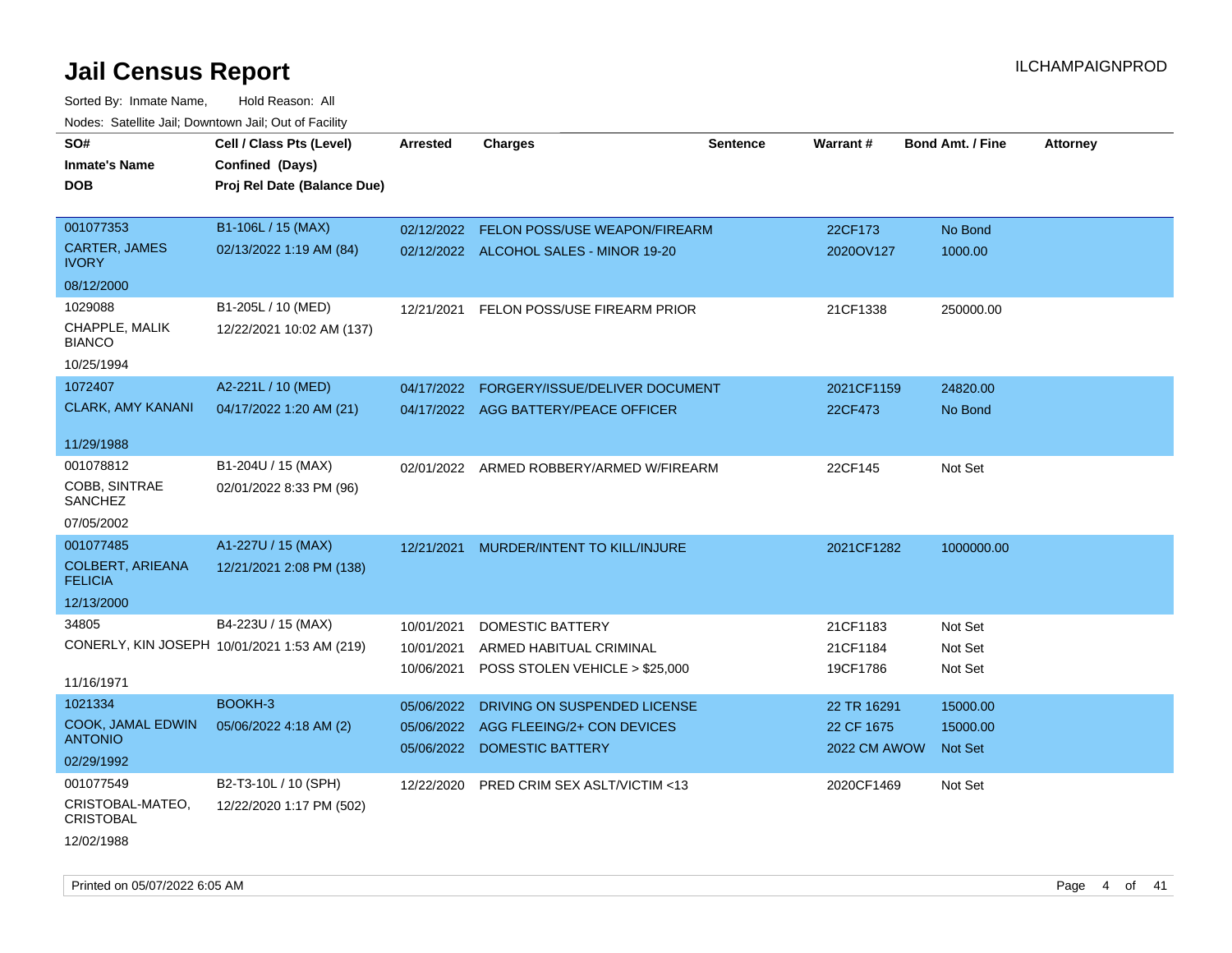# Jail Census Report

Sorted By: Inmate Name, Hold Reason: All

Nodes: Satellite Jail; Downtown Jail; Out of Facility

| SO# / Inmate's Name / DOB | Cell / Class Pts (Level) / Confined (Days) / Proj Rel Date (Balance Due) | Arrested | Charges | Sentence | Warrant # | Bond Amt. / Fine | Attorney |
|---|---|---|---|---|---|---|---|
| 001077353<br>CARTER, JAMES IVORY<br>08/12/2000 | B1-106L / 15 (MAX)<br>02/13/2022 1:19 AM (84) | 02/12/2022 | FELON POSS/USE WEAPON/FIREARM | | 22CF173 | No Bond | |
| | | 02/12/2022 | ALCOHOL SALES - MINOR 19-20 | | 2020OV127 | 1000.00 | |
| 1029088<br>CHAPPLE, MALIK BIANCO<br>10/25/1994 | B1-205L / 10 (MED)<br>12/22/2021 10:02 AM (137) | 12/21/2021 | FELON POSS/USE FIREARM PRIOR | | 21CF1338 | 250000.00 | |
| 1072407<br>CLARK, AMY KANANI<br>11/29/1988 | A2-221L / 10 (MED)<br>04/17/2022 1:20 AM (21) | 04/17/2022 | FORGERY/ISSUE/DELIVER DOCUMENT | | 2021CF1159 | 24820.00 | |
| | | 04/17/2022 | AGG BATTERY/PEACE OFFICER | | 22CF473 | No Bond | |
| 001078812<br>COBB, SINTRAE SANCHEZ<br>07/05/2002 | B1-204U / 15 (MAX)<br>02/01/2022 8:33 PM (96) | 02/01/2022 | ARMED ROBBERY/ARMED W/FIREARM | | 22CF145 | Not Set | |
| 001077485<br>COLBERT, ARIEANA FELICIA<br>12/13/2000 | A1-227U / 15 (MAX)<br>12/21/2021 2:08 PM (138) | 12/21/2021 | MURDER/INTENT TO KILL/INJURE | | 2021CF1282 | 1000000.00 | |
| 34805<br>CONERLY, KIN JOSEPH<br>11/16/1971 | B4-223U / 15 (MAX)<br>10/01/2021 1:53 AM (219) | 10/01/2021 | DOMESTIC BATTERY | | 21CF1183 | Not Set | |
| | | 10/01/2021 | ARMED HABITUAL CRIMINAL | | 21CF1184 | Not Set | |
| | | 10/06/2021 | POSS STOLEN VEHICLE > $25,000 | | 19CF1786 | Not Set | |
| 1021334<br>COOK, JAMAL EDWIN ANTONIO<br>02/29/1992 | BOOKH-3<br>05/06/2022 4:18 AM (2) | 05/06/2022 | DRIVING ON SUSPENDED LICENSE | | 22 TR 16291 | 15000.00 | |
| | | 05/06/2022 | AGG FLEEING/2+ CON DEVICES | | 22 CF 1675 | 15000.00 | |
| | | 05/06/2022 | DOMESTIC BATTERY | | 2022 CM AWOW | Not Set | |
| 001077549<br>CRISTOBAL-MATEO, CRISTOBAL<br>12/02/1988 | B2-T3-10L / 10 (SPH)<br>12/22/2020 1:17 PM (502) | 12/22/2020 | PRED CRIM SEX ASLT/VICTIM <13 | | 2020CF1469 | Not Set | |

Printed on 05/07/2022 6:05 AM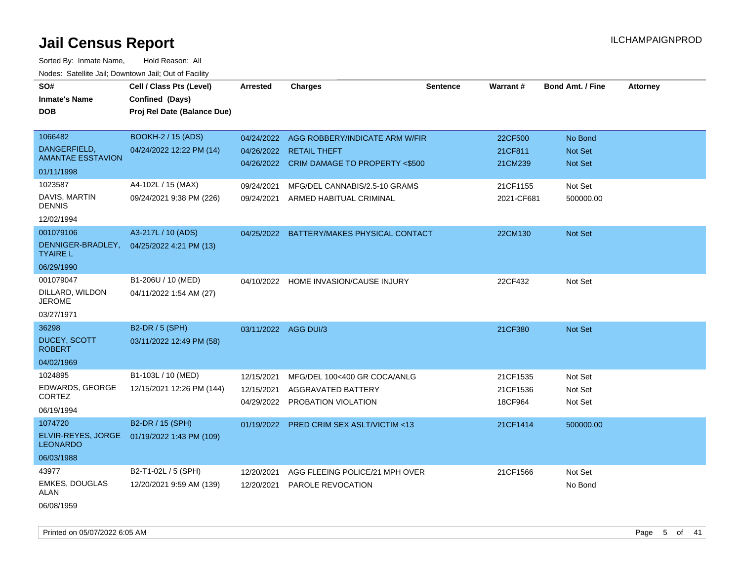# Jail Census Report

ILCHAMPAIGNPROD

Sorted By: Inmate Name, Hold Reason: All

Nodes: Satellite Jail; Downtown Jail; Out of Facility

| SO# / Inmate's Name / DOB | Cell / Class Pts (Level) / Confined (Days) / Proj Rel Date (Balance Due) | Arrested | Charges | Sentence | Warrant # | Bond Amt. / Fine | Attorney |
|---|---|---|---|---|---|---|---|
| 1066482<br>DANGERFIELD, AMANTAE ESSTAVION<br>01/11/1998 | BOOKH-2 / 15 (ADS)<br>04/24/2022 12:22 PM (14) | 04/24/2022<br>04/26/2022<br>04/26/2022 | AGG ROBBERY/INDICATE ARM W/FIR<br>RETAIL THEFT<br>CRIM DAMAGE TO PROPERTY <$500 | | 22CF500<br>21CF811<br>21CM239 | No Bond<br>Not Set<br>Not Set | |
| 1023587<br>DAVIS, MARTIN DENNIS<br>12/02/1994 | A4-102L / 15 (MAX)<br>09/24/2021 9:38 PM (226) | 09/24/2021<br>09/24/2021 | MFG/DEL CANNABIS/2.5-10 GRAMS<br>ARMED HABITUAL CRIMINAL | | 21CF1155<br>2021-CF681 | Not Set<br>500000.00 | |
| 001079106<br>DENNIGER-BRADLEY, TYAIRE L<br>06/29/1990 | A3-217L / 10 (ADS)<br>04/25/2022 4:21 PM (13) | 04/25/2022 | BATTERY/MAKES PHYSICAL CONTACT | | 22CM130 | Not Set | |
| 001079047<br>DILLARD, WILDON JEROME<br>03/27/1971 | B1-206U / 10 (MED)<br>04/11/2022 1:54 AM (27) | 04/10/2022 | HOME INVASION/CAUSE INJURY | | 22CF432 | Not Set | |
| 36298<br>DUCEY, SCOTT ROBERT<br>04/02/1969 | B2-DR / 5 (SPH)<br>03/11/2022 12:49 PM (58) | 03/11/2022 | AGG DUI/3 | | 21CF380 | Not Set | |
| 1024895<br>EDWARDS, GEORGE CORTEZ<br>06/19/1994 | B1-103L / 10 (MED)<br>12/15/2021 12:26 PM (144) | 12/15/2021<br>12/15/2021<br>04/29/2022 | MFG/DEL 100<400 GR COCA/ANLG<br>AGGRAVATED BATTERY<br>PROBATION VIOLATION | | 21CF1535<br>21CF1536<br>18CF964 | Not Set<br>Not Set<br>Not Set | |
| 1074720<br>ELVIR-REYES, JORGE LEONARDO<br>06/03/1988 | B2-DR / 15 (SPH)<br>01/19/2022 1:43 PM (109) | 01/19/2022 | PRED CRIM SEX ASLT/VICTIM <13 | | 21CF1414 | 500000.00 | |
| 43977<br>EMKES, DOUGLAS ALAN<br>06/08/1959 | B2-T1-02L / 5 (SPH)<br>12/20/2021 9:59 AM (139) | 12/20/2021<br>12/20/2021 | AGG FLEEING POLICE/21 MPH OVER<br>PAROLE REVOCATION | | 21CF1566 | Not Set<br>No Bond | |

Printed on 05/07/2022 6:05 AM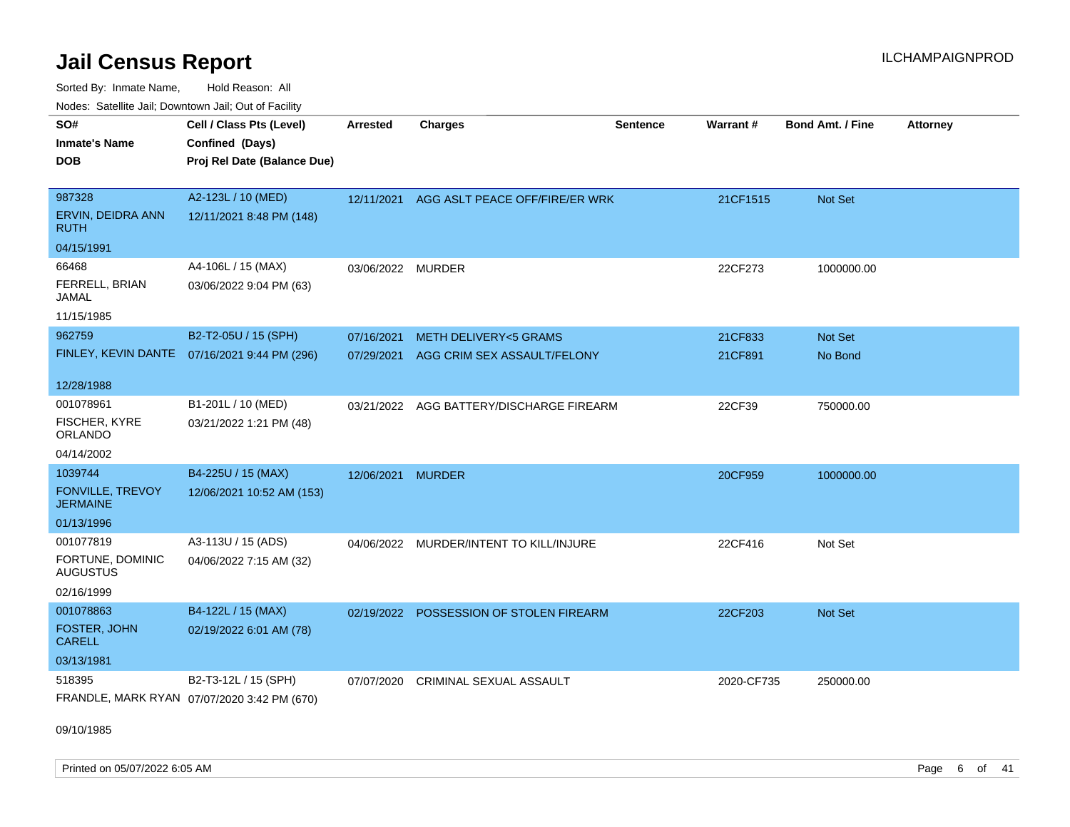# Jail Census Report

ILCHAMPAIGNPROD

Sorted By: Inmate Name, Hold Reason: All

Nodes: Satellite Jail; Downtown Jail; Out of Facility

| SO# / Inmate's Name / DOB | Cell / Class Pts (Level) / Confined (Days) / Proj Rel Date (Balance Due) | Arrested | Charges | Sentence | Warrant # | Bond Amt. / Fine | Attorney |
|---|---|---|---|---|---|---|---|
| 987328<br>ERVIN, DEIDRA ANN RUTH<br>04/15/1991 | A2-123L / 10 (MED)<br>12/11/2021 8:48 PM (148) | 12/11/2021 | AGG ASLT PEACE OFF/FIRE/ER WRK | | 21CF1515 | Not Set | |
| 66468<br>FERRELL, BRIAN JAMAL<br>11/15/1985 | A4-106L / 15 (MAX)<br>03/06/2022 9:04 PM (63) | 03/06/2022 | MURDER | | 22CF273 | 1000000.00 | |
| 962759<br>FINLEY, KEVIN DANTE<br>12/28/1988 | B2-T2-05U / 15 (SPH)<br>07/16/2021 9:44 PM (296) | 07/16/2021 | METH DELIVERY<5 GRAMS | | 21CF833 | Not Set | |
| | | 07/29/2021 | AGG CRIM SEX ASSAULT/FELONY | | 21CF891 | No Bond | |
| 001078961<br>FISCHER, KYRE ORLANDO<br>04/14/2002 | B1-201L / 10 (MED)<br>03/21/2022 1:21 PM (48) | 03/21/2022 | AGG BATTERY/DISCHARGE FIREARM | | 22CF39 | 750000.00 | |
| 1039744<br>FONVILLE, TREVOY JERMAINE<br>01/13/1996 | B4-225U / 15 (MAX)<br>12/06/2021 10:52 AM (153) | 12/06/2021 | MURDER | | 20CF959 | 1000000.00 | |
| 001077819<br>FORTUNE, DOMINIC AUGUSTUS<br>02/16/1999 | A3-113U / 15 (ADS)<br>04/06/2022 7:15 AM (32) | 04/06/2022 | MURDER/INTENT TO KILL/INJURE | | 22CF416 | Not Set | |
| 001078863<br>FOSTER, JOHN CARELL<br>03/13/1981 | B4-122L / 15 (MAX)<br>02/19/2022 6:01 AM (78) | 02/19/2022 | POSSESSION OF STOLEN FIREARM | | 22CF203 | Not Set | |
| 518395<br>FRANDLE, MARK RYAN<br>09/10/1985 | B2-T3-12L / 15 (SPH)<br>07/07/2020 3:42 PM (670) | 07/07/2020 | CRIMINAL SEXUAL ASSAULT | | 2020-CF735 | 250000.00 | |

Printed on 05/07/2022 6:05 AM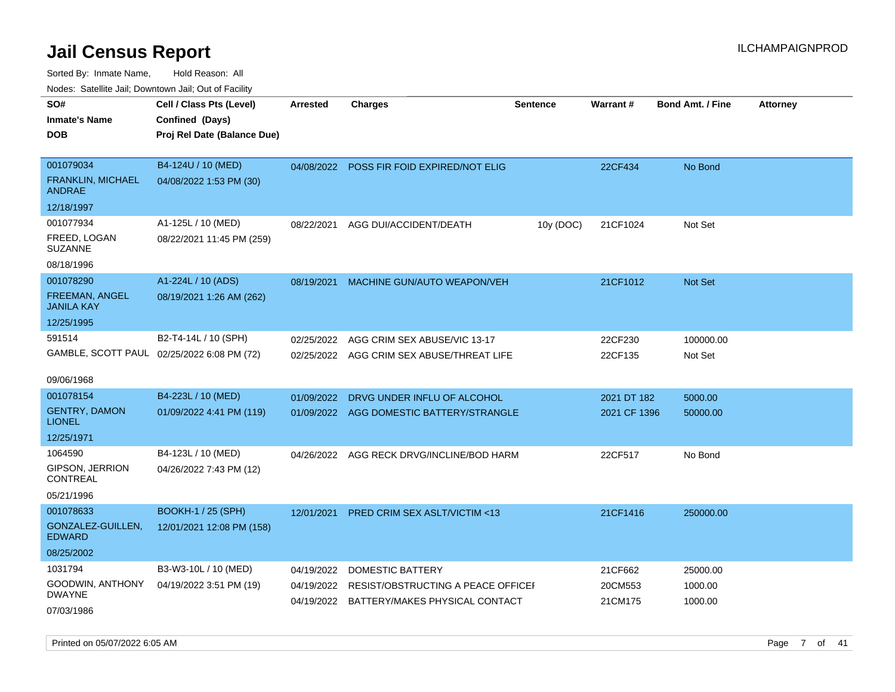# Jail Census Report

ILCHAMPAIGNPROD

Sorted By: Inmate Name, Hold Reason: All

Nodes: Satellite Jail; Downtown Jail; Out of Facility

| SO# / Inmate's Name / DOB | Cell / Class Pts (Level) / Confined (Days) / Proj Rel Date (Balance Due) | Arrested | Charges | Sentence | Warrant # | Bond Amt. / Fine | Attorney |
|---|---|---|---|---|---|---|---|
| 001079034<br>FRANKLIN, MICHAEL ANDRAE<br>12/18/1997 | B4-124U / 10 (MED)<br>04/08/2022 1:53 PM (30) | 04/08/2022 | POSS FIR FOID EXPIRED/NOT ELIG | | 22CF434 | No Bond | |
| 001077934<br>FREED, LOGAN SUZANNE<br>08/18/1996 | A1-125L / 10 (MED)<br>08/22/2021 11:45 PM (259) | 08/22/2021 | AGG DUI/ACCIDENT/DEATH | 10y (DOC) | 21CF1024 | Not Set | |
| 001078290<br>FREEMAN, ANGEL JANILA KAY<br>12/25/1995 | A1-224L / 10 (ADS)<br>08/19/2021 1:26 AM (262) | 08/19/2021 | MACHINE GUN/AUTO WEAPON/VEH | | 21CF1012 | Not Set | |
| 591514<br>GAMBLE, SCOTT PAUL<br>09/06/1968 | B2-T4-14L / 10 (SPH)<br>02/25/2022 6:08 PM (72) | 02/25/2022<br>02/25/2022 | AGG CRIM SEX ABUSE/VIC 13-17<br>AGG CRIM SEX ABUSE/THREAT LIFE | | 22CF230<br>22CF135 | 100000.00<br>Not Set | |
| 001078154<br>GENTRY, DAMON LIONEL<br>12/25/1971 | B4-223L / 10 (MED)<br>01/09/2022 4:41 PM (119) | 01/09/2022<br>01/09/2022 | DRVG UNDER INFLU OF ALCOHOL<br>AGG DOMESTIC BATTERY/STRANGLE | | 2021 DT 182<br>2021 CF 1396 | 5000.00<br>50000.00 | |
| 1064590<br>GIPSON, JERRION CONTREAL<br>05/21/1996 | B4-123L / 10 (MED)<br>04/26/2022 7:43 PM (12) | 04/26/2022 | AGG RECK DRVG/INCLINE/BOD HARM | | 22CF517 | No Bond | |
| 001078633<br>GONZALEZ-GUILLEN, EDWARD<br>08/25/2002 | BOOKH-1 / 25 (SPH)<br>12/01/2021 12:08 PM (158) | 12/01/2021 | PRED CRIM SEX ASLT/VICTIM <13 | | 21CF1416 | 250000.00 | |
| 1031794<br>GOODWIN, ANTHONY DWAYNE<br>07/03/1986 | B3-W3-10L / 10 (MED)<br>04/19/2022 3:51 PM (19) | 04/19/2022<br>04/19/2022<br>04/19/2022 | DOMESTIC BATTERY<br>RESIST/OBSTRUCTING A PEACE OFFICEI<br>BATTERY/MAKES PHYSICAL CONTACT | | 21CF662<br>20CM553<br>21CM175 | 25000.00<br>1000.00<br>1000.00 | |

Printed on 05/07/2022 6:05 AM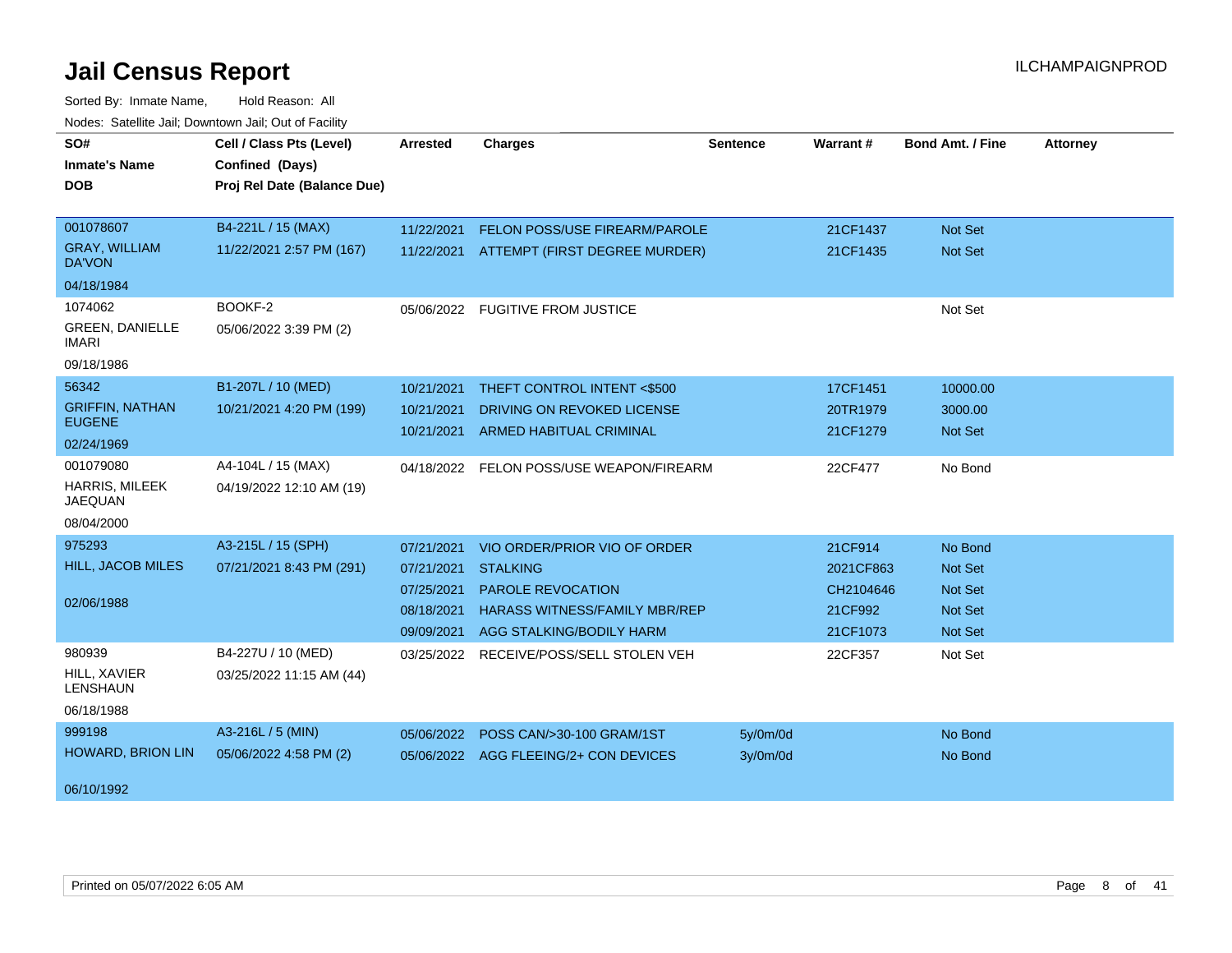# Jail Census Report

ILCHAMPAIGNPROD

Sorted By: Inmate Name, Hold Reason: All

Nodes: Satellite Jail; Downtown Jail; Out of Facility

| SO# / Inmate's Name / DOB | Cell / Class Pts (Level) / Confined (Days) / Proj Rel Date (Balance Due) | Arrested | Charges | Sentence | Warrant # | Bond Amt. / Fine | Attorney |
|---|---|---|---|---|---|---|---|
| 001078607 GRAY, WILLIAM DA'VON 04/18/1984 | B4-221L / 15 (MAX) 11/22/2021 2:57 PM (167) | 11/22/2021 | FELON POSS/USE FIREARM/PAROLE | | 21CF1437 | Not Set | |
| | | 11/22/2021 | ATTEMPT (FIRST DEGREE MURDER) | | 21CF1435 | Not Set | |
| 1074062 GREEN, DANIELLE IMARI 09/18/1986 | BOOKF-2 05/06/2022 3:39 PM (2) | 05/06/2022 | FUGITIVE FROM JUSTICE | | | Not Set | |
| 56342 GRIFFIN, NATHAN EUGENE 02/24/1969 | B1-207L / 10 (MED) 10/21/2021 4:20 PM (199) | 10/21/2021 | THEFT CONTROL INTENT <$500 | | 17CF1451 | 10000.00 | |
| | | 10/21/2021 | DRIVING ON REVOKED LICENSE | | 20TR1979 | 3000.00 | |
| | | 10/21/2021 | ARMED HABITUAL CRIMINAL | | 21CF1279 | Not Set | |
| 001079080 HARRIS, MILEEK JAEQUAN 08/04/2000 | A4-104L / 15 (MAX) 04/19/2022 12:10 AM (19) | 04/18/2022 | FELON POSS/USE WEAPON/FIREARM | | 22CF477 | No Bond | |
| 975293 HILL, JACOB MILES 02/06/1988 | A3-215L / 15 (SPH) 07/21/2021 8:43 PM (291) | 07/21/2021 | VIO ORDER/PRIOR VIO OF ORDER | | 21CF914 | No Bond | |
| | | 07/21/2021 | STALKING | | 2021CF863 | Not Set | |
| | | 07/25/2021 | PAROLE REVOCATION | | CH2104646 | Not Set | |
| | | 08/18/2021 | HARASS WITNESS/FAMILY MBR/REP | | 21CF992 | Not Set | |
| | | 09/09/2021 | AGG STALKING/BODILY HARM | | 21CF1073 | Not Set | |
| 980939 HILL, XAVIER LENSHAUN 06/18/1988 | B4-227U / 10 (MED) 03/25/2022 11:15 AM (44) | 03/25/2022 | RECEIVE/POSS/SELL STOLEN VEH | | 22CF357 | Not Set | |
| 999198 HOWARD, BRION LIN 06/10/1992 | A3-216L / 5 (MIN) 05/06/2022 4:58 PM (2) | 05/06/2022 | POSS CAN/>30-100 GRAM/1ST | 5y/0m/0d | | No Bond | |
| | | 05/06/2022 | AGG FLEEING/2+ CON DEVICES | 3y/0m/0d | | No Bond | |

Printed on 05/07/2022 6:05 AM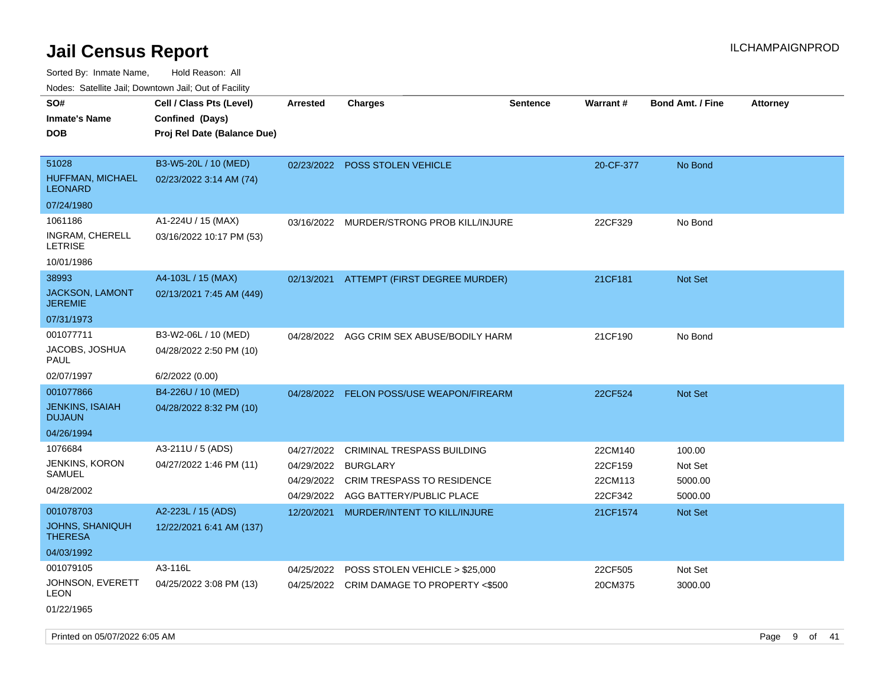# Jail Census Report

ILCHAMPAIGNPROD

Sorted By: Inmate Name, Hold Reason: All

Nodes: Satellite Jail; Downtown Jail; Out of Facility

| SO#<br>Inmate's Name<br>DOB | Cell / Class Pts (Level)<br>Confined (Days)<br>Proj Rel Date (Balance Due) | Arrested | Charges | Sentence | Warrant # | Bond Amt. / Fine | Attorney |
|---|---|---|---|---|---|---|---|
| 51028<br>HUFFMAN, MICHAEL LEONARD<br>07/24/1980 | B3-W5-20L / 10 (MED)<br>02/23/2022 3:14 AM (74) | 02/23/2022 | POSS STOLEN VEHICLE | | 20-CF-377 | No Bond | |
| 1061186<br>INGRAM, CHERELL LETRISE<br>10/01/1986 | A1-224U / 15 (MAX)<br>03/16/2022 10:17 PM (53) | 03/16/2022 | MURDER/STRONG PROB KILL/INJURE | | 22CF329 | No Bond | |
| 38993<br>JACKSON, LAMONT JEREMIE<br>07/31/1973 | A4-103L / 15 (MAX)<br>02/13/2021 7:45 AM (449) | 02/13/2021 | ATTEMPT (FIRST DEGREE MURDER) | | 21CF181 | Not Set | |
| 001077711<br>JACOBS, JOSHUA PAUL<br>02/07/1997 | B3-W2-06L / 10 (MED)<br>04/28/2022 2:50 PM (10)<br>6/2/2022 (0.00) | 04/28/2022 | AGG CRIM SEX ABUSE/BODILY HARM | | 21CF190 | No Bond | |
| 001077866<br>JENKINS, ISAIAH DUJAUN<br>04/26/1994 | B4-226U / 10 (MED)<br>04/28/2022 8:32 PM (10) | 04/28/2022 | FELON POSS/USE WEAPON/FIREARM | | 22CF524 | Not Set | |
| 1076684<br>JENKINS, KORON SAMUEL<br>04/28/2002 | A3-211U / 5 (ADS)<br>04/27/2022 1:46 PM (11) | 04/27/2022 | CRIMINAL TRESPASS BUILDING | | 22CM140 | 100.00 | |
| | | 04/29/2022 | BURGLARY | | 22CF159 | Not Set | |
| | | 04/29/2022 | CRIM TRESPASS TO RESIDENCE | | 22CM113 | 5000.00 | |
| | | 04/29/2022 | AGG BATTERY/PUBLIC PLACE | | 22CF342 | 5000.00 | |
| 001078703<br>JOHNS, SHANIQUH THERESA<br>04/03/1992 | A2-223L / 15 (ADS)<br>12/22/2021 6:41 AM (137) | 12/20/2021 | MURDER/INTENT TO KILL/INJURE | | 21CF1574 | Not Set | |
| 001079105<br>JOHNSON, EVERETT LEON<br>01/22/1965 | A3-116L<br>04/25/2022 3:08 PM (13) | 04/25/2022 | POSS STOLEN VEHICLE > $25,000 | | 22CF505 | Not Set | |
| | | 04/25/2022 | CRIM DAMAGE TO PROPERTY <$500 | | 20CM375 | 3000.00 | |

Printed on 05/07/2022 6:05 AM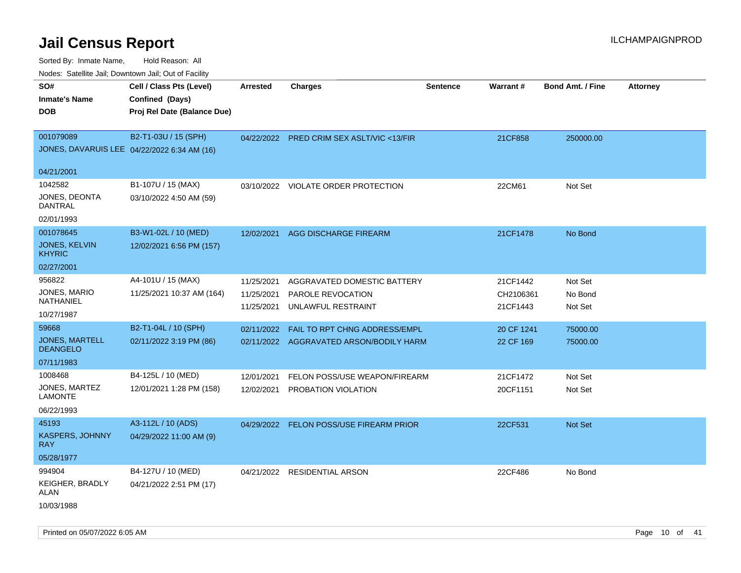# Jail Census Report

ILCHAMPAIGNPROD

Sorted By: Inmate Name, Hold Reason: All

Nodes: Satellite Jail; Downtown Jail; Out of Facility

| SO# / Inmate's Name / DOB | Cell / Class Pts (Level) / Confined (Days) / Proj Rel Date (Balance Due) | Arrested | Charges | Sentence | Warrant # | Bond Amt. / Fine | Attorney |
|---|---|---|---|---|---|---|---|
| 001079089<br>JONES, DAVARUIS LEE<br>04/21/2001 | B2-T1-03U / 15 (SPH)<br>04/22/2022 6:34 AM (16) | 04/22/2022 | PRED CRIM SEX ASLT/VIC <13/FIR | | 21CF858 | 250000.00 | |
| 1042582<br>JONES, DEONTA DANTRAL<br>02/01/1993 | B1-107U / 15 (MAX)<br>03/10/2022 4:50 AM (59) | 03/10/2022 | VIOLATE ORDER PROTECTION | | 22CM61 | Not Set | |
| 001078645<br>JONES, KELVIN KHYRIC<br>02/27/2001 | B3-W1-02L / 10 (MED)<br>12/02/2021 6:56 PM (157) | 12/02/2021 | AGG DISCHARGE FIREARM | | 21CF1478 | No Bond | |
| 956822<br>JONES, MARIO NATHANIEL<br>10/27/1987 | A4-101U / 15 (MAX)<br>11/25/2021 10:37 AM (164) | 11/25/2021<br>11/25/2021<br>11/25/2021 | AGGRAVATED DOMESTIC BATTERY<br>PAROLE REVOCATION<br>UNLAWFUL RESTRAINT | | 21CF1442<br>CH2106361<br>21CF1443 | Not Set<br>No Bond<br>Not Set | |
| 59668<br>JONES, MARTELL DEANGELO<br>07/11/1983 | B2-T1-04L / 10 (SPH)<br>02/11/2022 3:19 PM (86) | 02/11/2022<br>02/11/2022 | FAIL TO RPT CHNG ADDRESS/EMPL<br>AGGRAVATED ARSON/BODILY HARM | | 20 CF 1241<br>22 CF 169 | 75000.00<br>75000.00 | |
| 1008468<br>JONES, MARTEZ LAMONTE<br>06/22/1993 | B4-125L / 10 (MED)<br>12/01/2021 1:28 PM (158) | 12/01/2021<br>12/02/2021 | FELON POSS/USE WEAPON/FIREARM<br>PROBATION VIOLATION | | 21CF1472<br>20CF1151 | Not Set<br>Not Set | |
| 45193<br>KASPERS, JOHNNY RAY<br>05/28/1977 | A3-112L / 10 (ADS)<br>04/29/2022 11:00 AM (9) | 04/29/2022 | FELON POSS/USE FIREARM PRIOR | | 22CF531 | Not Set | |
| 994904<br>KEIGHER, BRADLY ALAN<br>10/03/1988 | B4-127U / 10 (MED)<br>04/21/2022 2:51 PM (17) | 04/21/2022 | RESIDENTIAL ARSON | | 22CF486 | No Bond | |

Printed on 05/07/2022 6:05 AM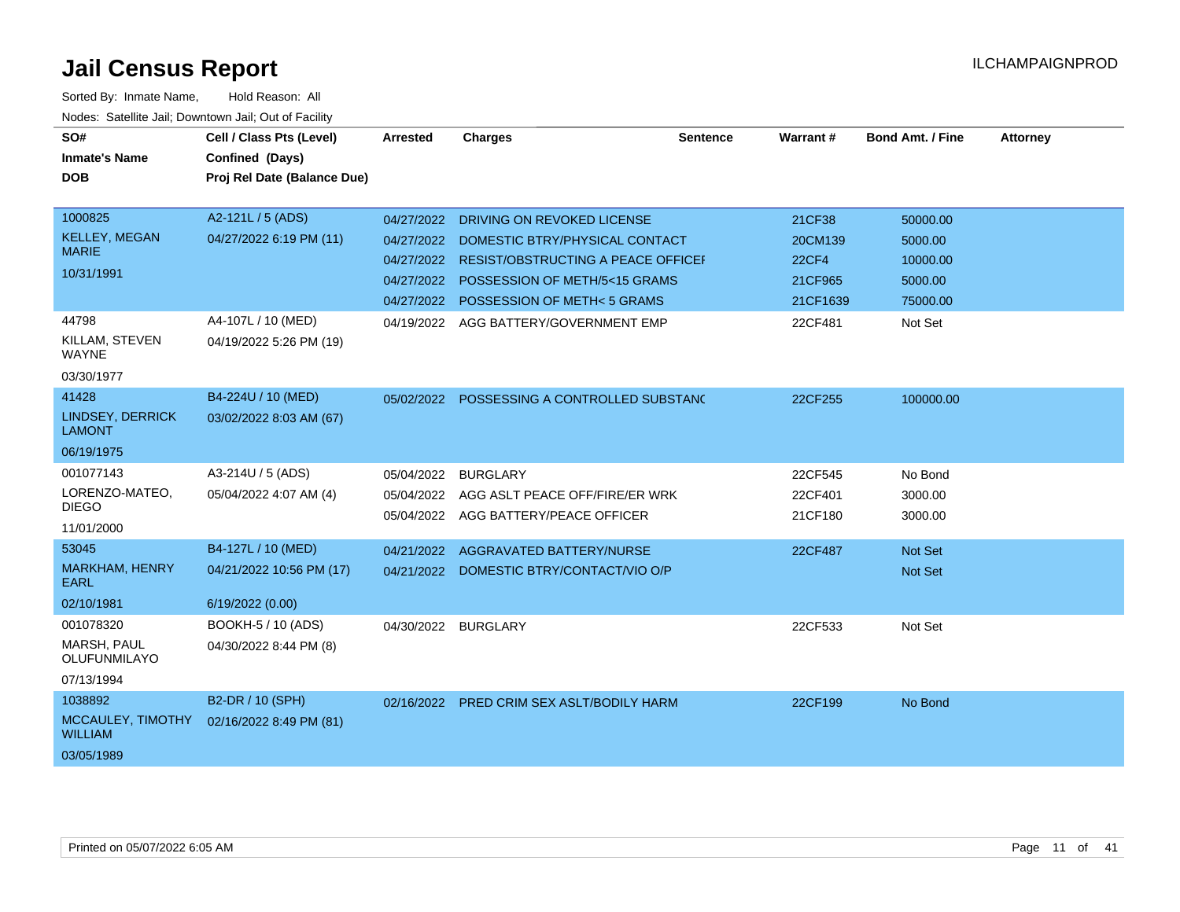# Jail Census Report

ILCHAMPAIGNPROD

Sorted By: Inmate Name, Hold Reason: All

Nodes: Satellite Jail; Downtown Jail; Out of Facility

| SO# / Inmate's Name / DOB | Cell / Class Pts (Level) / Confined (Days) / Proj Rel Date (Balance Due) | Arrested | Charges | Sentence | Warrant # | Bond Amt. / Fine | Attorney |
|---|---|---|---|---|---|---|---|
| 1000825<br>KELLEY, MEGAN MARIE<br>10/31/1991 | A2-121L / 5 (ADS)<br>04/27/2022 6:19 PM (11) | 04/27/2022 | DRIVING ON REVOKED LICENSE | | 21CF38 | 50000.00 | |
| | | 04/27/2022 | DOMESTIC BTRY/PHYSICAL CONTACT | | 20CM139 | 5000.00 | |
| | | 04/27/2022 | RESIST/OBSTRUCTING A PEACE OFFICEI | | 22CF4 | 10000.00 | |
| | | 04/27/2022 | POSSESSION OF METH/5<15 GRAMS | | 21CF965 | 5000.00 | |
| | | 04/27/2022 | POSSESSION OF METH< 5 GRAMS | | 21CF1639 | 75000.00 | |
| 44798<br>KILLAM, STEVEN WAYNE<br>03/30/1977 | A4-107L / 10 (MED)<br>04/19/2022 5:26 PM (19) | 04/19/2022 | AGG BATTERY/GOVERNMENT EMP | | 22CF481 | Not Set | |
| 41428<br>LINDSEY, DERRICK LAMONT<br>06/19/1975 | B4-224U / 10 (MED)<br>03/02/2022 8:03 AM (67) | 05/02/2022 | POSSESSING A CONTROLLED SUBSTANC | | 22CF255 | 100000.00 | |
| 001077143<br>LORENZO-MATEO, DIEGO<br>11/01/2000 | A3-214U / 5 (ADS)<br>05/04/2022 4:07 AM (4) | 05/04/2022 | BURGLARY | | 22CF545 | No Bond | |
| | | 05/04/2022 | AGG ASLT PEACE OFF/FIRE/ER WRK | | 22CF401 | 3000.00 | |
| | | 05/04/2022 | AGG BATTERY/PEACE OFFICER | | 21CF180 | 3000.00 | |
| 53045<br>MARKHAM, HENRY EARL<br>02/10/1981 | B4-127L / 10 (MED)<br>04/21/2022 10:56 PM (17)<br>6/19/2022 (0.00) | 04/21/2022 | AGGRAVATED BATTERY/NURSE | | 22CF487 | Not Set | |
| | | 04/21/2022 | DOMESTIC BTRY/CONTACT/VIO O/P | | | Not Set | |
| 001078320<br>MARSH, PAUL OLUFUNMILAYO<br>07/13/1994 | BOOKH-5 / 10 (ADS)<br>04/30/2022 8:44 PM (8) | 04/30/2022 | BURGLARY | | 22CF533 | Not Set | |
| 1038892<br>MCCAULEY, TIMOTHY WILLIAM<br>03/05/1989 | B2-DR / 10 (SPH)<br>02/16/2022 8:49 PM (81) | 02/16/2022 | PRED CRIM SEX ASLT/BODILY HARM | | 22CF199 | No Bond | |

Printed on 05/07/2022 6:05 AM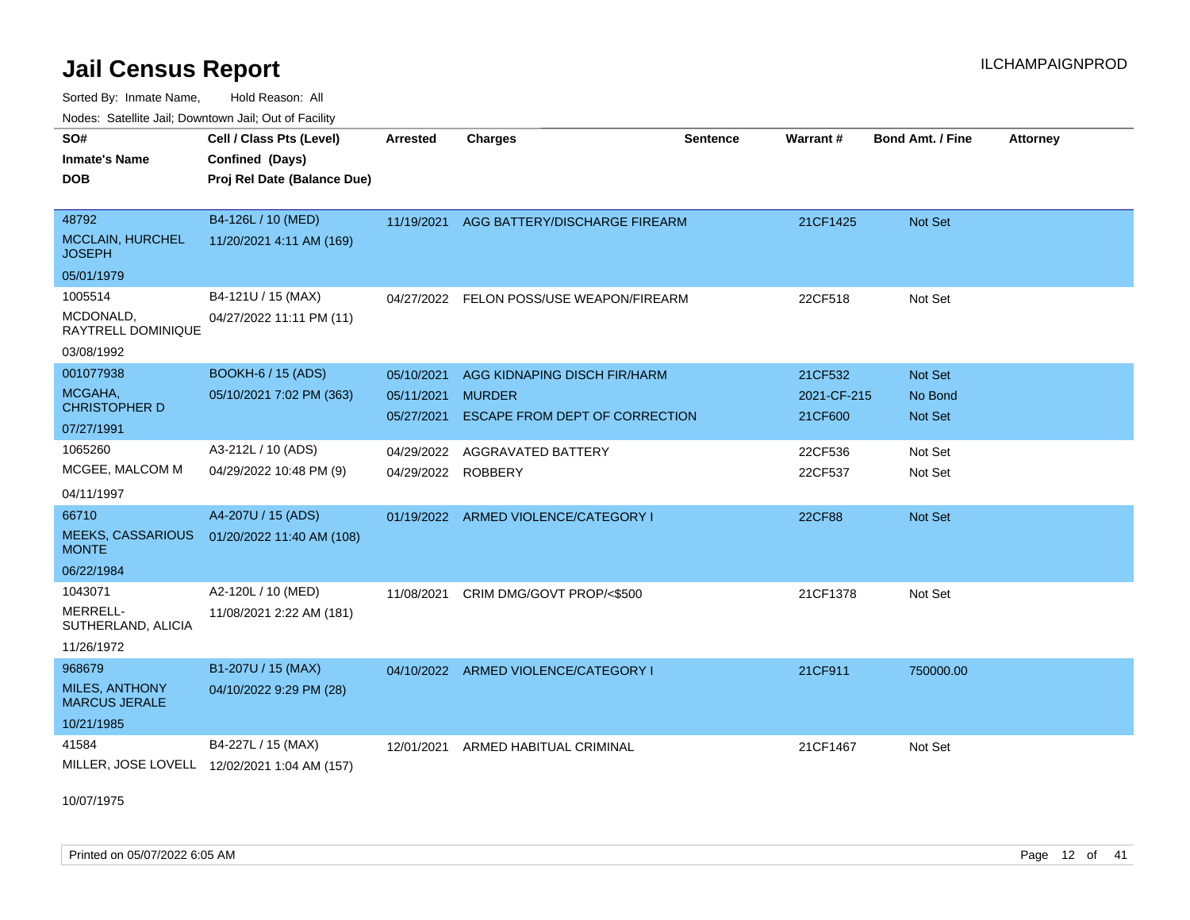# Jail Census Report

Sorted By: Inmate Name, Hold Reason: All

Nodes: Satellite Jail; Downtown Jail; Out of Facility

| SO# / Inmate's Name / DOB | Cell / Class Pts (Level) / Confined (Days) / Proj Rel Date (Balance Due) | Arrested | Charges | Sentence | Warrant # | Bond Amt. / Fine | Attorney |
|---|---|---|---|---|---|---|---|
| 48792<br>MCCLAIN, HURCHEL JOSEPH<br>05/01/1979 | B4-126L / 10 (MED)<br>11/20/2021 4:11 AM (169) | 11/19/2021 | AGG BATTERY/DISCHARGE FIREARM | | 21CF1425 | Not Set | |
| 1005514<br>MCDONALD, RAYTRELL DOMINIQUE<br>03/08/1992 | B4-121U / 15 (MAX)<br>04/27/2022 11:11 PM (11) | 04/27/2022 | FELON POSS/USE WEAPON/FIREARM | | 22CF518 | Not Set | |
| 001077938<br>MCGAHA, CHRISTOPHER D<br>07/27/1991 | BOOKH-6 / 15 (ADS)<br>05/10/2021 7:02 PM (363) | 05/10/2021 | AGG KIDNAPING DISCH FIR/HARM | | 21CF532 | Not Set | |
| | | 05/11/2021 | MURDER | | 2021-CF-215 | No Bond | |
| | | 05/27/2021 | ESCAPE FROM DEPT OF CORRECTION | | 21CF600 | Not Set | |
| 1065260<br>MCGEE, MALCOM M<br>04/11/1997 | A3-212L / 10 (ADS)<br>04/29/2022 10:48 PM (9) | 04/29/2022 | AGGRAVATED BATTERY | | 22CF536 | Not Set | |
| | | 04/29/2022 | ROBBERY | | 22CF537 | Not Set | |
| 66710<br>MEEKS, CASSARIOUS MONTE<br>06/22/1984 | A4-207U / 15 (ADS)<br>01/20/2022 11:40 AM (108) | 01/19/2022 | ARMED VIOLENCE/CATEGORY I | | 22CF88 | Not Set | |
| 1043071<br>MERRELL-SUTHERLAND, ALICIA<br>11/26/1972 | A2-120L / 10 (MED)<br>11/08/2021 2:22 AM (181) | 11/08/2021 | CRIM DMG/GOVT PROP/<$500 | | 21CF1378 | Not Set | |
| 968679<br>MILES, ANTHONY MARCUS JERALE<br>10/21/1985 | B1-207U / 15 (MAX)<br>04/10/2022 9:29 PM (28) | 04/10/2022 | ARMED VIOLENCE/CATEGORY I | | 21CF911 | 750000.00 | |
| 41584<br>MILLER, JOSE LOVELL<br>10/07/1975 | B4-227L / 15 (MAX)<br>12/02/2021 1:04 AM (157) | 12/01/2021 | ARMED HABITUAL CRIMINAL | | 21CF1467 | Not Set | |

Printed on 05/07/2022 6:05 AM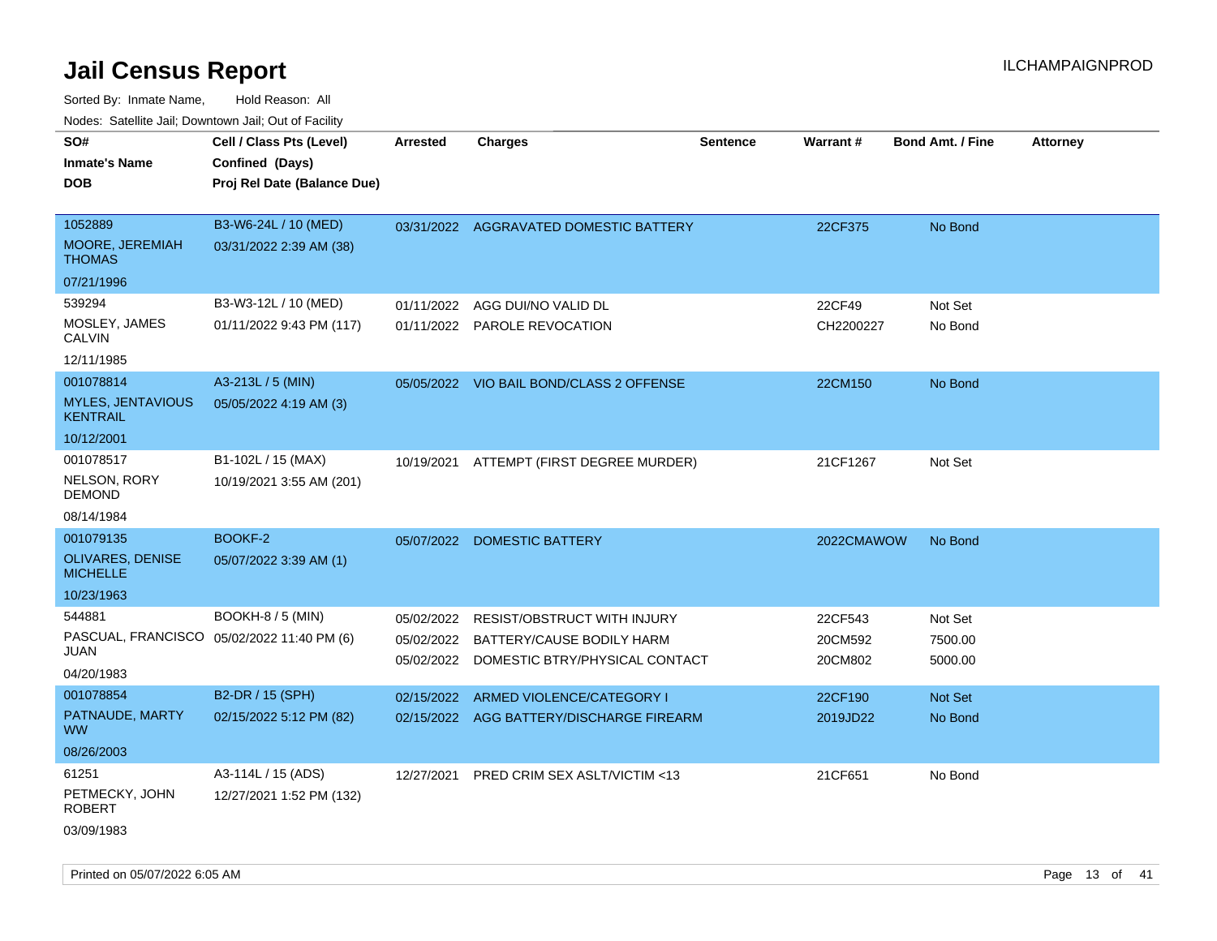# Jail Census Report

ILCHAMPAIGNPROD

Sorted By: Inmate Name, Hold Reason: All

Nodes: Satellite Jail; Downtown Jail; Out of Facility

| SO# / Inmate's Name / DOB | Cell / Class Pts (Level) / Confined (Days) / Proj Rel Date (Balance Due) | Arrested | Charges | Sentence | Warrant # | Bond Amt. / Fine | Attorney |
|---|---|---|---|---|---|---|---|
| 1052889<br>MOORE, JEREMIAH THOMAS<br>07/21/1996 | B3-W6-24L / 10 (MED)<br>03/31/2022 2:39 AM (38) | 03/31/2022 | AGGRAVATED DOMESTIC BATTERY | | 22CF375 | No Bond | |
| 539294<br>MOSLEY, JAMES CALVIN<br>12/11/1985 | B3-W3-12L / 10 (MED)<br>01/11/2022 9:43 PM (117) | 01/11/2022 | AGG DUI/NO VALID DL | | 22CF49 | Not Set | |
| | | 01/11/2022 | PAROLE REVOCATION | | CH2200227 | No Bond | |
| 001078814<br>MYLES, JENTAVIOUS KENTRAIL<br>10/12/2001 | A3-213L / 5 (MIN)<br>05/05/2022 4:19 AM (3) | 05/05/2022 | VIO BAIL BOND/CLASS 2 OFFENSE | | 22CM150 | No Bond | |
| 001078517<br>NELSON, RORY DEMOND<br>08/14/1984 | B1-102L / 15 (MAX)<br>10/19/2021 3:55 AM (201) | 10/19/2021 | ATTEMPT (FIRST DEGREE MURDER) | | 21CF1267 | Not Set | |
| 001079135<br>OLIVARES, DENISE MICHELLE<br>10/23/1963 | BOOKF-2<br>05/07/2022 3:39 AM (1) | 05/07/2022 | DOMESTIC BATTERY | | 2022CMAWOW | No Bond | |
| 544881<br>PASCUAL, FRANCISCO JUAN<br>04/20/1983 | BOOKH-8 / 5 (MIN)<br>05/02/2022 11:40 PM (6) | 05/02/2022 | RESIST/OBSTRUCT WITH INJURY | | 22CF543 | Not Set | |
| | | 05/02/2022 | BATTERY/CAUSE BODILY HARM | | 20CM592 | 7500.00 | |
| | | 05/02/2022 | DOMESTIC BTRY/PHYSICAL CONTACT | | 20CM802 | 5000.00 | |
| 001078854<br>PATNAUDE, MARTY WW<br>08/26/2003 | B2-DR / 15 (SPH)<br>02/15/2022 5:12 PM (82) | 02/15/2022 | ARMED VIOLENCE/CATEGORY I | | 22CF190 | Not Set | |
| | | 02/15/2022 | AGG BATTERY/DISCHARGE FIREARM | | 2019JD22 | No Bond | |
| 61251<br>PETMECKY, JOHN ROBERT<br>03/09/1983 | A3-114L / 15 (ADS)<br>12/27/2021 1:52 PM (132) | 12/27/2021 | PRED CRIM SEX ASLT/VICTIM <13 | | 21CF651 | No Bond | |

Printed on 05/07/2022 6:05 AM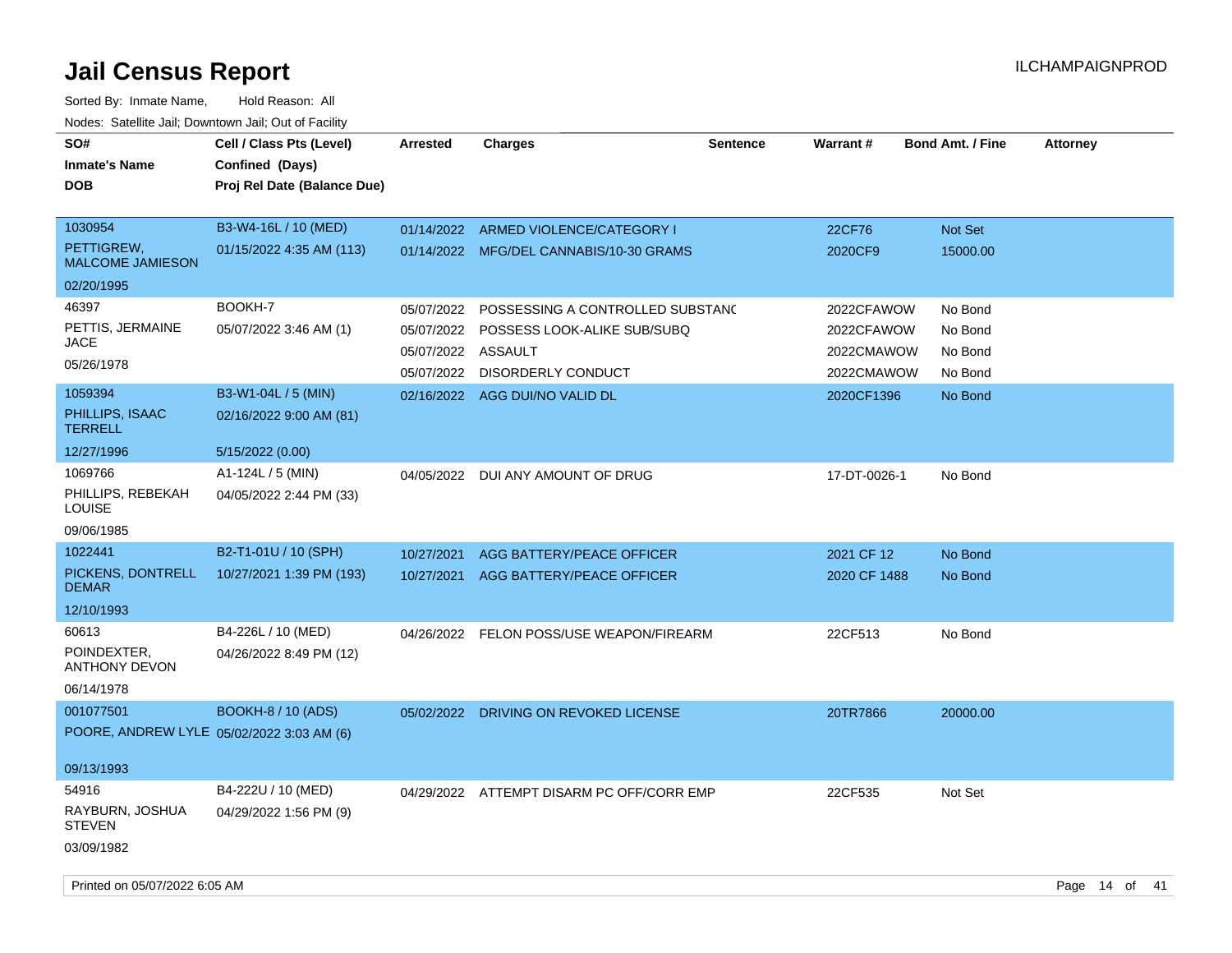# Jail Census Report

Sorted By: Inmate Name, Hold Reason: All

Nodes: Satellite Jail; Downtown Jail; Out of Facility

| SO# / Inmate's Name / DOB | Cell / Class Pts (Level) / Confined (Days) / Proj Rel Date (Balance Due) | Arrested | Charges | Sentence | Warrant # | Bond Amt. / Fine | Attorney |
|---|---|---|---|---|---|---|---|
| 1030954<br>PETTIGREW, MALCOME JAMIESON<br>02/20/1995 | B3-W4-16L / 10 (MED)<br>01/15/2022 4:35 AM (113) | 01/14/2022 | ARMED VIOLENCE/CATEGORY I | | 22CF76 | Not Set | |
| | | 01/14/2022 | MFG/DEL CANNABIS/10-30 GRAMS | | 2020CF9 | 15000.00 | |
| 46397<br>PETTIS, JERMAINE JACE<br>05/26/1978 | BOOKH-7<br>05/07/2022 3:46 AM (1) | 05/07/2022 | POSSESSING A CONTROLLED SUBSTANC | | 2022CFAWOW | No Bond | |
| | | 05/07/2022 | POSSESS LOOK-ALIKE SUB/SUBQ | | 2022CFAWOW | No Bond | |
| | | 05/07/2022 | ASSAULT | | 2022CMAWOW | No Bond | |
| | | 05/07/2022 | DISORDERLY CONDUCT | | 2022CMAWOW | No Bond | |
| 1059394<br>PHILLIPS, ISAAC TERRELL<br>12/27/1996 | B3-W1-04L / 5 (MIN)<br>02/16/2022 9:00 AM (81)<br>5/15/2022 (0.00) | 02/16/2022 | AGG DUI/NO VALID DL | | 2020CF1396 | No Bond | |
| 1069766<br>PHILLIPS, REBEKAH LOUISE<br>09/06/1985 | A1-124L / 5 (MIN)<br>04/05/2022 2:44 PM (33) | 04/05/2022 | DUI ANY AMOUNT OF DRUG | | 17-DT-0026-1 | No Bond | |
| 1022441<br>PICKENS, DONTRELL DEMAR<br>12/10/1993 | B2-T1-01U / 10 (SPH)<br>10/27/2021 1:39 PM (193) | 10/27/2021 | AGG BATTERY/PEACE OFFICER | | 2021 CF 12 | No Bond | |
| | | 10/27/2021 | AGG BATTERY/PEACE OFFICER | | 2020 CF 1488 | No Bond | |
| 60613<br>POINDEXTER, ANTHONY DEVON<br>06/14/1978 | B4-226L / 10 (MED)<br>04/26/2022 8:49 PM (12) | 04/26/2022 | FELON POSS/USE WEAPON/FIREARM | | 22CF513 | No Bond | |
| 001077501<br>POORE, ANDREW LYLE<br>09/13/1993 | BOOKH-8 / 10 (ADS)<br>05/02/2022 3:03 AM (6) | 05/02/2022 | DRIVING ON REVOKED LICENSE | | 20TR7866 | 20000.00 | |
| 54916<br>RAYBURN, JOSHUA STEVEN<br>03/09/1982 | B4-222U / 10 (MED)<br>04/29/2022 1:56 PM (9) | 04/29/2022 | ATTEMPT DISARM PC OFF/CORR EMP | | 22CF535 | Not Set | |

Printed on 05/07/2022 6:05 AM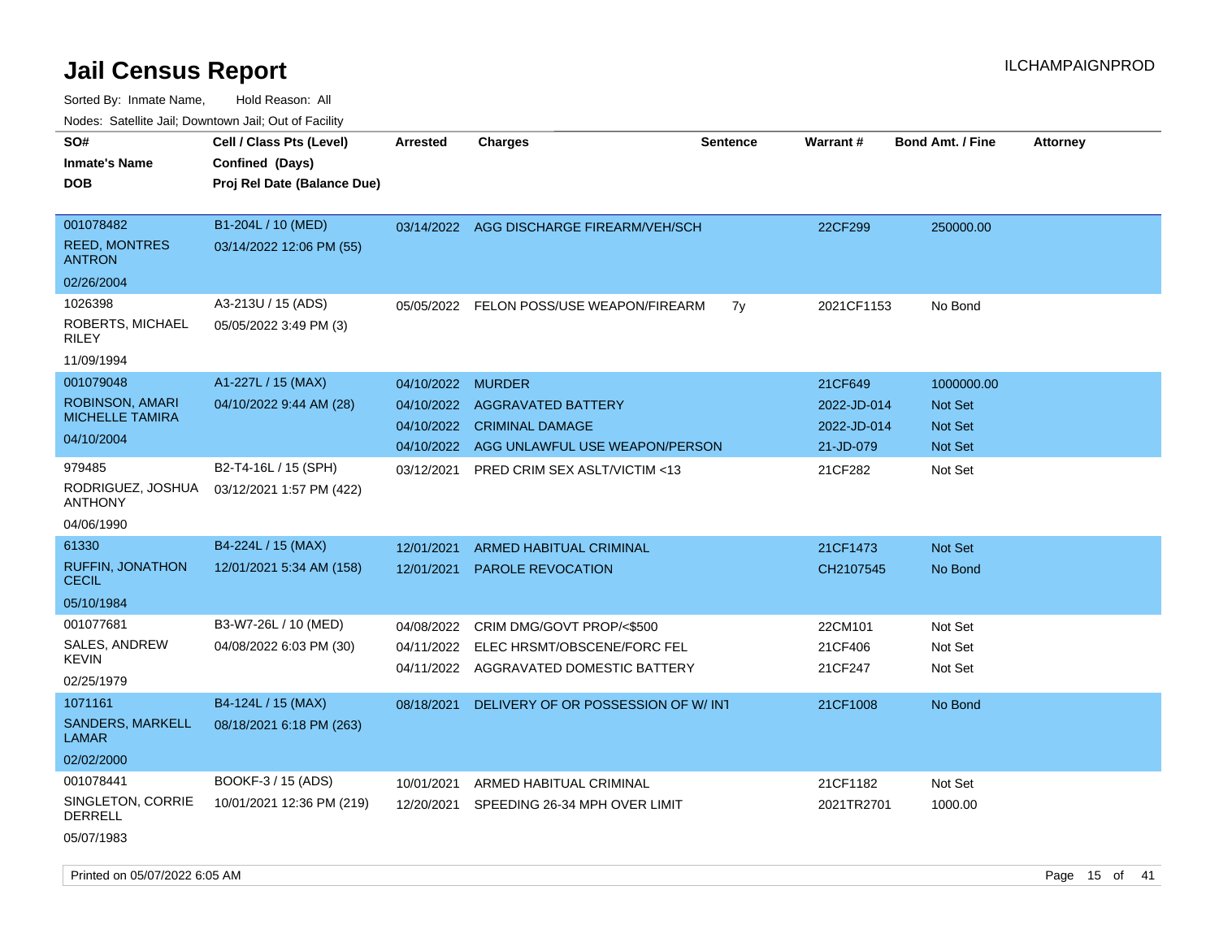# Jail Census Report

ILCHAMPAIGNPROD

Sorted By: Inmate Name, Hold Reason: All

Nodes: Satellite Jail; Downtown Jail; Out of Facility

| SO# / Inmate's Name / DOB | Cell / Class Pts (Level) / Confined (Days) / Proj Rel Date (Balance Due) | Arrested | Charges | Sentence | Warrant # | Bond Amt. / Fine | Attorney |
|---|---|---|---|---|---|---|---|
| 001078482<br>REED, MONTRES ANTRON<br>02/26/2004 | B1-204L / 10 (MED)<br>03/14/2022 12:06 PM (55) | 03/14/2022 | AGG DISCHARGE FIREARM/VEH/SCH | | 22CF299 | 250000.00 | |
| 1026398<br>ROBERTS, MICHAEL RILEY<br>11/09/1994 | A3-213U / 15 (ADS)<br>05/05/2022 3:49 PM (3) | 05/05/2022 | FELON POSS/USE WEAPON/FIREARM | 7y | 2021CF1153 | No Bond | |
| 001079048<br>ROBINSON, AMARI MICHELLE TAMIRA<br>04/10/2004 | A1-227L / 15 (MAX)<br>04/10/2022 9:44 AM (28) | 04/10/2022 | MURDER | | 21CF649 | 1000000.00 | |
| | | 04/10/2022 | AGGRAVATED BATTERY | | 2022-JD-014 | Not Set | |
| | | 04/10/2022 | CRIMINAL DAMAGE | | 2022-JD-014 | Not Set | |
| | | 04/10/2022 | AGG UNLAWFUL USE WEAPON/PERSON | | 21-JD-079 | Not Set | |
| 979485<br>RODRIGUEZ, JOSHUA ANTHONY<br>04/06/1990 | B2-T4-16L / 15 (SPH)<br>03/12/2021 1:57 PM (422) | 03/12/2021 | PRED CRIM SEX ASLT/VICTIM <13 | | 21CF282 | Not Set | |
| 61330<br>RUFFIN, JONATHON CECIL<br>05/10/1984 | B4-224L / 15 (MAX)<br>12/01/2021 5:34 AM (158) | 12/01/2021 | ARMED HABITUAL CRIMINAL | | 21CF1473 | Not Set | |
| | | 12/01/2021 | PAROLE REVOCATION | | CH2107545 | No Bond | |
| 001077681<br>SALES, ANDREW KEVIN<br>02/25/1979 | B3-W7-26L / 10 (MED)<br>04/08/2022 6:03 PM (30) | 04/08/2022 | CRIM DMG/GOVT PROP/<$500 | | 22CM101 | Not Set | |
| | | 04/11/2022 | ELEC HRSMT/OBSCENE/FORC FEL | | 21CF406 | Not Set | |
| | | 04/11/2022 | AGGRAVATED DOMESTIC BATTERY | | 21CF247 | Not Set | |
| 1071161<br>SANDERS, MARKELL LAMAR<br>02/02/2000 | B4-124L / 15 (MAX)<br>08/18/2021 6:18 PM (263) | 08/18/2021 | DELIVERY OF OR POSSESSION OF W/ INT | | 21CF1008 | No Bond | |
| 001078441<br>SINGLETON, CORRIE DERRELL<br>05/07/1983 | BOOKF-3 / 15 (ADS)<br>10/01/2021 12:36 PM (219) | 10/01/2021 | ARMED HABITUAL CRIMINAL | | 21CF1182 | Not Set | |
| | | 12/20/2021 | SPEEDING 26-34 MPH OVER LIMIT | | 2021TR2701 | 1000.00 | |

Printed on 05/07/2022 6:05 AM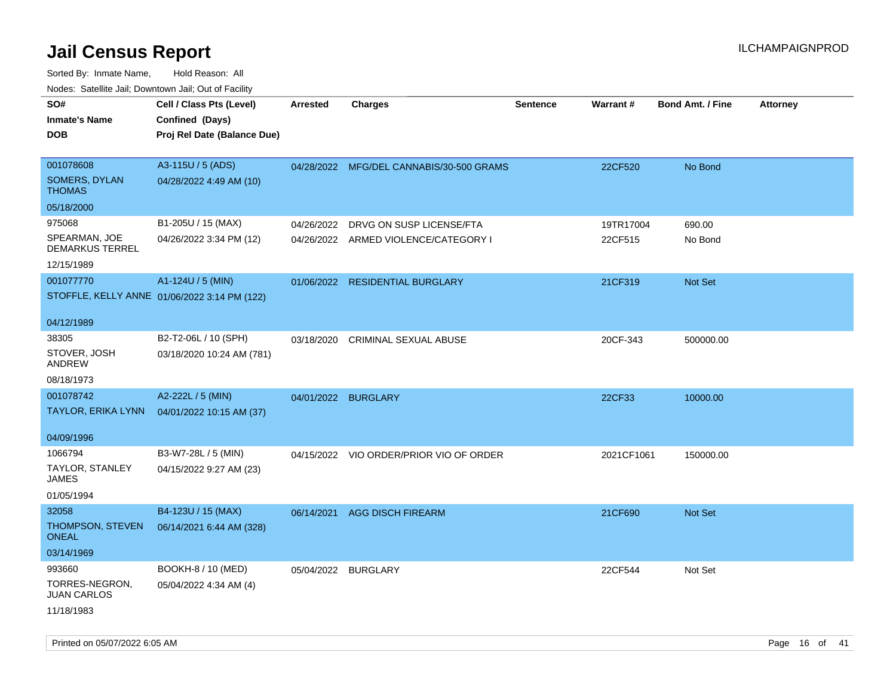# Jail Census Report

ILCHAMPAIGNPROD

Sorted By: Inmate Name, Hold Reason: All

Nodes: Satellite Jail; Downtown Jail; Out of Facility

| SO# / Inmate's Name / DOB | Cell / Class Pts (Level) / Confined (Days) / Proj Rel Date (Balance Due) | Arrested | Charges | Sentence | Warrant # | Bond Amt. / Fine | Attorney |
|---|---|---|---|---|---|---|---|
| 001078608<br>SOMERS, DYLAN THOMAS<br>05/18/2000 | A3-115U / 5 (ADS)<br>04/28/2022 4:49 AM (10) | 04/28/2022 | MFG/DEL CANNABIS/30-500 GRAMS | | 22CF520 | No Bond | |
| 975068<br>SPEARMAN, JOE DEMARKUS TERREL<br>12/15/1989 | B1-205U / 15 (MAX)<br>04/26/2022 3:34 PM (12) | 04/26/2022 | DRVG ON SUSP LICENSE/FTA | | 19TR17004 | 690.00 | |
| | | 04/26/2022 | ARMED VIOLENCE/CATEGORY I | | 22CF515 | No Bond | |
| 001077770<br>STOFFLE, KELLY ANNE<br>04/12/1989 | A1-124U / 5 (MIN)<br>01/06/2022 3:14 PM (122) | 01/06/2022 | RESIDENTIAL BURGLARY | | 21CF319 | Not Set | |
| 38305<br>STOVER, JOSH ANDREW<br>08/18/1973 | B2-T2-06L / 10 (SPH)<br>03/18/2020 10:24 AM (781) | 03/18/2020 | CRIMINAL SEXUAL ABUSE | | 20CF-343 | 500000.00 | |
| 001078742<br>TAYLOR, ERIKA LYNN<br>04/09/1996 | A2-222L / 5 (MIN)<br>04/01/2022 10:15 AM (37) | 04/01/2022 | BURGLARY | | 22CF33 | 10000.00 | |
| 1066794<br>TAYLOR, STANLEY JAMES<br>01/05/1994 | B3-W7-28L / 5 (MIN)<br>04/15/2022 9:27 AM (23) | 04/15/2022 | VIO ORDER/PRIOR VIO OF ORDER | | 2021CF1061 | 150000.00 | |
| 32058<br>THOMPSON, STEVEN ONEAL<br>03/14/1969 | B4-123U / 15 (MAX)<br>06/14/2021 6:44 AM (328) | 06/14/2021 | AGG DISCH FIREARM | | 21CF690 | Not Set | |
| 993660<br>TORRES-NEGRON, JUAN CARLOS<br>11/18/1983 | BOOKH-8 / 10 (MED)<br>05/04/2022 4:34 AM (4) | 05/04/2022 | BURGLARY | | 22CF544 | Not Set | |

Printed on 05/07/2022 6:05 AM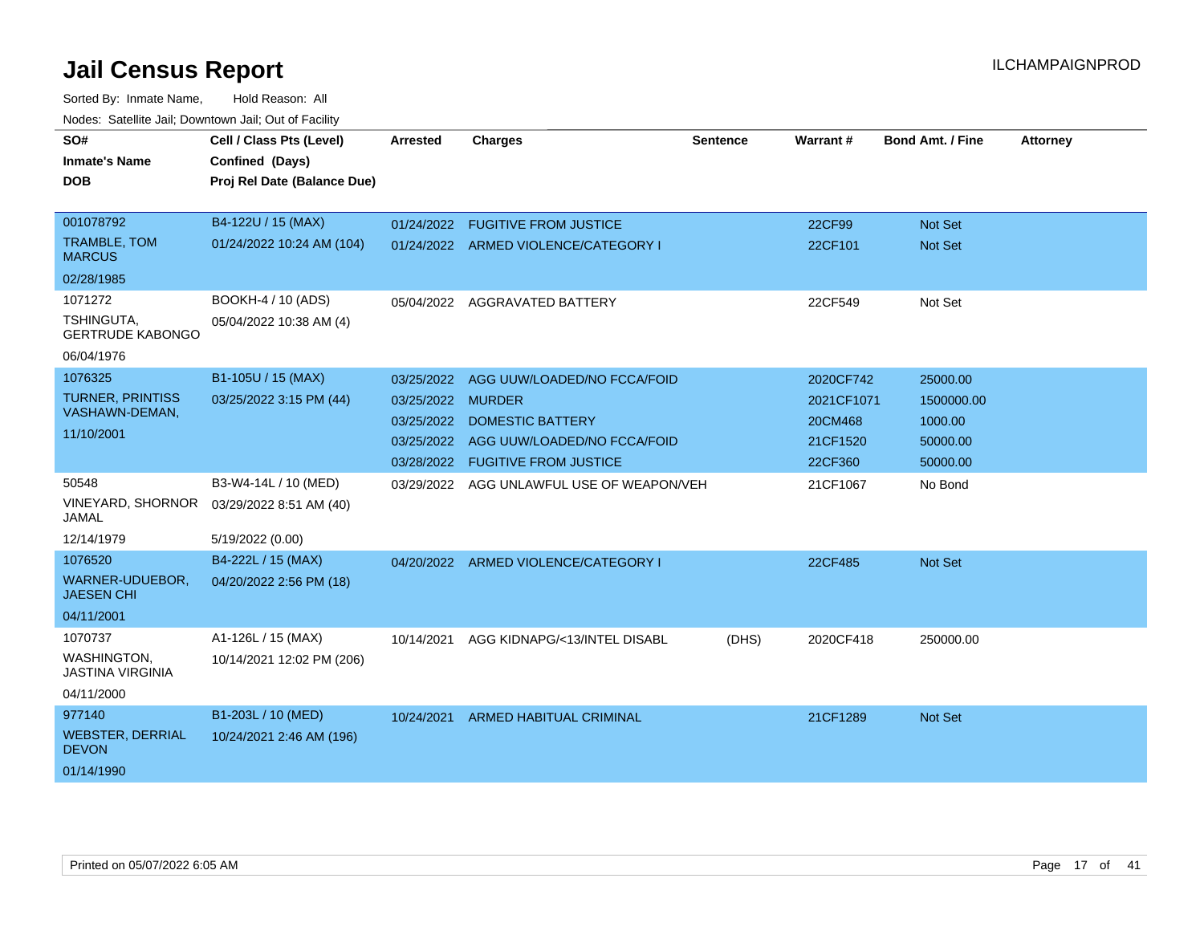# Jail Census Report

ILCHAMPAIGNPROD

Sorted By: Inmate Name, Hold Reason: All

Nodes: Satellite Jail; Downtown Jail; Out of Facility

| SO# / Inmate's Name / DOB | Cell / Class Pts (Level) / Confined (Days) / Proj Rel Date (Balance Due) | Arrested | Charges | Sentence | Warrant # | Bond Amt. / Fine | Attorney |
|---|---|---|---|---|---|---|---|
| 001078792 TRAMBLE, TOM MARCUS 02/28/1985 | B4-122U / 15 (MAX) 01/24/2022 10:24 AM (104) | 01/24/2022 | FUGITIVE FROM JUSTICE | | 22CF99 | Not Set | |
| | | 01/24/2022 | ARMED VIOLENCE/CATEGORY I | | 22CF101 | Not Set | |
| 1071272 TSHINGUTA, GERTRUDE KABONGO 06/04/1976 | BOOKH-4 / 10 (ADS) 05/04/2022 10:38 AM (4) | 05/04/2022 | AGGRAVATED BATTERY | | 22CF549 | Not Set | |
| 1076325 TURNER, PRINTISS VASHAWN-DEMAN, 11/10/2001 | B1-105U / 15 (MAX) 03/25/2022 3:15 PM (44) | 03/25/2022 | AGG UUW/LOADED/NO FCCA/FOID | | 2020CF742 | 25000.00 | |
| | | 03/25/2022 | MURDER | | 2021CF1071 | 1500000.00 | |
| | | 03/25/2022 | DOMESTIC BATTERY | | 20CM468 | 1000.00 | |
| | | 03/25/2022 | AGG UUW/LOADED/NO FCCA/FOID | | 21CF1520 | 50000.00 | |
| | | 03/28/2022 | FUGITIVE FROM JUSTICE | | 22CF360 | 50000.00 | |
| 50548 VINEYARD, SHORNOR JAMAL 12/14/1979 | B3-W4-14L / 10 (MED) 03/29/2022 8:51 AM (40) 5/19/2022 (0.00) | 03/29/2022 | AGG UNLAWFUL USE OF WEAPON/VEH | | 21CF1067 | No Bond | |
| 1076520 WARNER-UDUEBOR, JAESEN CHI 04/11/2001 | B4-222L / 15 (MAX) 04/20/2022 2:56 PM (18) | 04/20/2022 | ARMED VIOLENCE/CATEGORY I | | 22CF485 | Not Set | |
| 1070737 WASHINGTON, JASTINA VIRGINIA 04/11/2000 | A1-126L / 15 (MAX) 10/14/2021 12:02 PM (206) | 10/14/2021 | AGG KIDNAPG/<13/INTEL DISABL | (DHS) | 2020CF418 | 250000.00 | |
| 977140 WEBSTER, DERRIAL DEVON 01/14/1990 | B1-203L / 10 (MED) 10/24/2021 2:46 AM (196) | 10/24/2021 | ARMED HABITUAL CRIMINAL | | 21CF1289 | Not Set | |

Printed on 05/07/2022 6:05 AM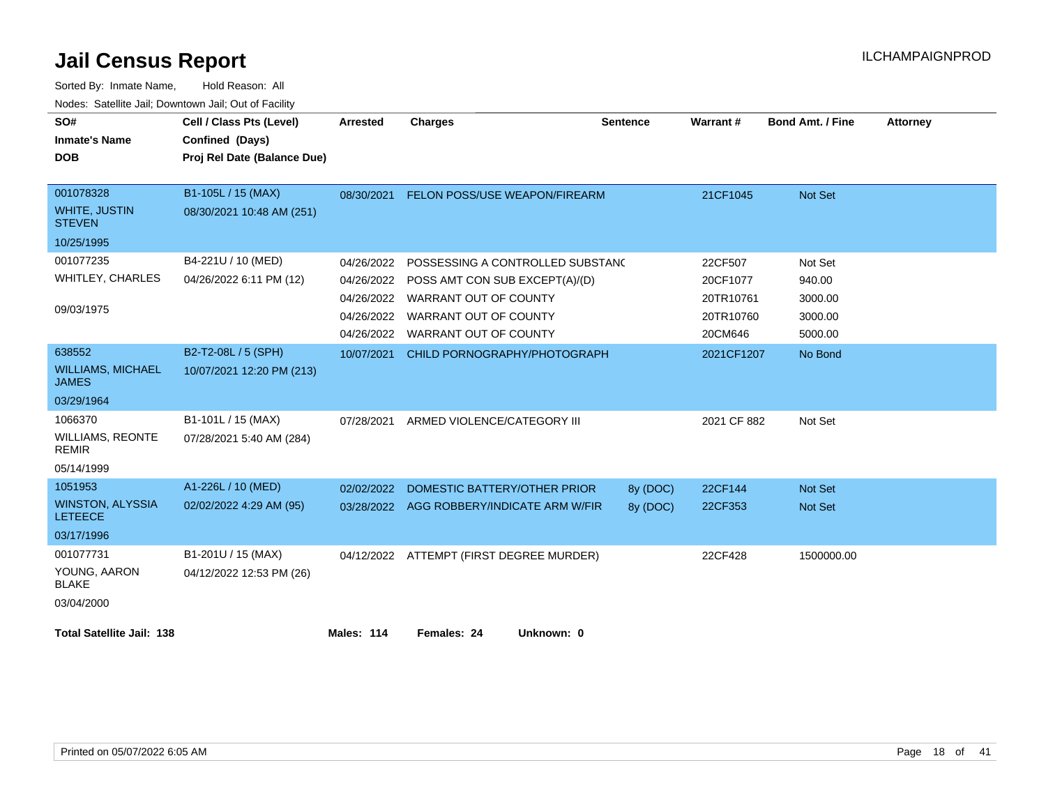# Jail Census Report

ILCHAMPAIGNPROD

Sorted By: Inmate Name, Hold Reason: All

Nodes: Satellite Jail; Downtown Jail; Out of Facility

| SO# / Inmate's Name / DOB | Cell / Class Pts (Level) / Confined (Days) / Proj Rel Date (Balance Due) | Arrested | Charges | Sentence | Warrant # | Bond Amt. / Fine | Attorney |
|---|---|---|---|---|---|---|---|
| 001078328<br>WHITE, JUSTIN STEVEN<br>10/25/1995 | B1-105L / 15 (MAX)<br>08/30/2021 10:48 AM (251) | 08/30/2021 | FELON POSS/USE WEAPON/FIREARM | | 21CF1045 | Not Set | |
| 001077235<br>WHITLEY, CHARLES<br>09/03/1975 | B4-221U / 10 (MED)<br>04/26/2022 6:11 PM (12) | 04/26/2022 | POSSESSING A CONTROLLED SUBSTANC | | 22CF507 | Not Set | |
| | | 04/26/2022 | POSS AMT CON SUB EXCEPT(A)/(D) | | 20CF1077 | 940.00 | |
| | | 04/26/2022 | WARRANT OUT OF COUNTY | | 20TR10761 | 3000.00 | |
| | | 04/26/2022 | WARRANT OUT OF COUNTY | | 20TR10760 | 3000.00 | |
| | | 04/26/2022 | WARRANT OUT OF COUNTY | | 20CM646 | 5000.00 | |
| 638552<br>WILLIAMS, MICHAEL JAMES<br>03/29/1964 | B2-T2-08L / 5 (SPH)<br>10/07/2021 12:20 PM (213) | 10/07/2021 | CHILD PORNOGRAPHY/PHOTOGRAPH | | 2021CF1207 | No Bond | |
| 1066370<br>WILLIAMS, REONTE REMIR<br>05/14/1999 | B1-101L / 15 (MAX)<br>07/28/2021 5:40 AM (284) | 07/28/2021 | ARMED VIOLENCE/CATEGORY III | | 2021 CF 882 | Not Set | |
| 1051953<br>WINSTON, ALYSSIA LETEECE<br>03/17/1996 | A1-226L / 10 (MED)<br>02/02/2022 4:29 AM (95) | 02/02/2022 | DOMESTIC BATTERY/OTHER PRIOR | 8y (DOC) | 22CF144 | Not Set | |
| | | 03/28/2022 | AGG ROBBERY/INDICATE ARM W/FIR | 8y (DOC) | 22CF353 | Not Set | |
| 001077731<br>YOUNG, AARON BLAKE<br>03/04/2000 | B1-201U / 15 (MAX)<br>04/12/2022 12:53 PM (26) | 04/12/2022 | ATTEMPT (FIRST DEGREE MURDER) | | 22CF428 | 1500000.00 | |

**Total Satellite Jail: 138** **Males: 114** **Females: 24** **Unknown: 0**

Printed on 05/07/2022 6:05 AM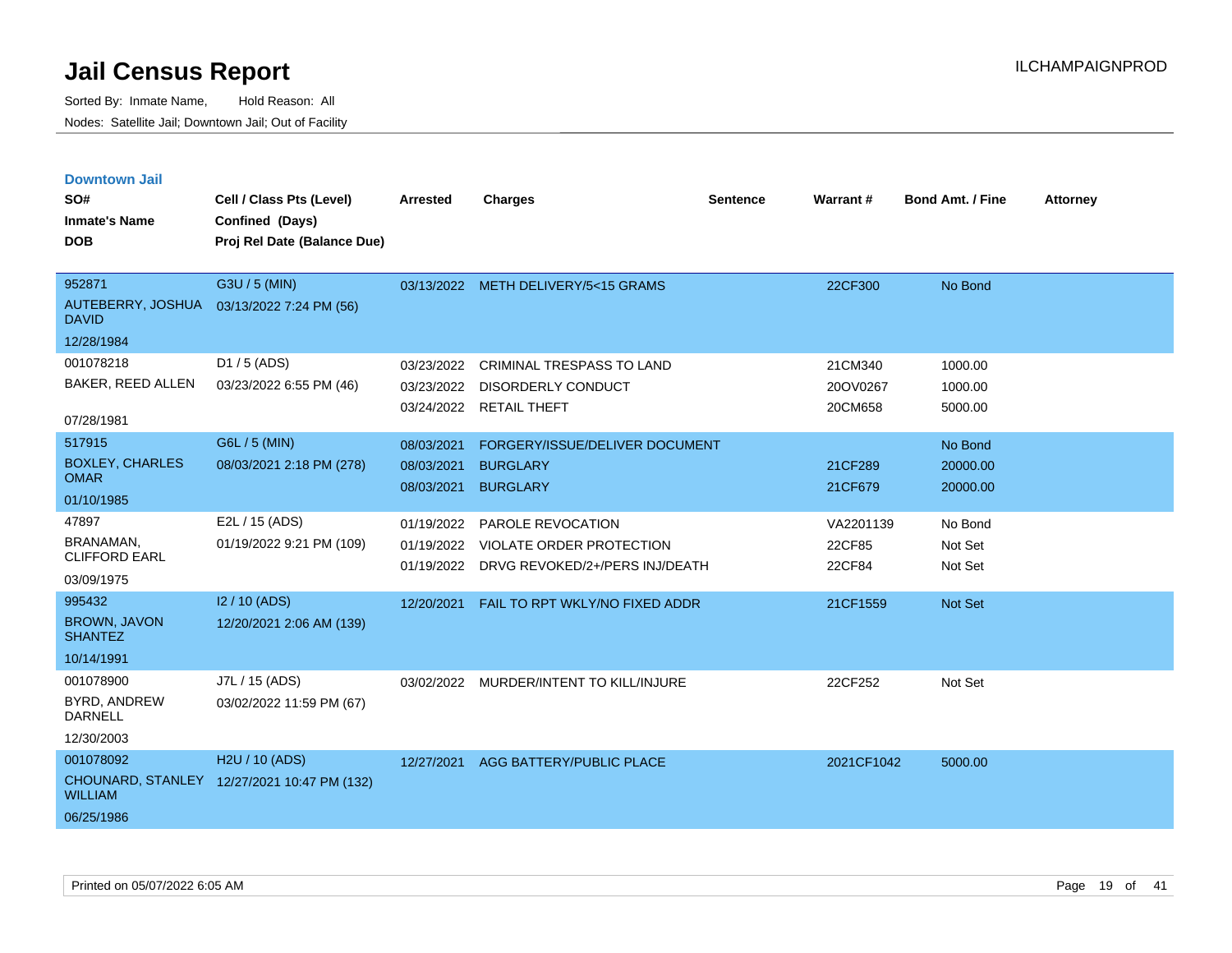# Jail Census Report

Sorted By: Inmate Name, Hold Reason: All

Nodes: Satellite Jail; Downtown Jail; Out of Facility

ILCHAMPAIGNPROD

## Downtown Jail

| SO# / Inmate's Name / DOB | Cell / Class Pts (Level) / Confined (Days) / Proj Rel Date (Balance Due) | Arrested | Charges | Sentence | Warrant # | Bond Amt. / Fine | Attorney |
|---|---|---|---|---|---|---|---|
| 952871 AUTEBERRY, JOSHUA DAVID 12/28/1984 | G3U / 5 (MIN) 03/13/2022 7:24 PM (56) | 03/13/2022 | METH DELIVERY/5<15 GRAMS | | 22CF300 | No Bond | |
| 001078218 BAKER, REED ALLEN 07/28/1981 | D1 / 5 (ADS) 03/23/2022 6:55 PM (46) | 03/23/2022 | CRIMINAL TRESPASS TO LAND | | 21CM340 | 1000.00 | |
| | | 03/23/2022 | DISORDERLY CONDUCT | | 20OV0267 | 1000.00 | |
| | | 03/24/2022 | RETAIL THEFT | | 20CM658 | 5000.00 | |
| 517915 BOXLEY, CHARLES OMAR 01/10/1985 | G6L / 5 (MIN) 08/03/2021 2:18 PM (278) | 08/03/2021 | FORGERY/ISSUE/DELIVER DOCUMENT | | | No Bond | |
| | | 08/03/2021 | BURGLARY | | 21CF289 | 20000.00 | |
| | | 08/03/2021 | BURGLARY | | 21CF679 | 20000.00 | |
| 47897 BRANAMAN, CLIFFORD EARL 03/09/1975 | E2L / 15 (ADS) 01/19/2022 9:21 PM (109) | 01/19/2022 | PAROLE REVOCATION | | VA2201139 | No Bond | |
| | | 01/19/2022 | VIOLATE ORDER PROTECTION | | 22CF85 | Not Set | |
| | | 01/19/2022 | DRVG REVOKED/2+/PERS INJ/DEATH | | 22CF84 | Not Set | |
| 995432 BROWN, JAVON SHANTEZ 10/14/1991 | I2 / 10 (ADS) 12/20/2021 2:06 AM (139) | 12/20/2021 | FAIL TO RPT WKLY/NO FIXED ADDR | | 21CF1559 | Not Set | |
| 001078900 BYRD, ANDREW DARNELL 12/30/2003 | J7L / 15 (ADS) 03/02/2022 11:59 PM (67) | 03/02/2022 | MURDER/INTENT TO KILL/INJURE | | 22CF252 | Not Set | |
| 001078092 CHOUNARD, STANLEY WILLIAM 06/25/1986 | H2U / 10 (ADS) 12/27/2021 10:47 PM (132) | 12/27/2021 | AGG BATTERY/PUBLIC PLACE | | 2021CF1042 | 5000.00 | |

Printed on 05/07/2022 6:05 AM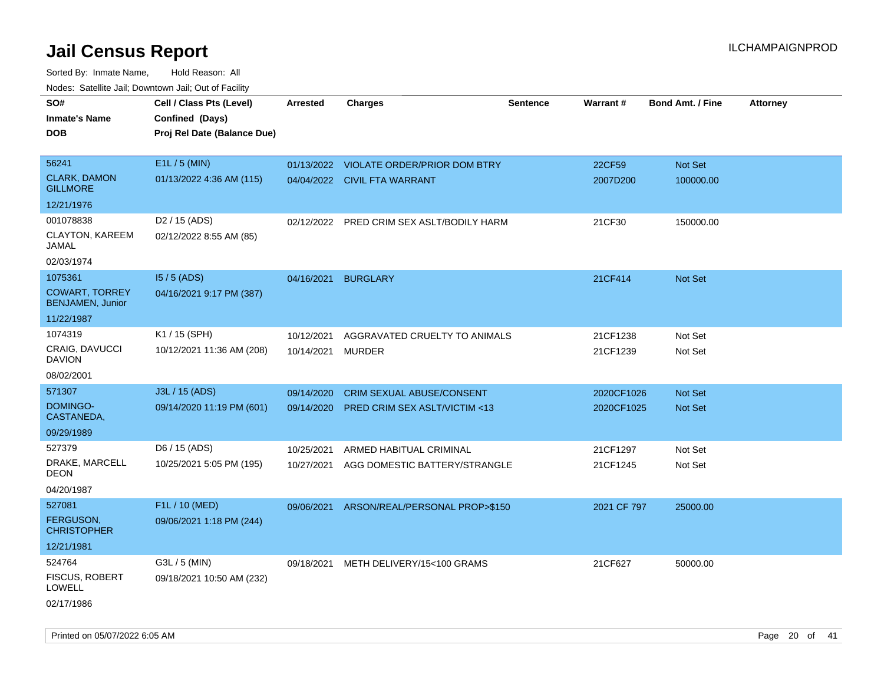# Jail Census Report

ILCHAMPAIGNPROD

Sorted By: Inmate Name, Hold Reason: All

Nodes: Satellite Jail; Downtown Jail; Out of Facility

| SO# / Inmate's Name / DOB | Cell / Class Pts (Level) / Confined (Days) / Proj Rel Date (Balance Due) | Arrested | Charges | Sentence | Warrant # | Bond Amt. / Fine | Attorney |
|---|---|---|---|---|---|---|---|
| 56241<br>CLARK, DAMON GILLMORE<br>12/21/1976 | E1L / 5 (MIN)<br>01/13/2022 4:36 AM (115) | 01/13/2022<br>04/04/2022 | VIOLATE ORDER/PRIOR DOM BTRY<br>CIVIL FTA WARRANT | | 22CF59<br>2007D200 | Not Set<br>100000.00 | |
| 001078838<br>CLAYTON, KAREEM JAMAL<br>02/03/1974 | D2 / 15 (ADS)<br>02/12/2022 8:55 AM (85) | 02/12/2022 | PRED CRIM SEX ASLT/BODILY HARM | | 21CF30 | 150000.00 | |
| 1075361<br>COWART, TORREY BENJAMEN, Junior<br>11/22/1987 | I5 / 5 (ADS)<br>04/16/2021 9:17 PM (387) | 04/16/2021 | BURGLARY | | 21CF414 | Not Set | |
| 1074319<br>CRAIG, DAVUCCI DAVION<br>08/02/2001 | K1 / 15 (SPH)<br>10/12/2021 11:36 AM (208) | 10/12/2021<br>10/14/2021 | AGGRAVATED CRUELTY TO ANIMALS<br>MURDER | | 21CF1238<br>21CF1239 | Not Set<br>Not Set | |
| 571307<br>DOMINGO-CASTANEDA,<br>09/29/1989 | J3L / 15 (ADS)<br>09/14/2020 11:19 PM (601) | 09/14/2020<br>09/14/2020 | CRIM SEXUAL ABUSE/CONSENT<br>PRED CRIM SEX ASLT/VICTIM <13 | | 2020CF1026<br>2020CF1025 | Not Set<br>Not Set | |
| 527379<br>DRAKE, MARCELL DEON<br>04/20/1987 | D6 / 15 (ADS)<br>10/25/2021 5:05 PM (195) | 10/25/2021<br>10/27/2021 | ARMED HABITUAL CRIMINAL<br>AGG DOMESTIC BATTERY/STRANGLE | | 21CF1297<br>21CF1245 | Not Set<br>Not Set | |
| 527081<br>FERGUSON, CHRISTOPHER<br>12/21/1981 | F1L / 10 (MED)<br>09/06/2021 1:18 PM (244) | 09/06/2021 | ARSON/REAL/PERSONAL PROP>$150 | | 2021 CF 797 | 25000.00 | |
| 524764<br>FISCUS, ROBERT LOWELL<br>02/17/1986 | G3L / 5 (MIN)<br>09/18/2021 10:50 AM (232) | 09/18/2021 | METH DELIVERY/15<100 GRAMS | | 21CF627 | 50000.00 | |

Printed on 05/07/2022 6:05 AM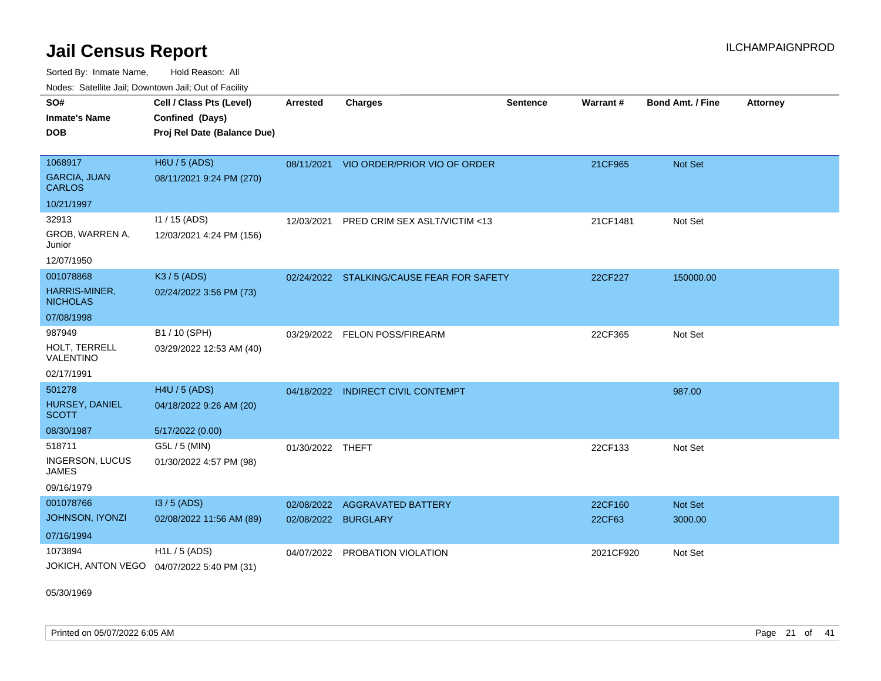# Jail Census Report

ILCHAMPAIGNPROD

Sorted By: Inmate Name, Hold Reason: All

Nodes: Satellite Jail; Downtown Jail; Out of Facility

| SO# / Inmate's Name / DOB | Cell / Class Pts (Level) / Confined (Days) / Proj Rel Date (Balance Due) | Arrested | Charges | Sentence | Warrant # | Bond Amt. / Fine | Attorney |
|---|---|---|---|---|---|---|---|
| 1068917<br>GARCIA, JUAN CARLOS<br>10/21/1997 | H6U / 5 (ADS)<br>08/11/2021 9:24 PM (270) | 08/11/2021 | VIO ORDER/PRIOR VIO OF ORDER | | 21CF965 | Not Set | |
| 32913<br>GROB, WARREN A, Junior<br>12/07/1950 | I1 / 15 (ADS)<br>12/03/2021 4:24 PM (156) | 12/03/2021 | PRED CRIM SEX ASLT/VICTIM <13 | | 21CF1481 | Not Set | |
| 001078868<br>HARRIS-MINER, NICHOLAS<br>07/08/1998 | K3 / 5 (ADS)<br>02/24/2022 3:56 PM (73) | 02/24/2022 | STALKING/CAUSE FEAR FOR SAFETY | | 22CF227 | 150000.00 | |
| 987949<br>HOLT, TERRELL VALENTINO<br>02/17/1991 | B1 / 10 (SPH)<br>03/29/2022 12:53 AM (40) | 03/29/2022 | FELON POSS/FIREARM | | 22CF365 | Not Set | |
| 501278<br>HURSEY, DANIEL SCOTT<br>08/30/1987 | H4U / 5 (ADS)<br>04/18/2022 9:26 AM (20)<br>5/17/2022 (0.00) | 04/18/2022 | INDIRECT CIVIL CONTEMPT | | | 987.00 | |
| 518711<br>INGERSON, LUCUS JAMES<br>09/16/1979 | G5L / 5 (MIN)<br>01/30/2022 4:57 PM (98) | 01/30/2022 | THEFT | | 22CF133 | Not Set | |
| 001078766<br>JOHNSON, IYONZI<br>07/16/1994 | I3 / 5 (ADS)<br>02/08/2022 11:56 AM (89) | 02/08/2022<br>02/08/2022 | AGGRAVATED BATTERY<br>BURGLARY | | 22CF160<br>22CF63 | Not Set<br>3000.00 | |
| 1073894<br>JOKICH, ANTON VEGO<br>05/30/1969 | H1L / 5 (ADS)<br>04/07/2022 5:40 PM (31) | 04/07/2022 | PROBATION VIOLATION | | 2021CF920 | Not Set | |

Printed on 05/07/2022 6:05 AM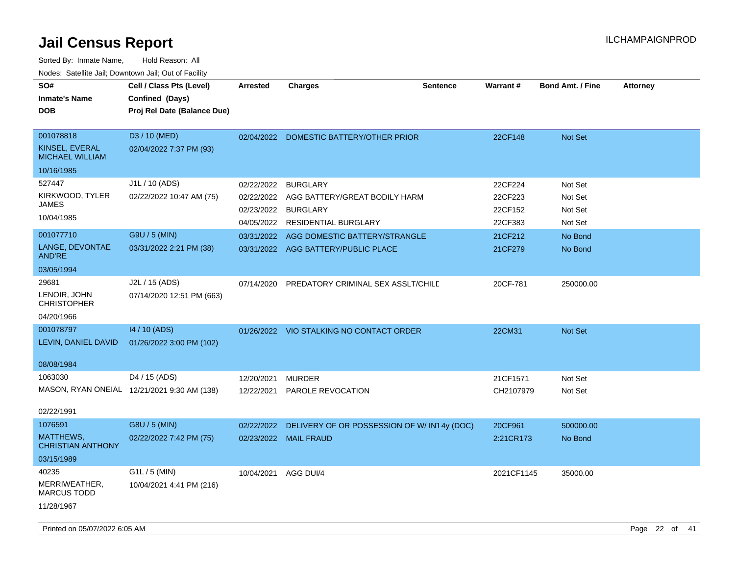# Jail Census Report

ILCHAMPAIGNPROD

Sorted By: Inmate Name, Hold Reason: All

Nodes: Satellite Jail; Downtown Jail; Out of Facility

| SO# / Inmate's Name / DOB | Cell / Class Pts (Level) / Confined (Days) / Proj Rel Date (Balance Due) | Arrested | Charges | Sentence | Warrant # | Bond Amt. / Fine | Attorney |
|---|---|---|---|---|---|---|---|
| 001078818<br>KINSEL, EVERAL MICHAEL WILLIAM<br>10/16/1985 | D3 / 10 (MED)<br>02/04/2022 7:37 PM (93) | 02/04/2022 | DOMESTIC BATTERY/OTHER PRIOR | | 22CF148 | Not Set | |
| 527447<br>KIRKWOOD, TYLER JAMES<br>10/04/1985 | J1L / 10 (ADS)<br>02/22/2022 10:47 AM (75) | 02/22/2022 | BURGLARY | | 22CF224 | Not Set | |
| | | 02/22/2022 | AGG BATTERY/GREAT BODILY HARM | | 22CF223 | Not Set | |
| | | 02/23/2022 | BURGLARY | | 22CF152 | Not Set | |
| | | 04/05/2022 | RESIDENTIAL BURGLARY | | 22CF383 | Not Set | |
| 001077710<br>LANGE, DEVONTAE AND'RE<br>03/05/1994 | G9U / 5 (MIN)<br>03/31/2022 2:21 PM (38) | 03/31/2022 | AGG DOMESTIC BATTERY/STRANGLE | | 21CF212 | No Bond | |
| | | 03/31/2022 | AGG BATTERY/PUBLIC PLACE | | 21CF279 | No Bond | |
| 29681<br>LENOIR, JOHN CHRISTOPHER<br>04/20/1966 | J2L / 15 (ADS)<br>07/14/2020 12:51 PM (663) | 07/14/2020 | PREDATORY CRIMINAL SEX ASSLT/CHILD | | 20CF-781 | 250000.00 | |
| 001078797<br>LEVIN, DANIEL DAVID<br>08/08/1984 | I4 / 10 (ADS)<br>01/26/2022 3:00 PM (102) | 01/26/2022 | VIO STALKING NO CONTACT ORDER | | 22CM31 | Not Set | |
| 1063030<br>MASON, RYAN ONEIAL<br>02/22/1991 | D4 / 15 (ADS)<br>12/21/2021 9:30 AM (138) | 12/20/2021 | MURDER | | 21CF1571 | Not Set | |
| | | 12/22/2021 | PAROLE REVOCATION | | CH2107979 | Not Set | |
| 1076591<br>MATTHEWS, CHRISTIAN ANTHONY<br>03/15/1989 | G8U / 5 (MIN)<br>02/22/2022 7:42 PM (75) | 02/22/2022 | DELIVERY OF OR POSSESSION OF W/ INT | 4y (DOC) | 20CF961 | 500000.00 | |
| | | 02/23/2022 | MAIL FRAUD | | 2:21CR173 | No Bond | |
| 40235<br>MERRIWEATHER, MARCUS TODD<br>11/28/1967 | G1L / 5 (MIN)<br>10/04/2021 4:41 PM (216) | 10/04/2021 | AGG DUI/4 | | 2021CF1145 | 35000.00 | |

Printed on 05/07/2022 6:05 AM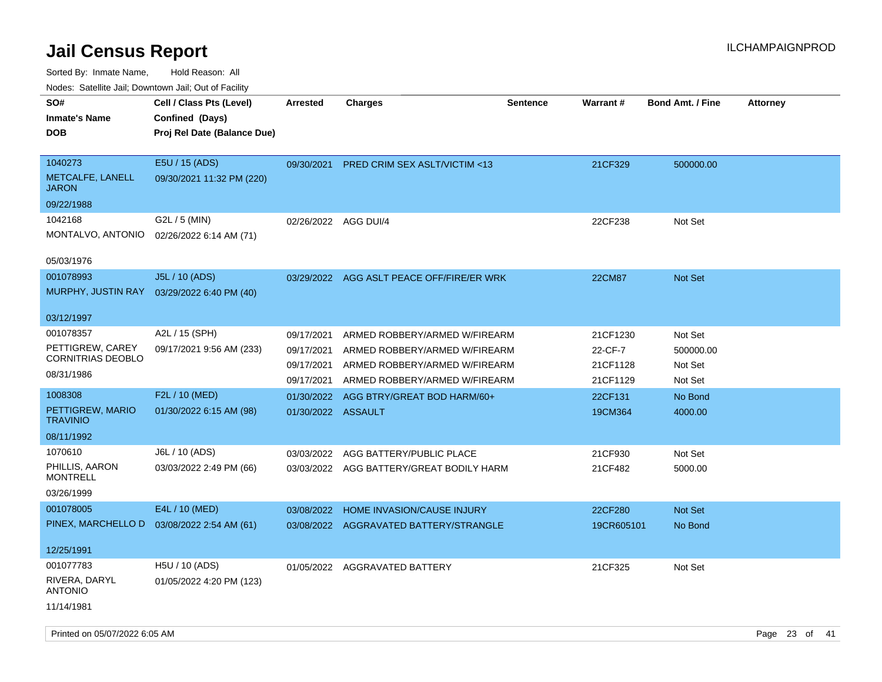# Jail Census Report

ILCHAMPAIGNPROD

Sorted By: Inmate Name, Hold Reason: All

Nodes: Satellite Jail; Downtown Jail; Out of Facility

| SO# / Inmate's Name / DOB | Cell / Class Pts (Level) / Confined (Days) / Proj Rel Date (Balance Due) | Arrested | Charges | Sentence | Warrant # | Bond Amt. / Fine | Attorney |
|---|---|---|---|---|---|---|---|
| 1040273<br>METCALFE, LANELL JARON<br>09/22/1988 | E5U / 15 (ADS)<br>09/30/2021 11:32 PM (220) | 09/30/2021 | PRED CRIM SEX ASLT/VICTIM <13 | | 21CF329 | 500000.00 | |
| 1042168<br>MONTALVO, ANTONIO<br>05/03/1976 | G2L / 5 (MIN)<br>02/26/2022 6:14 AM (71) | 02/26/2022 | AGG DUI/4 | | 22CF238 | Not Set | |
| 001078993<br>MURPHY, JUSTIN RAY<br>03/12/1997 | J5L / 10 (ADS)<br>03/29/2022 6:40 PM (40) | 03/29/2022 | AGG ASLT PEACE OFF/FIRE/ER WRK | | 22CM87 | Not Set | |
| 001078357<br>PETTIGREW, CAREY CORNITRIAS DEOBLO<br>08/31/1986 | A2L / 15 (SPH)<br>09/17/2021 9:56 AM (233) | 09/17/2021 | ARMED ROBBERY/ARMED W/FIREARM | | 21CF1230 | Not Set | |
| | | 09/17/2021 | ARMED ROBBERY/ARMED W/FIREARM | | 22-CF-7 | 500000.00 | |
| | | 09/17/2021 | ARMED ROBBERY/ARMED W/FIREARM | | 21CF1128 | Not Set | |
| | | 09/17/2021 | ARMED ROBBERY/ARMED W/FIREARM | | 21CF1129 | Not Set | |
| 1008308<br>PETTIGREW, MARIO TRAVINIO<br>08/11/1992 | F2L / 10 (MED)<br>01/30/2022 6:15 AM (98) | 01/30/2022 | AGG BTRY/GREAT BOD HARM/60+ | | 22CF131 | No Bond | |
| | | 01/30/2022 | ASSAULT | | 19CM364 | 4000.00 | |
| 1070610<br>PHILLIS, AARON MONTRELL<br>03/26/1999 | J6L / 10 (ADS)<br>03/03/2022 2:49 PM (66) | 03/03/2022 | AGG BATTERY/PUBLIC PLACE | | 21CF930 | Not Set | |
| | | 03/03/2022 | AGG BATTERY/GREAT BODILY HARM | | 21CF482 | 5000.00 | |
| 001078005<br>PINEX, MARCHELLO D<br>12/25/1991 | E4L / 10 (MED)<br>03/08/2022 2:54 AM (61) | 03/08/2022 | HOME INVASION/CAUSE INJURY | | 22CF280 | Not Set | |
| | | 03/08/2022 | AGGRAVATED BATTERY/STRANGLE | | 19CR605101 | No Bond | |
| 001077783<br>RIVERA, DARYL ANTONIO<br>11/14/1981 | H5U / 10 (ADS)<br>01/05/2022 4:20 PM (123) | 01/05/2022 | AGGRAVATED BATTERY | | 21CF325 | Not Set | |

Printed on 05/07/2022 6:05 AM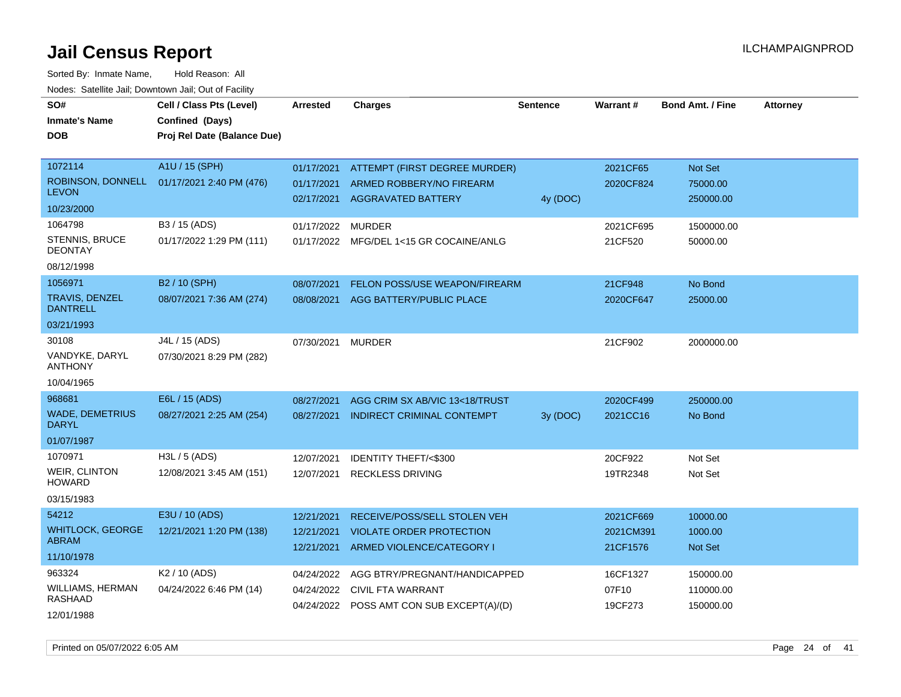# Jail Census Report

ILCHAMPAIGNPROD

Sorted By: Inmate Name, Hold Reason: All

Nodes: Satellite Jail; Downtown Jail; Out of Facility

| SO# / Inmate's Name / DOB | Cell / Class Pts (Level) / Confined (Days) / Proj Rel Date (Balance Due) | Arrested | Charges | Sentence | Warrant # | Bond Amt. / Fine | Attorney |
|---|---|---|---|---|---|---|---|
| 1072114 ROBINSON, DONNELL LEVON 10/23/2000 | A1U / 15 (SPH) 01/17/2021 2:40 PM (476) | 01/17/2021 | ATTEMPT (FIRST DEGREE MURDER) | | 2021CF65 | Not Set | |
| | | 01/17/2021 | ARMED ROBBERY/NO FIREARM | | 2020CF824 | 75000.00 | |
| | | 02/17/2021 | AGGRAVATED BATTERY | 4y (DOC) | | 250000.00 | |
| 1064798 STENNIS, BRUCE DEONTAY 08/12/1998 | B3 / 15 (ADS) 01/17/2022 1:29 PM (111) | 01/17/2022 | MURDER | | 2021CF695 | 1500000.00 | |
| | | 01/17/2022 | MFG/DEL 1<15 GR COCAINE/ANLG | | 21CF520 | 50000.00 | |
| 1056971 TRAVIS, DENZEL DANTRELL 03/21/1993 | B2 / 10 (SPH) 08/07/2021 7:36 AM (274) | 08/07/2021 | FELON POSS/USE WEAPON/FIREARM | | 21CF948 | No Bond | |
| | | 08/08/2021 | AGG BATTERY/PUBLIC PLACE | | 2020CF647 | 25000.00 | |
| 30108 VANDYKE, DARYL ANTHONY 10/04/1965 | J4L / 15 (ADS) 07/30/2021 8:29 PM (282) | 07/30/2021 | MURDER | | 21CF902 | 2000000.00 | |
| 968681 WADE, DEMETRIUS DARYL 01/07/1987 | E6L / 15 (ADS) 08/27/2021 2:25 AM (254) | 08/27/2021 | AGG CRIM SX AB/VIC 13<18/TRUST | | 2020CF499 | 250000.00 | |
| | | 08/27/2021 | INDIRECT CRIMINAL CONTEMPT | 3y (DOC) | 2021CC16 | No Bond | |
| 1070971 WEIR, CLINTON HOWARD 03/15/1983 | H3L / 5 (ADS) 12/08/2021 3:45 AM (151) | 12/07/2021 | IDENTITY THEFT/<$300 | | 20CF922 | Not Set | |
| | | 12/07/2021 | RECKLESS DRIVING | | 19TR2348 | Not Set | |
| 54212 WHITLOCK, GEORGE ABRAM 11/10/1978 | E3U / 10 (ADS) 12/21/2021 1:20 PM (138) | 12/21/2021 | RECEIVE/POSS/SELL STOLEN VEH | | 2021CF669 | 10000.00 | |
| | | 12/21/2021 | VIOLATE ORDER PROTECTION | | 2021CM391 | 1000.00 | |
| | | 12/21/2021 | ARMED VIOLENCE/CATEGORY I | | 21CF1576 | Not Set | |
| 963324 WILLIAMS, HERMAN RASHAAD 12/01/1988 | K2 / 10 (ADS) 04/24/2022 6:46 PM (14) | 04/24/2022 | AGG BTRY/PREGNANT/HANDICAPPED | | 16CF1327 | 150000.00 | |
| | | 04/24/2022 | CIVIL FTA WARRANT | | 07F10 | 110000.00 | |
| | | 04/24/2022 | POSS AMT CON SUB EXCEPT(A)/(D) | | 19CF273 | 150000.00 | |

Printed on 05/07/2022 6:05 AM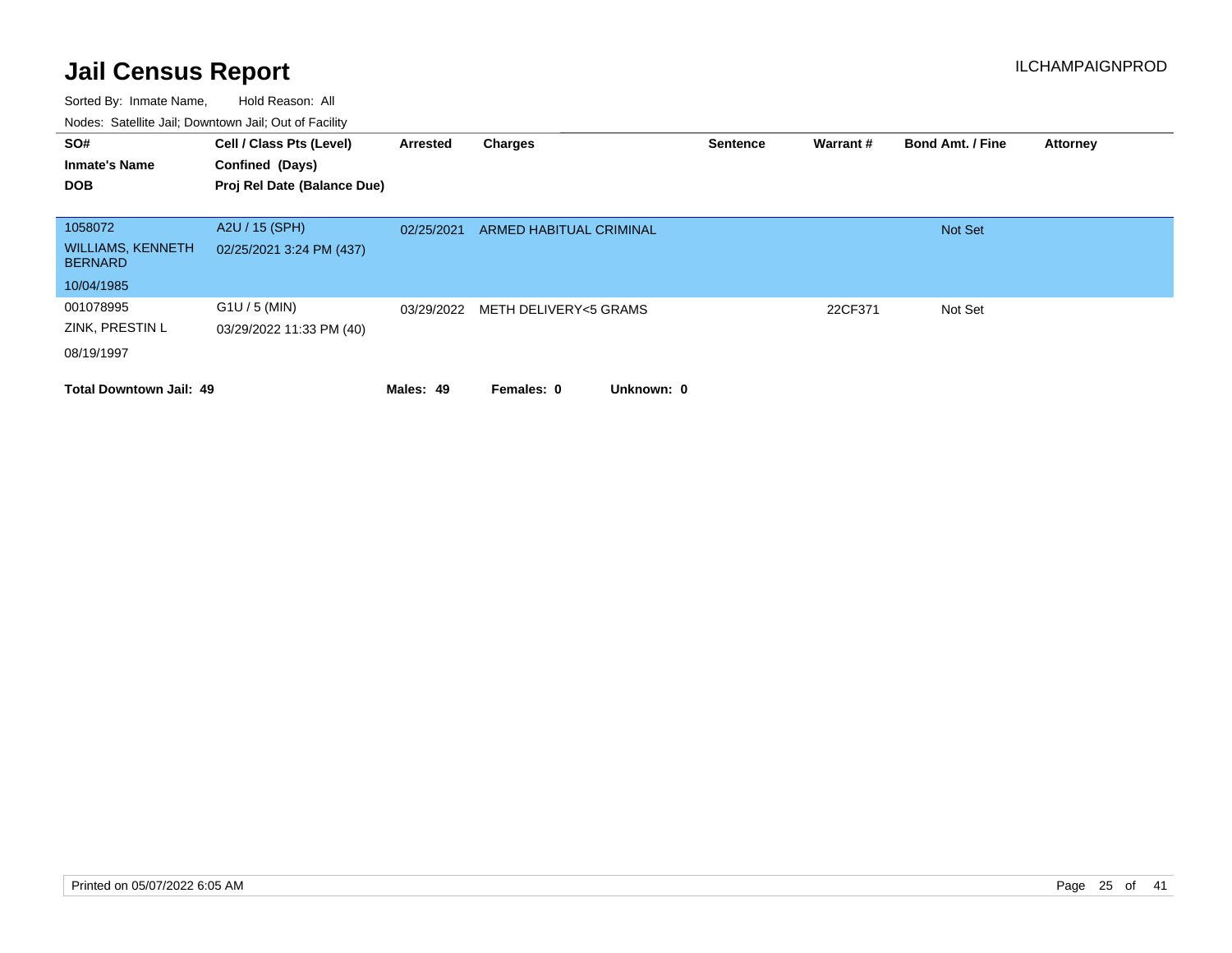# Jail Census Report

ILCHAMPAIGNPROD

Sorted By: Inmate Name, Hold Reason: All

Nodes: Satellite Jail; Downtown Jail; Out of Facility

| SO# / Inmate's Name / DOB | Cell / Class Pts (Level) / Confined (Days) / Proj Rel Date (Balance Due) | Arrested | Charges | Sentence | Warrant # | Bond Amt. / Fine | Attorney |
|---|---|---|---|---|---|---|---|
| 1058072<br>WILLIAMS, KENNETH BERNARD<br>10/04/1985 | A2U / 15 (SPH)<br>02/25/2021 3:24 PM (437) | 02/25/2021 | ARMED HABITUAL CRIMINAL | | | Not Set | |
| 001078995<br>ZINK, PRESTIN L<br>08/19/1997 | G1U / 5 (MIN)<br>03/29/2022 11:33 PM (40) | 03/29/2022 | METH DELIVERY<5 GRAMS | | 22CF371 | Not Set | |

**Total Downtown Jail: 49** **Males: 49** **Females: 0** **Unknown: 0**

Printed on 05/07/2022 6:05 AM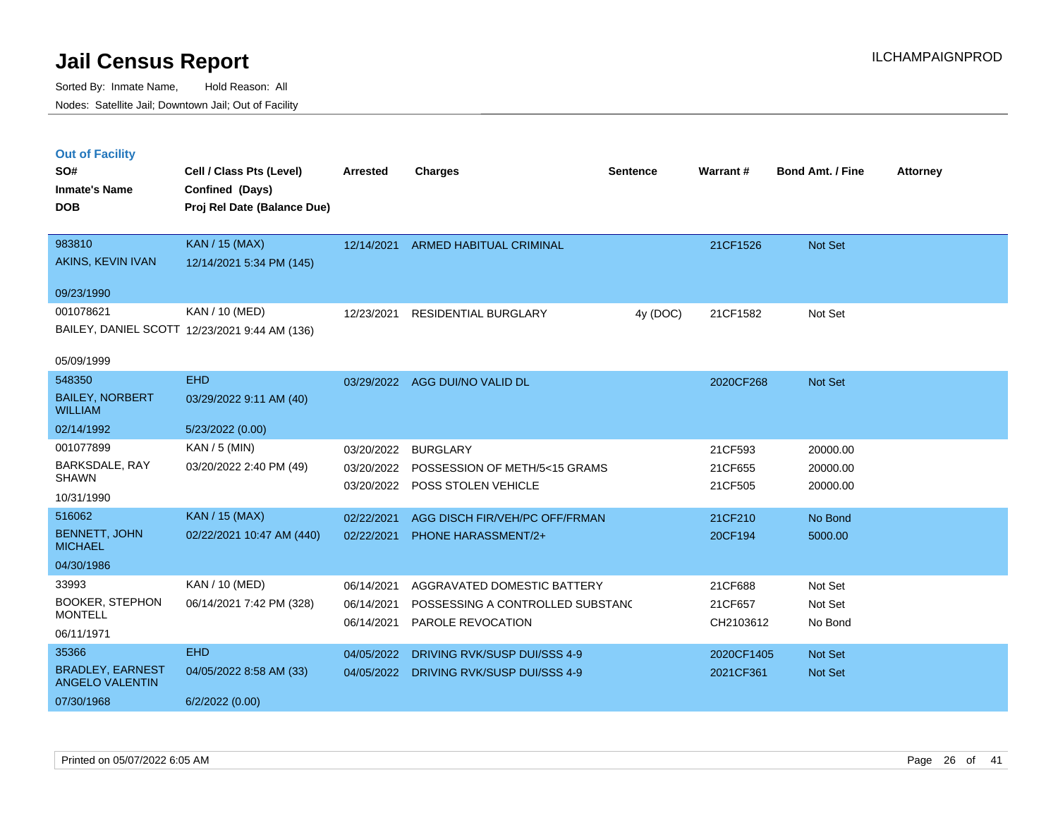# Jail Census Report

Sorted By: Inmate Name, Hold Reason: All
Nodes: Satellite Jail; Downtown Jail; Out of Facility

ILCHAMPAIGNPROD

## Out of Facility

| SO# / Inmate's Name / DOB | Cell / Class Pts (Level) / Confined (Days) / Proj Rel Date (Balance Due) | Arrested | Charges | Sentence | Warrant # | Bond Amt. / Fine | Attorney |
|---|---|---|---|---|---|---|---|
| 983810<br>AKINS, KEVIN IVAN<br>09/23/1990 | KAN / 15 (MAX)<br>12/14/2021 5:34 PM (145) | 12/14/2021 | ARMED HABITUAL CRIMINAL | | 21CF1526 | Not Set | |
| 001078621<br>BAILEY, DANIEL SCOTT<br>05/09/1999 | KAN / 10 (MED)<br>12/23/2021 9:44 AM (136) | 12/23/2021 | RESIDENTIAL BURGLARY | 4y (DOC) | 21CF1582 | Not Set | |
| 548350<br>BAILEY, NORBERT WILLIAM<br>02/14/1992 | EHD<br>03/29/2022 9:11 AM (40)<br>5/23/2022 (0.00) | 03/29/2022 | AGG DUI/NO VALID DL | | 2020CF268 | Not Set | |
| 001077899<br>BARKSDALE, RAY SHAWN<br>10/31/1990 | KAN / 5 (MIN)<br>03/20/2022 2:40 PM (49) | 03/20/2022<br>03/20/2022<br>03/20/2022 | BURGLARY<br>POSSESSION OF METH/5<15 GRAMS<br>POSS STOLEN VEHICLE | | 21CF593<br>21CF655<br>21CF505 | 20000.00<br>20000.00<br>20000.00 | |
| 516062<br>BENNETT, JOHN MICHAEL<br>04/30/1986 | KAN / 15 (MAX)<br>02/22/2021 10:47 AM (440) | 02/22/2021<br>02/22/2021 | AGG DISCH FIR/VEH/PC OFF/FRMAN<br>PHONE HARASSMENT/2+ | | 21CF210<br>20CF194 | No Bond<br>5000.00 | |
| 33993<br>BOOKER, STEPHON MONTELL<br>06/11/1971 | KAN / 10 (MED)<br>06/14/2021 7:42 PM (328) | 06/14/2021<br>06/14/2021<br>06/14/2021 | AGGRAVATED DOMESTIC BATTERY<br>POSSESSING A CONTROLLED SUBSTANC<br>PAROLE REVOCATION | | 21CF688<br>21CF657<br>CH2103612 | Not Set<br>Not Set<br>No Bond | |
| 35366<br>BRADLEY, EARNEST ANGELO VALENTIN<br>07/30/1968 | EHD<br>04/05/2022 8:58 AM (33)<br>6/2/2022 (0.00) | 04/05/2022<br>04/05/2022 | DRIVING RVK/SUSP DUI/SSS 4-9<br>DRIVING RVK/SUSP DUI/SSS 4-9 | | 2020CF1405<br>2021CF361 | Not Set<br>Not Set | |

Printed on 05/07/2022 6:05 AM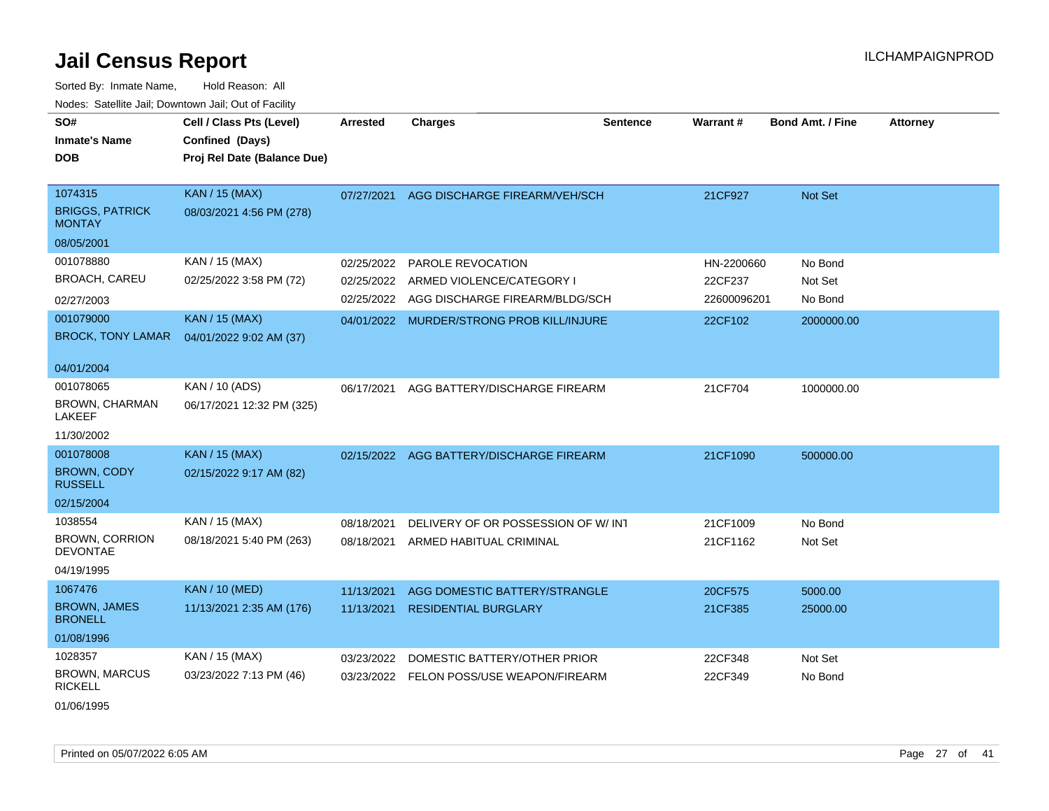# Jail Census Report

ILCHAMPAIGNPROD

Sorted By: Inmate Name, Hold Reason: All

Nodes: Satellite Jail; Downtown Jail; Out of Facility

| SO# / Inmate's Name / DOB | Cell / Class Pts (Level) / Confined (Days) / Proj Rel Date (Balance Due) | Arrested | Charges | Sentence | Warrant # | Bond Amt. / Fine | Attorney |
|---|---|---|---|---|---|---|---|
| 1074315<br>BRIGGS, PATRICK MONTAY<br>08/05/2001 | KAN / 15 (MAX)<br>08/03/2021 4:56 PM (278) | 07/27/2021 | AGG DISCHARGE FIREARM/VEH/SCH | | 21CF927 | Not Set | |
| 001078880<br>BROACH, CAREU<br>02/27/2003 | KAN / 15 (MAX)<br>02/25/2022 3:58 PM (72) | 02/25/2022<br>02/25/2022<br>02/25/2022 | PAROLE REVOCATION<br>ARMED VIOLENCE/CATEGORY I<br>AGG DISCHARGE FIREARM/BLDG/SCH | | HN-2200660<br>22CF237<br>22600096201 | No Bond<br>Not Set<br>No Bond | |
| 001079000<br>BROCK, TONY LAMAR<br>04/01/2004 | KAN / 15 (MAX)<br>04/01/2022 9:02 AM (37) | 04/01/2022 | MURDER/STRONG PROB KILL/INJURE | | 22CF102 | 2000000.00 | |
| 001078065<br>BROWN, CHARMAN LAKEEF<br>11/30/2002 | KAN / 10 (ADS)<br>06/17/2021 12:32 PM (325) | 06/17/2021 | AGG BATTERY/DISCHARGE FIREARM | | 21CF704 | 1000000.00 | |
| 001078008<br>BROWN, CODY RUSSELL<br>02/15/2004 | KAN / 15 (MAX)<br>02/15/2022 9:17 AM (82) | 02/15/2022 | AGG BATTERY/DISCHARGE FIREARM | | 21CF1090 | 500000.00 | |
| 1038554<br>BROWN, CORRION DEVONTAE<br>04/19/1995 | KAN / 15 (MAX)<br>08/18/2021 5:40 PM (263) | 08/18/2021<br>08/18/2021 | DELIVERY OF OR POSSESSION OF W/ INT<br>ARMED HABITUAL CRIMINAL | | 21CF1009<br>21CF1162 | No Bond<br>Not Set | |
| 1067476<br>BROWN, JAMES BRONELL<br>01/08/1996 | KAN / 10 (MED)<br>11/13/2021 2:35 AM (176) | 11/13/2021<br>11/13/2021 | AGG DOMESTIC BATTERY/STRANGLE<br>RESIDENTIAL BURGLARY | | 20CF575<br>21CF385 | 5000.00<br>25000.00 | |
| 1028357<br>BROWN, MARCUS RICKELL<br>01/06/1995 | KAN / 15 (MAX)<br>03/23/2022 7:13 PM (46) | 03/23/2022<br>03/23/2022 | DOMESTIC BATTERY/OTHER PRIOR<br>FELON POSS/USE WEAPON/FIREARM | | 22CF348<br>22CF349 | Not Set<br>No Bond | |

Printed on 05/07/2022 6:05 AM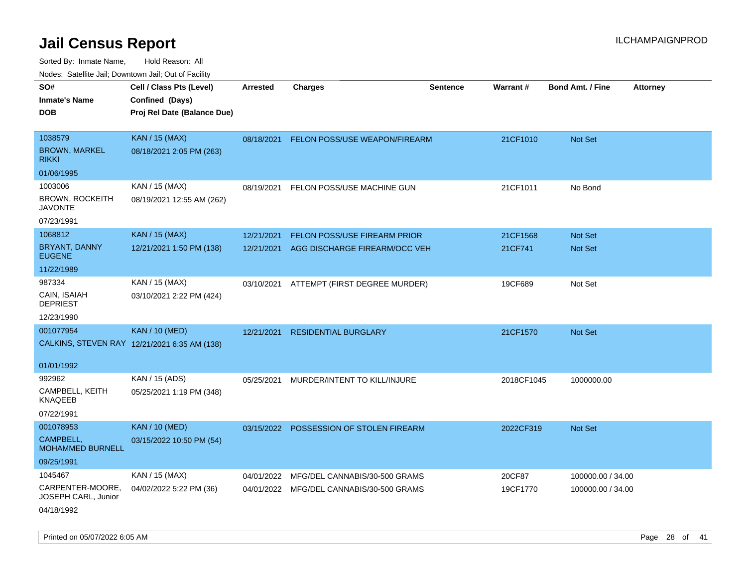# Jail Census Report

ILCHAMPAIGNPROD

Sorted By: Inmate Name, Hold Reason: All

Nodes: Satellite Jail; Downtown Jail; Out of Facility

| SO# / Inmate's Name / DOB | Cell / Class Pts (Level) / Confined (Days) / Proj Rel Date (Balance Due) | Arrested | Charges | Sentence | Warrant # | Bond Amt. / Fine | Attorney |
|---|---|---|---|---|---|---|---|
| 1038579<br>BROWN, MARKEL RIKKI<br>01/06/1995 | KAN / 15 (MAX)<br>08/18/2021 2:05 PM (263) | 08/18/2021 | FELON POSS/USE WEAPON/FIREARM | | 21CF1010 | Not Set | |
| 1003006<br>BROWN, ROCKEITH JAVONTE<br>07/23/1991 | KAN / 15 (MAX)<br>08/19/2021 12:55 AM (262) | 08/19/2021 | FELON POSS/USE MACHINE GUN | | 21CF1011 | No Bond | |
| 1068812<br>BRYANT, DANNY EUGENE<br>11/22/1989 | KAN / 15 (MAX)<br>12/21/2021 1:50 PM (138) | 12/21/2021<br>12/21/2021 | FELON POSS/USE FIREARM PRIOR<br>AGG DISCHARGE FIREARM/OCC VEH | | 21CF1568<br>21CF741 | Not Set<br>Not Set | |
| 987334<br>CAIN, ISAIAH DEPRIEST<br>12/23/1990 | KAN / 15 (MAX)<br>03/10/2021 2:22 PM (424) | 03/10/2021 | ATTEMPT (FIRST DEGREE MURDER) | | 19CF689 | Not Set | |
| 001077954<br>CALKINS, STEVEN RAY<br>01/01/1992 | KAN / 10 (MED)<br>12/21/2021 6:35 AM (138) | 12/21/2021 | RESIDENTIAL BURGLARY | | 21CF1570 | Not Set | |
| 992962<br>CAMPBELL, KEITH KNAQEEB<br>07/22/1991 | KAN / 15 (ADS)<br>05/25/2021 1:19 PM (348) | 05/25/2021 | MURDER/INTENT TO KILL/INJURE | | 2018CF1045 | 1000000.00 | |
| 001078953<br>CAMPBELL, MOHAMMED BURNELL<br>09/25/1991 | KAN / 10 (MED)<br>03/15/2022 10:50 PM (54) | 03/15/2022 | POSSESSION OF STOLEN FIREARM | | 2022CF319 | Not Set | |
| 1045467<br>CARPENTER-MOORE, JOSEPH CARL, Junior<br>04/18/1992 | KAN / 15 (MAX)<br>04/02/2022 5:22 PM (36) | 04/01/2022<br>04/01/2022 | MFG/DEL CANNABIS/30-500 GRAMS<br>MFG/DEL CANNABIS/30-500 GRAMS | | 20CF87<br>19CF1770 | 100000.00 / 34.00<br>100000.00 / 34.00 | |

Printed on 05/07/2022 6:05 AM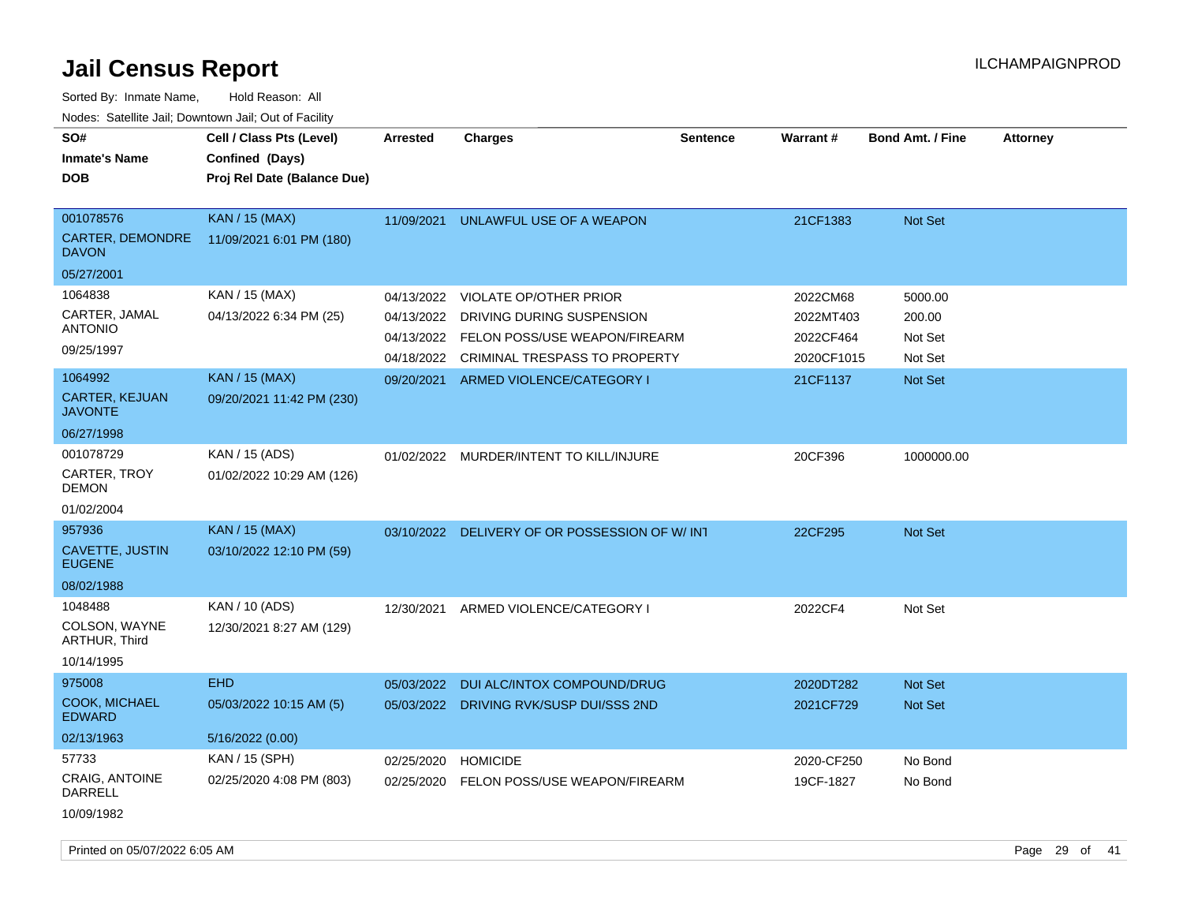# Jail Census Report

Sorted By: Inmate Name, Hold Reason: All

Nodes: Satellite Jail; Downtown Jail; Out of Facility

| SO# / Inmate's Name / DOB | Cell / Class Pts (Level) / Confined (Days) / Proj Rel Date (Balance Due) | Arrested | Charges | Sentence | Warrant # | Bond Amt. / Fine | Attorney |
|---|---|---|---|---|---|---|---|
| 001078576<br>CARTER, DEMONDRE DAVON<br>05/27/2001 | KAN / 15 (MAX)<br>11/09/2021 6:01 PM (180) | 11/09/2021 | UNLAWFUL USE OF A WEAPON | | 21CF1383 | Not Set | |
| 1064838<br>CARTER, JAMAL ANTONIO<br>09/25/1997 | KAN / 15 (MAX)<br>04/13/2022 6:34 PM (25) | 04/13/2022 | VIOLATE OP/OTHER PRIOR | | 2022CM68 | 5000.00 | |
| | | 04/13/2022 | DRIVING DURING SUSPENSION | | 2022MT403 | 200.00 | |
| | | 04/13/2022 | FELON POSS/USE WEAPON/FIREARM | | 2022CF464 | Not Set | |
| | | 04/18/2022 | CRIMINAL TRESPASS TO PROPERTY | | 2020CF1015 | Not Set | |
| 1064992<br>CARTER, KEJUAN JAVONTE<br>06/27/1998 | KAN / 15 (MAX)<br>09/20/2021 11:42 PM (230) | 09/20/2021 | ARMED VIOLENCE/CATEGORY I | | 21CF1137 | Not Set | |
| 001078729<br>CARTER, TROY DEMON<br>01/02/2004 | KAN / 15 (ADS)<br>01/02/2022 10:29 AM (126) | 01/02/2022 | MURDER/INTENT TO KILL/INJURE | | 20CF396 | 1000000.00 | |
| 957936<br>CAVETTE, JUSTIN EUGENE<br>08/02/1988 | KAN / 15 (MAX)<br>03/10/2022 12:10 PM (59) | 03/10/2022 | DELIVERY OF OR POSSESSION OF W/ INT | | 22CF295 | Not Set | |
| 1048488<br>COLSON, WAYNE ARTHUR, Third<br>10/14/1995 | KAN / 10 (ADS)<br>12/30/2021 8:27 AM (129) | 12/30/2021 | ARMED VIOLENCE/CATEGORY I | | 2022CF4 | Not Set | |
| 975008<br>COOK, MICHAEL EDWARD<br>02/13/1963 | EHD<br>05/03/2022 10:15 AM (5)<br>5/16/2022 (0.00) | 05/03/2022 | DUI ALC/INTOX COMPOUND/DRUG | | 2020DT282 | Not Set | |
| | | 05/03/2022 | DRIVING RVK/SUSP DUI/SSS 2ND | | 2021CF729 | Not Set | |
| 57733<br>CRAIG, ANTOINE DARRELL<br>10/09/1982 | KAN / 15 (SPH)<br>02/25/2020 4:08 PM (803) | 02/25/2020 | HOMICIDE | | 2020-CF250 | No Bond | |
| | | 02/25/2020 | FELON POSS/USE WEAPON/FIREARM | | 19CF-1827 | No Bond | |

Printed on 05/07/2022 6:05 AM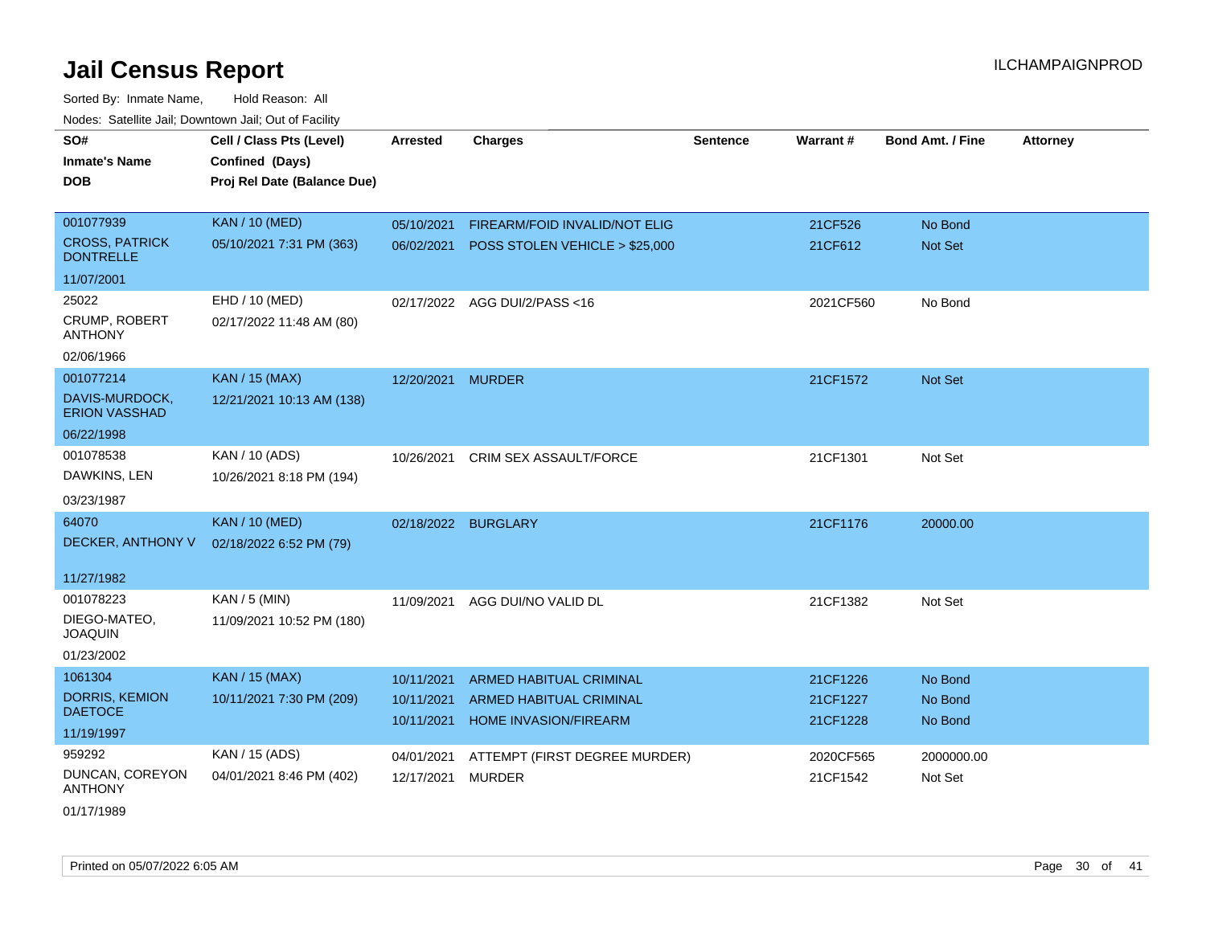# Jail Census Report

ILCHAMPAIGNPROD

Sorted By: Inmate Name, Hold Reason: All

Nodes: Satellite Jail; Downtown Jail; Out of Facility

| SO# / Inmate's Name / DOB | Cell / Class Pts (Level) / Confined (Days) / Proj Rel Date (Balance Due) | Arrested | Charges | Sentence | Warrant # | Bond Amt. / Fine | Attorney |
|---|---|---|---|---|---|---|---|
| 001077939<br>CROSS, PATRICK DONTRELLE<br>11/07/2001 | KAN / 10 (MED)<br>05/10/2021 7:31 PM (363) | 05/10/2021<br>06/02/2021 | FIREARM/FOID INVALID/NOT ELIG<br>POSS STOLEN VEHICLE > $25,000 | | 21CF526<br>21CF612 | No Bond<br>Not Set | |
| 25022<br>CRUMP, ROBERT ANTHONY<br>02/06/1966 | EHD / 10 (MED)<br>02/17/2022 11:48 AM (80) | 02/17/2022 | AGG DUI/2/PASS <16 | | 2021CF560 | No Bond | |
| 001077214<br>DAVIS-MURDOCK, ERION VASSHAD<br>06/22/1998 | KAN / 15 (MAX)<br>12/21/2021 10:13 AM (138) | 12/20/2021 | MURDER | | 21CF1572 | Not Set | |
| 001078538<br>DAWKINS, LEN<br>03/23/1987 | KAN / 10 (ADS)<br>10/26/2021 8:18 PM (194) | 10/26/2021 | CRIM SEX ASSAULT/FORCE | | 21CF1301 | Not Set | |
| 64070<br>DECKER, ANTHONY V<br>11/27/1982 | KAN / 10 (MED)<br>02/18/2022 6:52 PM (79) | 02/18/2022 | BURGLARY | | 21CF1176 | 20000.00 | |
| 001078223<br>DIEGO-MATEO, JOAQUIN<br>01/23/2002 | KAN / 5 (MIN)<br>11/09/2021 10:52 PM (180) | 11/09/2021 | AGG DUI/NO VALID DL | | 21CF1382 | Not Set | |
| 1061304<br>DORRIS, KEMION DAETOCE<br>11/19/1997 | KAN / 15 (MAX)<br>10/11/2021 7:30 PM (209) | 10/11/2021<br>10/11/2021<br>10/11/2021 | ARMED HABITUAL CRIMINAL<br>ARMED HABITUAL CRIMINAL<br>HOME INVASION/FIREARM | | 21CF1226<br>21CF1227<br>21CF1228 | No Bond<br>No Bond<br>No Bond | |
| 959292<br>DUNCAN, COREYON ANTHONY<br>01/17/1989 | KAN / 15 (ADS)<br>04/01/2021 8:46 PM (402) | 04/01/2021<br>12/17/2021 | ATTEMPT (FIRST DEGREE MURDER)<br>MURDER | | 2020CF565<br>21CF1542 | 2000000.00<br>Not Set | |

Printed on 05/07/2022 6:05 AM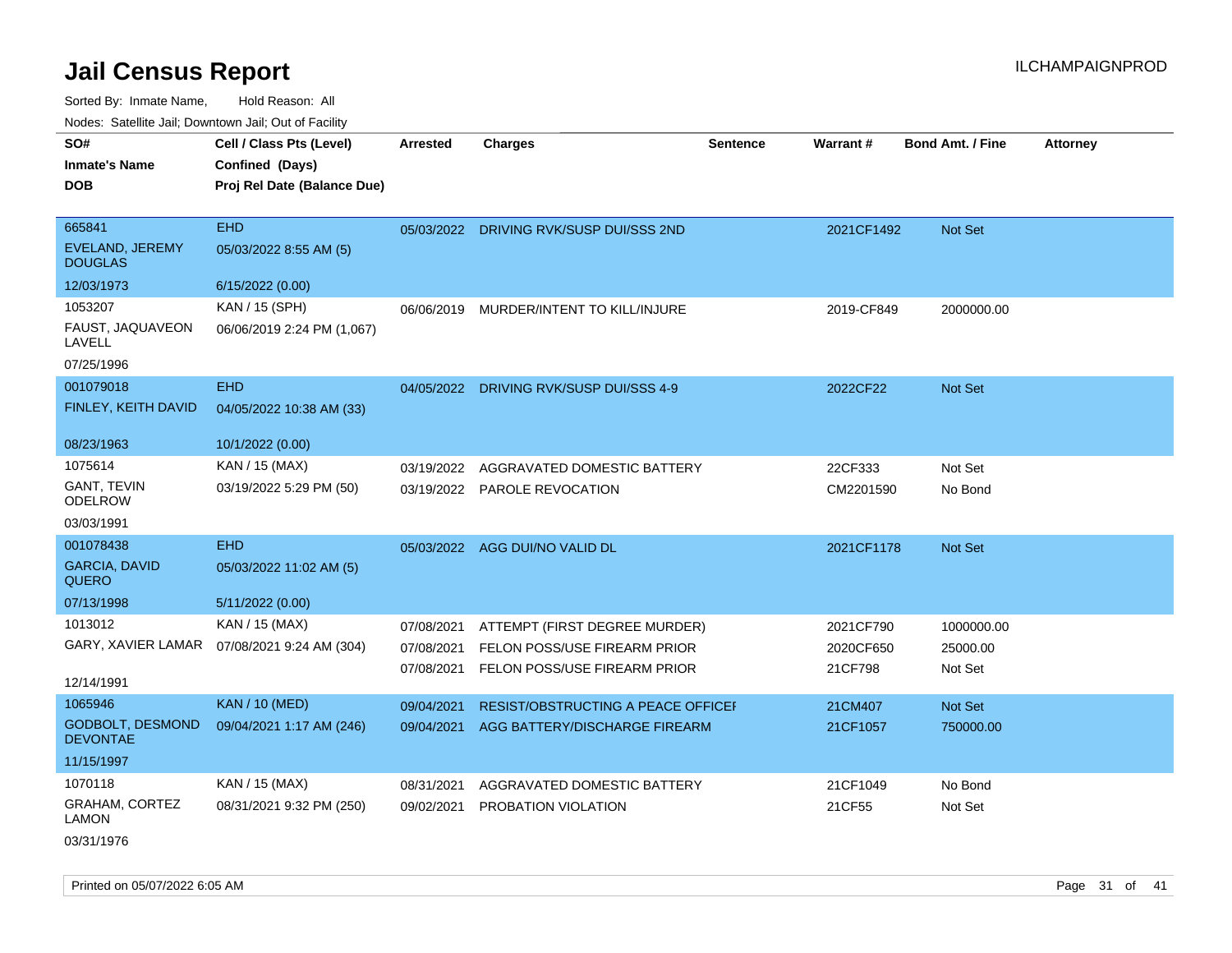# Jail Census Report

ILCHAMPAIGNPROD

Sorted By: Inmate Name, Hold Reason: All

Nodes: Satellite Jail; Downtown Jail; Out of Facility

| SO#<br>Inmate's Name<br>DOB | Cell / Class Pts (Level)<br>Confined (Days)<br>Proj Rel Date (Balance Due) | Arrested | Charges | Sentence | Warrant # | Bond Amt. / Fine | Attorney |
|---|---|---|---|---|---|---|---|
| 665841<br>EVELAND, JEREMY DOUGLAS<br>12/03/1973 | EHD<br>05/03/2022 8:55 AM (5)<br>6/15/2022 (0.00) | 05/03/2022 | DRIVING RVK/SUSP DUI/SSS 2ND | | 2021CF1492 | Not Set | |
| 1053207<br>FAUST, JAQUAVEON LAVELL<br>07/25/1996 | KAN / 15 (SPH)<br>06/06/2019 2:24 PM (1,067) | 06/06/2019 | MURDER/INTENT TO KILL/INJURE | | 2019-CF849 | 2000000.00 | |
| 001079018<br>FINLEY, KEITH DAVID<br>08/23/1963 | EHD<br>04/05/2022 10:38 AM (33)<br>10/1/2022 (0.00) | 04/05/2022 | DRIVING RVK/SUSP DUI/SSS 4-9 | | 2022CF22 | Not Set | |
| 1075614<br>GANT, TEVIN ODELROW<br>03/03/1991 | KAN / 15 (MAX)<br>03/19/2022 5:29 PM (50) | 03/19/2022<br>03/19/2022 | AGGRAVATED DOMESTIC BATTERY<br>PAROLE REVOCATION | | 22CF333<br>CM2201590 | Not Set<br>No Bond | |
| 001078438<br>GARCIA, DAVID QUERO<br>07/13/1998 | EHD<br>05/03/2022 11:02 AM (5)<br>5/11/2022 (0.00) | 05/03/2022 | AGG DUI/NO VALID DL | | 2021CF1178 | Not Set | |
| 1013012<br>GARY, XAVIER LAMAR<br>12/14/1991 | KAN / 15 (MAX)<br>07/08/2021 9:24 AM (304) | 07/08/2021<br>07/08/2021<br>07/08/2021 | ATTEMPT (FIRST DEGREE MURDER)<br>FELON POSS/USE FIREARM PRIOR<br>FELON POSS/USE FIREARM PRIOR | | 2021CF790<br>2020CF650<br>21CF798 | 1000000.00<br>25000.00<br>Not Set | |
| 1065946<br>GODBOLT, DESMOND DEVONTAE<br>11/15/1997 | KAN / 10 (MED)<br>09/04/2021 1:17 AM (246) | 09/04/2021<br>09/04/2021 | RESIST/OBSTRUCTING A PEACE OFFICEI<br>AGG BATTERY/DISCHARGE FIREARM | | 21CM407<br>21CF1057 | Not Set<br>750000.00 | |
| 1070118<br>GRAHAM, CORTEZ LAMON<br>03/31/1976 | KAN / 15 (MAX)<br>08/31/2021 9:32 PM (250) | 08/31/2021<br>09/02/2021 | AGGRAVATED DOMESTIC BATTERY<br>PROBATION VIOLATION | | 21CF1049<br>21CF55 | No Bond<br>Not Set | |

Printed on 05/07/2022 6:05 AM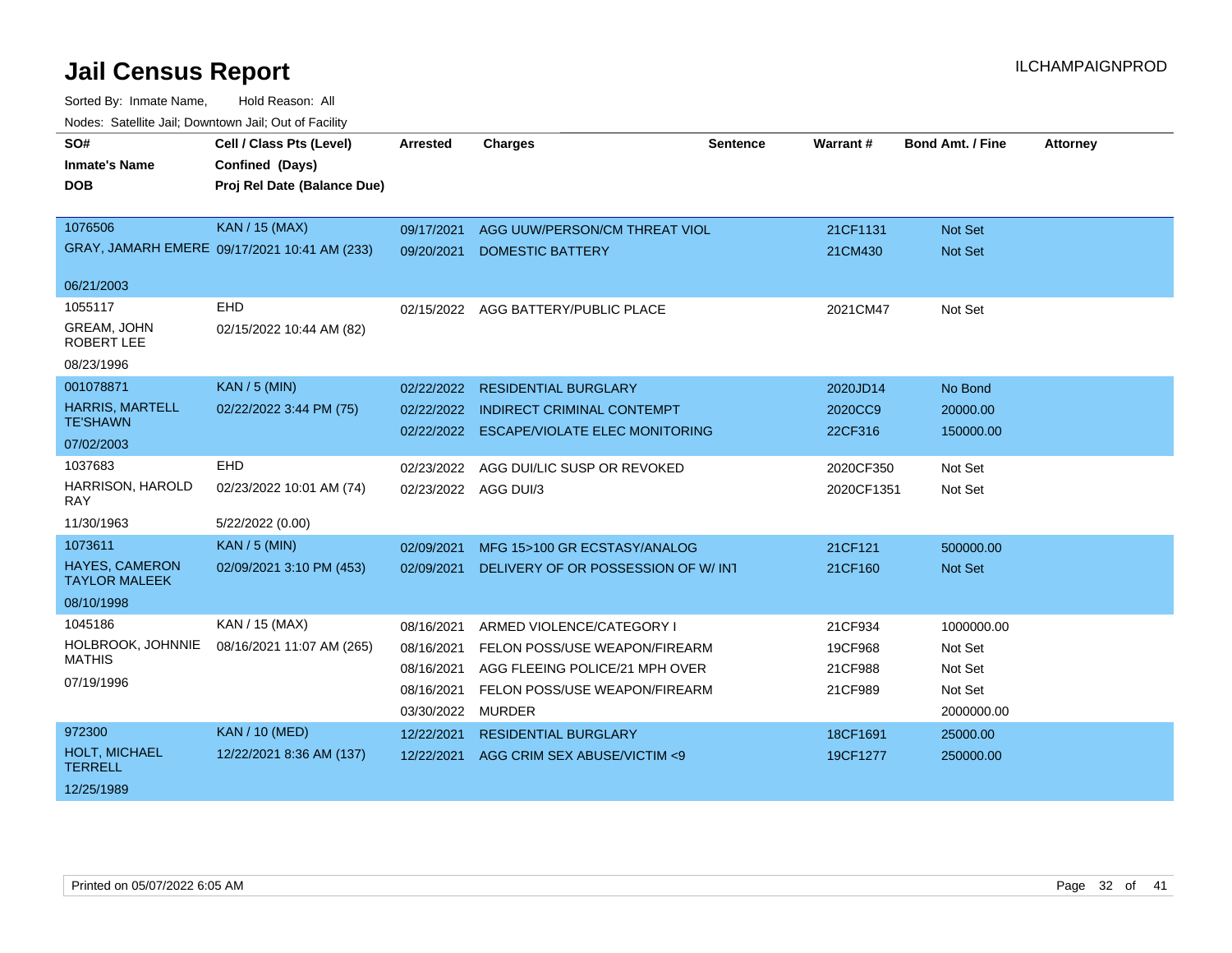# Jail Census Report

ILCHAMPAIGNPROD

Sorted By: Inmate Name, Hold Reason: All

Nodes: Satellite Jail; Downtown Jail; Out of Facility

| SO# / Inmate's Name / DOB | Cell / Class Pts (Level) / Confined (Days) / Proj Rel Date (Balance Due) | Arrested | Charges | Sentence | Warrant # | Bond Amt. / Fine | Attorney |
|---|---|---|---|---|---|---|---|
| 1076506 | KAN / 15 (MAX) | 09/17/2021 | AGG UUW/PERSON/CM THREAT VIOL | | 21CF1131 | Not Set | |
| GRAY, JAMARH EMERE | 09/17/2021 10:41 AM (233) | 09/20/2021 | DOMESTIC BATTERY | | 21CM430 | Not Set | |
| 06/21/2003 | | | | | | | |
| 1055117 | EHD | 02/15/2022 | AGG BATTERY/PUBLIC PLACE | | 2021CM47 | Not Set | |
| GREAM, JOHN ROBERT LEE | 02/15/2022 10:44 AM (82) | | | | | | |
| 08/23/1996 | | | | | | | |
| 001078871 | KAN / 5 (MIN) | 02/22/2022 | RESIDENTIAL BURGLARY | | 2020JD14 | No Bond | |
| HARRIS, MARTELL TE'SHAWN | 02/22/2022 3:44 PM (75) | 02/22/2022 | INDIRECT CRIMINAL CONTEMPT | | 2020CC9 | 20000.00 | |
| 07/02/2003 | | 02/22/2022 | ESCAPE/VIOLATE ELEC MONITORING | | 22CF316 | 150000.00 | |
| 1037683 | EHD | 02/23/2022 | AGG DUI/LIC SUSP OR REVOKED | | 2020CF350 | Not Set | |
| HARRISON, HAROLD RAY | 02/23/2022 10:01 AM (74) | 02/23/2022 | AGG DUI/3 | | 2020CF1351 | Not Set | |
| 11/30/1963 | 5/22/2022 (0.00) | | | | | | |
| 1073611 | KAN / 5 (MIN) | 02/09/2021 | MFG 15>100 GR ECSTASY/ANALOG | | 21CF121 | 500000.00 | |
| HAYES, CAMERON TAYLOR MALEEK | 02/09/2021 3:10 PM (453) | 02/09/2021 | DELIVERY OF OR POSSESSION OF W/ INT | | 21CF160 | Not Set | |
| 08/10/1998 | | | | | | | |
| 1045186 | KAN / 15 (MAX) | 08/16/2021 | ARMED VIOLENCE/CATEGORY I | | 21CF934 | 1000000.00 | |
| HOLBROOK, JOHNNIE MATHIS | 08/16/2021 11:07 AM (265) | 08/16/2021 | FELON POSS/USE WEAPON/FIREARM | | 19CF968 | Not Set | |
| 07/19/1996 | | 08/16/2021 | AGG FLEEING POLICE/21 MPH OVER | | 21CF988 | Not Set | |
| | | 08/16/2021 | FELON POSS/USE WEAPON/FIREARM | | 21CF989 | Not Set | |
| | | 03/30/2022 | MURDER | | | 2000000.00 | |
| 972300 | KAN / 10 (MED) | 12/22/2021 | RESIDENTIAL BURGLARY | | 18CF1691 | 25000.00 | |
| HOLT, MICHAEL TERRELL | 12/22/2021 8:36 AM (137) | 12/22/2021 | AGG CRIM SEX ABUSE/VICTIM <9 | | 19CF1277 | 250000.00 | |
| 12/25/1989 | | | | | | | |

Printed on 05/07/2022 6:05 AM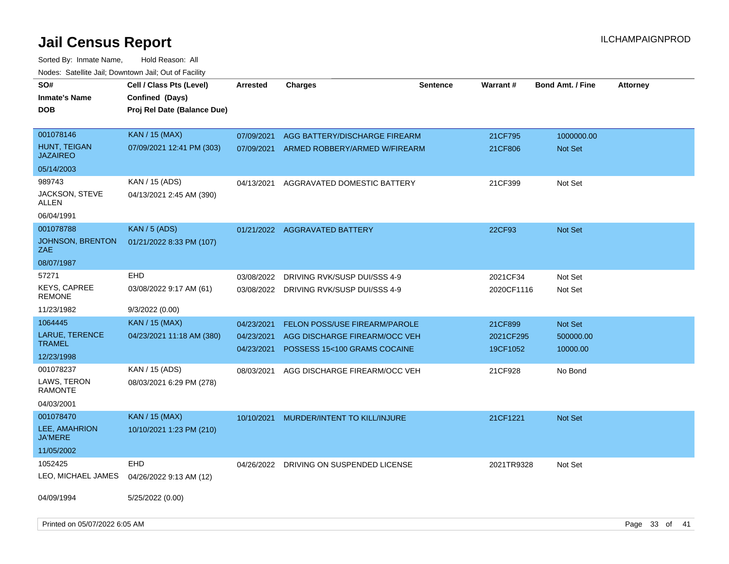# Jail Census Report

Sorted By: Inmate Name, Hold Reason: All

Nodes: Satellite Jail; Downtown Jail; Out of Facility

| SO# / Inmate's Name / DOB | Cell / Class Pts (Level) / Confined (Days) / Proj Rel Date (Balance Due) | Arrested | Charges | Sentence | Warrant # | Bond Amt. / Fine | Attorney |
|---|---|---|---|---|---|---|---|
| 001078146 HUNT, TEIGAN JAZAIREO 05/14/2003 | KAN / 15 (MAX) 07/09/2021 12:41 PM (303) | 07/09/2021 | AGG BATTERY/DISCHARGE FIREARM | | 21CF795 | 1000000.00 | |
| | | 07/09/2021 | ARMED ROBBERY/ARMED W/FIREARM | | 21CF806 | Not Set | |
| 989743 JACKSON, STEVE ALLEN 06/04/1991 | KAN / 15 (ADS) 04/13/2021 2:45 AM (390) | 04/13/2021 | AGGRAVATED DOMESTIC BATTERY | | 21CF399 | Not Set | |
| 001078788 JOHNSON, BRENTON ZAE 08/07/1987 | KAN / 5 (ADS) 01/21/2022 8:33 PM (107) | 01/21/2022 | AGGRAVATED BATTERY | | 22CF93 | Not Set | |
| 57271 KEYS, CAPREE REMONE 11/23/1982 | EHD 03/08/2022 9:17 AM (61) 9/3/2022 (0.00) | 03/08/2022 | DRIVING RVK/SUSP DUI/SSS 4-9 | | 2021CF34 | Not Set | |
| | | 03/08/2022 | DRIVING RVK/SUSP DUI/SSS 4-9 | | 2020CF1116 | Not Set | |
| 1064445 LARUE, TERENCE TRAMEL 12/23/1998 | KAN / 15 (MAX) 04/23/2021 11:18 AM (380) | 04/23/2021 | FELON POSS/USE FIREARM/PAROLE | | 21CF899 | Not Set | |
| | | 04/23/2021 | AGG DISCHARGE FIREARM/OCC VEH | | 2021CF295 | 500000.00 | |
| | | 04/23/2021 | POSSESS 15<100 GRAMS COCAINE | | 19CF1052 | 10000.00 | |
| 001078237 LAWS, TERON RAMONTE 04/03/2001 | KAN / 15 (ADS) 08/03/2021 6:29 PM (278) | 08/03/2021 | AGG DISCHARGE FIREARM/OCC VEH | | 21CF928 | No Bond | |
| 001078470 LEE, AMAHRION JA'MERE 11/05/2002 | KAN / 15 (MAX) 10/10/2021 1:23 PM (210) | 10/10/2021 | MURDER/INTENT TO KILL/INJURE | | 21CF1221 | Not Set | |
| 1052425 LEO, MICHAEL JAMES 04/09/1994 | EHD 04/26/2022 9:13 AM (12) 5/25/2022 (0.00) | 04/26/2022 | DRIVING ON SUSPENDED LICENSE | | 2021TR9328 | Not Set | |

Printed on 05/07/2022 6:05 AM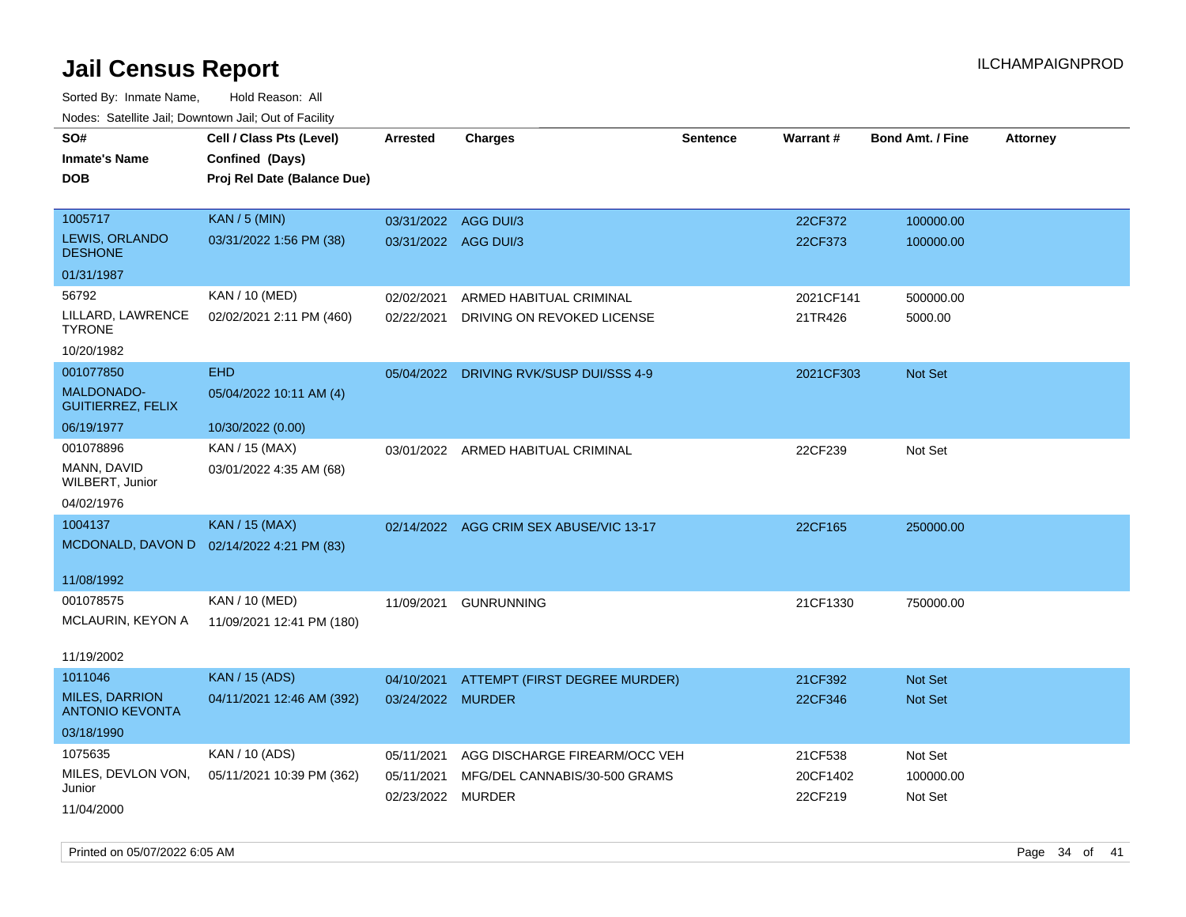# Jail Census Report

Sorted By: Inmate Name, Hold Reason: All

Nodes: Satellite Jail; Downtown Jail; Out of Facility

| SO# / Inmate's Name / DOB | Cell / Class Pts (Level) / Confined (Days) / Proj Rel Date (Balance Due) | Arrested | Charges | Sentence | Warrant # | Bond Amt. / Fine | Attorney |
|---|---|---|---|---|---|---|---|
| 1005717<br>LEWIS, ORLANDO DESHONE<br>01/31/1987 | KAN / 5 (MIN)<br>03/31/2022 1:56 PM (38) | 03/31/2022<br>03/31/2022 | AGG DUI/3<br>AGG DUI/3 | | 22CF372<br>22CF373 | 100000.00<br>100000.00 | |
| 56792<br>LILLARD, LAWRENCE TYRONE<br>10/20/1982 | KAN / 10 (MED)<br>02/02/2021 2:11 PM (460) | 02/02/2021<br>02/22/2021 | ARMED HABITUAL CRIMINAL<br>DRIVING ON REVOKED LICENSE | | 2021CF141<br>21TR426 | 500000.00<br>5000.00 | |
| 001077850<br>MALDONADO-GUITIERREZ, FELIX<br>06/19/1977 | EHD<br>05/04/2022 10:11 AM (4)<br>10/30/2022 (0.00) | 05/04/2022 | DRIVING RVK/SUSP DUI/SSS 4-9 | | 2021CF303 | Not Set | |
| 001078896<br>MANN, DAVID WILBERT, Junior<br>04/02/1976 | KAN / 15 (MAX)<br>03/01/2022 4:35 AM (68) | 03/01/2022 | ARMED HABITUAL CRIMINAL | | 22CF239 | Not Set | |
| 1004137<br>MCDONALD, DAVON D<br>11/08/1992 | KAN / 15 (MAX)<br>02/14/2022 4:21 PM (83) | 02/14/2022 | AGG CRIM SEX ABUSE/VIC 13-17 | | 22CF165 | 250000.00 | |
| 001078575<br>MCLAURIN, KEYON A<br>11/19/2002 | KAN / 10 (MED)<br>11/09/2021 12:41 PM (180) | 11/09/2021 | GUNRUNNING | | 21CF1330 | 750000.00 | |
| 1011046<br>MILES, DARRION ANTONIO KEVONTA<br>03/18/1990 | KAN / 15 (ADS)<br>04/11/2021 12:46 AM (392) | 04/10/2021<br>03/24/2022 | ATTEMPT (FIRST DEGREE MURDER)<br>MURDER | | 21CF392<br>22CF346 | Not Set<br>Not Set | |
| 1075635<br>MILES, DEVLON VON, Junior<br>11/04/2000 | KAN / 10 (ADS)<br>05/11/2021 10:39 PM (362) | 05/11/2021<br>05/11/2021<br>02/23/2022 | AGG DISCHARGE FIREARM/OCC VEH<br>MFG/DEL CANNABIS/30-500 GRAMS<br>MURDER | | 21CF538<br>20CF1402<br>22CF219 | Not Set<br>100000.00<br>Not Set | |

Printed on 05/07/2022 6:05 AM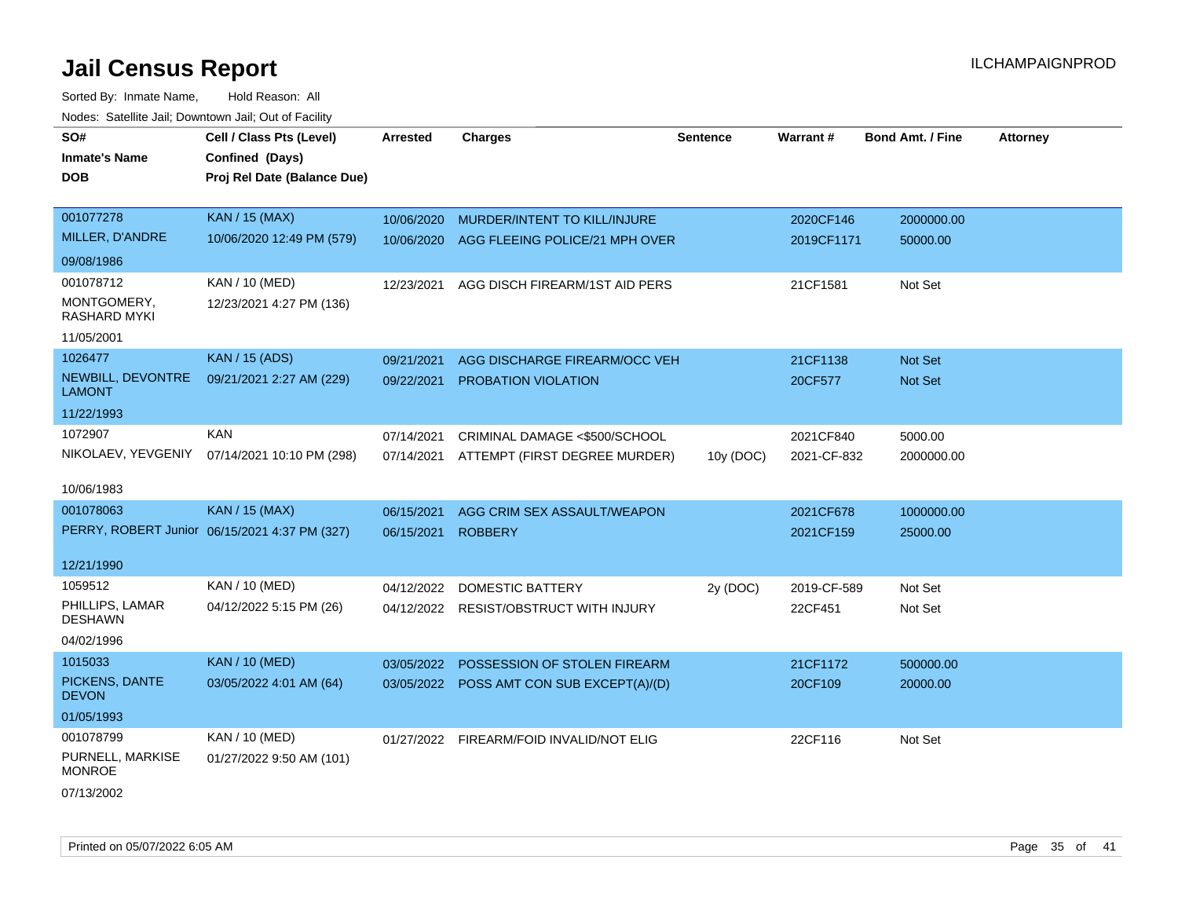# Jail Census Report

ILCHAMPAIGNPROD

Sorted By: Inmate Name, Hold Reason: All

Nodes: Satellite Jail; Downtown Jail; Out of Facility

| SO# / Inmate's Name / DOB | Cell / Class Pts (Level) / Confined (Days) / Proj Rel Date (Balance Due) | Arrested | Charges | Sentence | Warrant # | Bond Amt. / Fine | Attorney |
|---|---|---|---|---|---|---|---|
| 001077278 MILLER, D'ANDRE 09/08/1986 | KAN / 15 (MAX) 10/06/2020 12:49 PM (579) | 10/06/2020 | MURDER/INTENT TO KILL/INJURE | | 2020CF146 | 2000000.00 | |
| | | 10/06/2020 | AGG FLEEING POLICE/21 MPH OVER | | 2019CF1171 | 50000.00 | |
| 001078712 MONTGOMERY, RASHARD MYKI 11/05/2001 | KAN / 10 (MED) 12/23/2021 4:27 PM (136) | 12/23/2021 | AGG DISCH FIREARM/1ST AID PERS | | 21CF1581 | Not Set | |
| 1026477 NEWBILL, DEVONTRE LAMONT 11/22/1993 | KAN / 15 (ADS) 09/21/2021 2:27 AM (229) | 09/21/2021 | AGG DISCHARGE FIREARM/OCC VEH | | 21CF1138 | Not Set | |
| | | 09/22/2021 | PROBATION VIOLATION | | 20CF577 | Not Set | |
| 1072907 NIKOLAEV, YEVGENIY 10/06/1983 | KAN 07/14/2021 10:10 PM (298) | 07/14/2021 | CRIMINAL DAMAGE <$500/SCHOOL | | 2021CF840 | 5000.00 | |
| | | 07/14/2021 | ATTEMPT (FIRST DEGREE MURDER) | 10y (DOC) | 2021-CF-832 | 2000000.00 | |
| 001078063 PERRY, ROBERT Junior 12/21/1990 | KAN / 15 (MAX) 06/15/2021 4:37 PM (327) | 06/15/2021 | AGG CRIM SEX ASSAULT/WEAPON | | 2021CF678 | 1000000.00 | |
| | | 06/15/2021 | ROBBERY | | 2021CF159 | 25000.00 | |
| 1059512 PHILLIPS, LAMAR DESHAWN 04/02/1996 | KAN / 10 (MED) 04/12/2022 5:15 PM (26) | 04/12/2022 | DOMESTIC BATTERY | 2y (DOC) | 2019-CF-589 | Not Set | |
| | | 04/12/2022 | RESIST/OBSTRUCT WITH INJURY | | 22CF451 | Not Set | |
| 1015033 PICKENS, DANTE DEVON 01/05/1993 | KAN / 10 (MED) 03/05/2022 4:01 AM (64) | 03/05/2022 | POSSESSION OF STOLEN FIREARM | | 21CF1172 | 500000.00 | |
| | | 03/05/2022 | POSS AMT CON SUB EXCEPT(A)/(D) | | 20CF109 | 20000.00 | |
| 001078799 PURNELL, MARKISE MONROE 07/13/2002 | KAN / 10 (MED) 01/27/2022 9:50 AM (101) | 01/27/2022 | FIREARM/FOID INVALID/NOT ELIG | | 22CF116 | Not Set | |

Printed on 05/07/2022 6:05 AM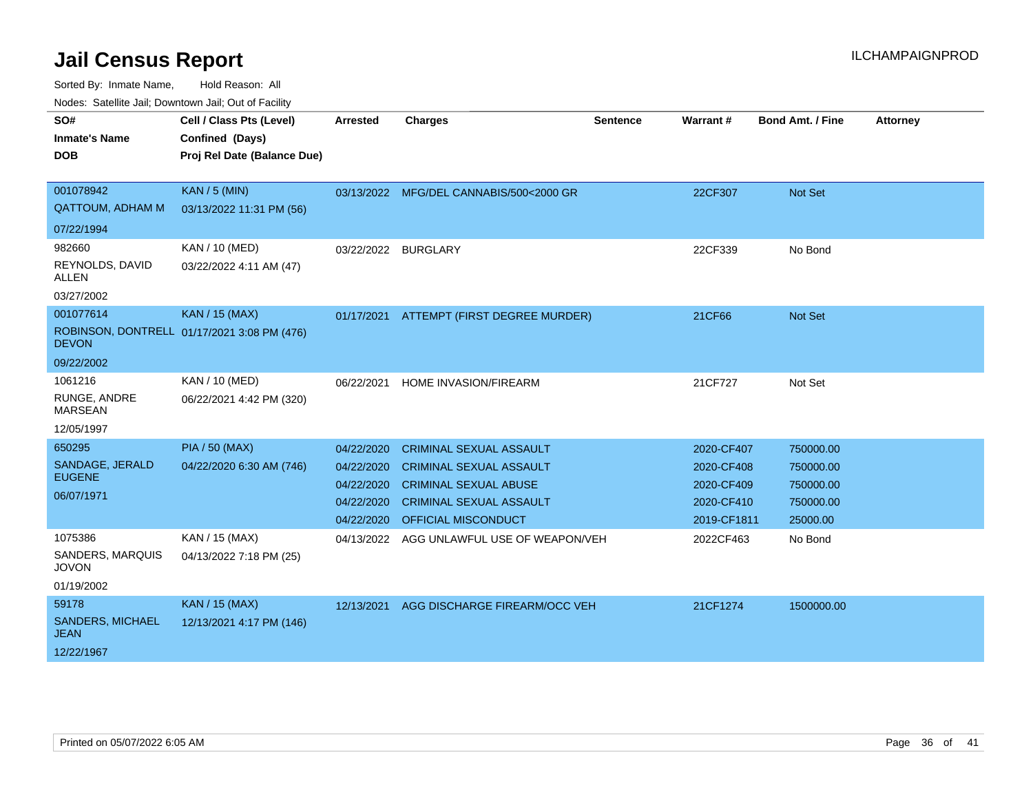# Jail Census Report

ILCHAMPAIGNPROD

Sorted By: Inmate Name, Hold Reason: All

Nodes: Satellite Jail; Downtown Jail; Out of Facility

| SO# / Inmate's Name / DOB | Cell / Class Pts (Level) / Confined (Days) / Proj Rel Date (Balance Due) | Arrested | Charges | Sentence | Warrant # | Bond Amt. / Fine | Attorney |
|---|---|---|---|---|---|---|---|
| 001078942<br>QATTOUM, ADHAM M<br>07/22/1994 | KAN / 5 (MIN)<br>03/13/2022 11:31 PM (56) | 03/13/2022 | MFG/DEL CANNABIS/500<2000 GR | | 22CF307 | Not Set | |
| 982660<br>REYNOLDS, DAVID ALLEN<br>03/27/2002 | KAN / 10 (MED)<br>03/22/2022 4:11 AM (47) | 03/22/2022 | BURGLARY | | 22CF339 | No Bond | |
| 001077614<br>ROBINSON, DONTRELL DEVON<br>09/22/2002 | KAN / 15 (MAX)<br>01/17/2021 3:08 PM (476) | 01/17/2021 | ATTEMPT (FIRST DEGREE MURDER) | | 21CF66 | Not Set | |
| 1061216<br>RUNGE, ANDRE MARSEAN<br>12/05/1997 | KAN / 10 (MED)<br>06/22/2021 4:42 PM (320) | 06/22/2021 | HOME INVASION/FIREARM | | 21CF727 | Not Set | |
| 650295<br>SANDAGE, JERALD EUGENE<br>06/07/1971 | PIA / 50 (MAX)<br>04/22/2020 6:30 AM (746) | 04/22/2020 | CRIMINAL SEXUAL ASSAULT | | 2020-CF407 | 750000.00 | |
| | | 04/22/2020 | CRIMINAL SEXUAL ASSAULT | | 2020-CF408 | 750000.00 | |
| | | 04/22/2020 | CRIMINAL SEXUAL ABUSE | | 2020-CF409 | 750000.00 | |
| | | 04/22/2020 | CRIMINAL SEXUAL ASSAULT | | 2020-CF410 | 750000.00 | |
| | | 04/22/2020 | OFFICIAL MISCONDUCT | | 2019-CF1811 | 25000.00 | |
| 1075386<br>SANDERS, MARQUIS JOVON<br>01/19/2002 | KAN / 15 (MAX)<br>04/13/2022 7:18 PM (25) | 04/13/2022 | AGG UNLAWFUL USE OF WEAPON/VEH | | 2022CF463 | No Bond | |
| 59178<br>SANDERS, MICHAEL JEAN<br>12/22/1967 | KAN / 15 (MAX)<br>12/13/2021 4:17 PM (146) | 12/13/2021 | AGG DISCHARGE FIREARM/OCC VEH | | 21CF1274 | 1500000.00 | |

Printed on 05/07/2022 6:05 AM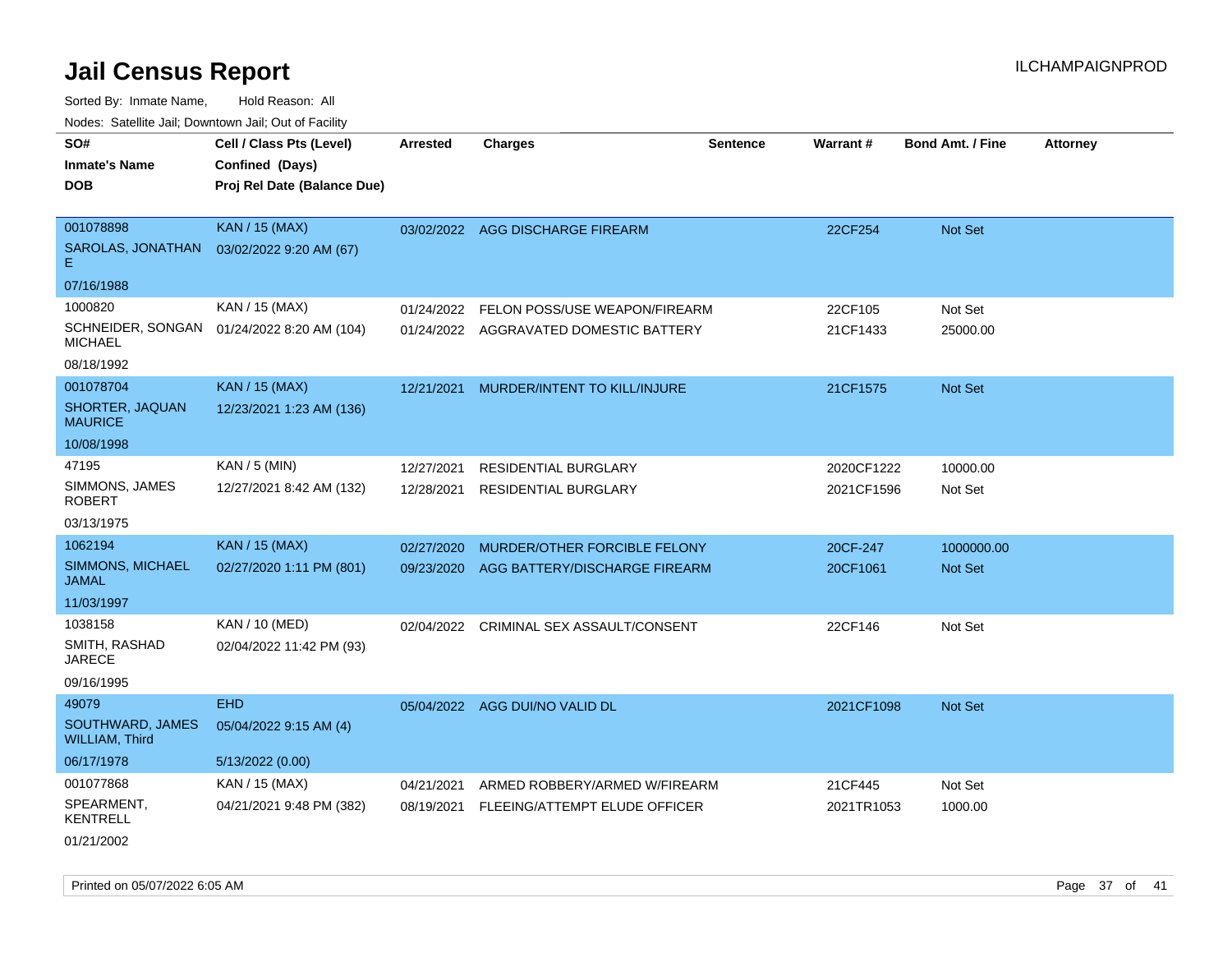# Jail Census Report

ILCHAMPAIGNPROD

Sorted By: Inmate Name, Hold Reason: All

Nodes: Satellite Jail; Downtown Jail; Out of Facility

| SO# / Inmate's Name / DOB | Cell / Class Pts (Level) / Confined (Days) / Proj Rel Date (Balance Due) | Arrested | Charges | Sentence | Warrant # | Bond Amt. / Fine | Attorney |
|---|---|---|---|---|---|---|---|
| 001078898<br>SAROLAS, JONATHAN E<br>07/16/1988 | KAN / 15 (MAX)<br>03/02/2022 9:20 AM (67) | 03/02/2022 | AGG DISCHARGE FIREARM | | 22CF254 | Not Set | |
| 1000820<br>SCHNEIDER, SONGAN MICHAEL<br>08/18/1992 | KAN / 15 (MAX)<br>01/24/2022 8:20 AM (104) | 01/24/2022<br>01/24/2022 | FELON POSS/USE WEAPON/FIREARM<br>AGGRAVATED DOMESTIC BATTERY | | 22CF105<br>21CF1433 | Not Set<br>25000.00 | |
| 001078704<br>SHORTER, JAQUAN MAURICE<br>10/08/1998 | KAN / 15 (MAX)<br>12/23/2021 1:23 AM (136) | 12/21/2021 | MURDER/INTENT TO KILL/INJURE | | 21CF1575 | Not Set | |
| 47195<br>SIMMONS, JAMES ROBERT<br>03/13/1975 | KAN / 5 (MIN)<br>12/27/2021 8:42 AM (132) | 12/27/2021<br>12/28/2021 | RESIDENTIAL BURGLARY<br>RESIDENTIAL BURGLARY | | 2020CF1222<br>2021CF1596 | 10000.00<br>Not Set | |
| 1062194<br>SIMMONS, MICHAEL JAMAL<br>11/03/1997 | KAN / 15 (MAX)<br>02/27/2020 1:11 PM (801) | 02/27/2020<br>09/23/2020 | MURDER/OTHER FORCIBLE FELONY<br>AGG BATTERY/DISCHARGE FIREARM | | 20CF-247<br>20CF1061 | 1000000.00<br>Not Set | |
| 1038158<br>SMITH, RASHAD JARECE<br>09/16/1995 | KAN / 10 (MED)<br>02/04/2022 11:42 PM (93) | 02/04/2022 | CRIMINAL SEX ASSAULT/CONSENT | | 22CF146 | Not Set | |
| 49079<br>SOUTHWARD, JAMES WILLIAM, Third<br>06/17/1978 | EHD<br>05/04/2022 9:15 AM (4)<br>5/13/2022 (0.00) | 05/04/2022 | AGG DUI/NO VALID DL | | 2021CF1098 | Not Set | |
| 001077868<br>SPEARMENT, KENTRELL<br>01/21/2002 | KAN / 15 (MAX)<br>04/21/2021 9:48 PM (382) | 04/21/2021<br>08/19/2021 | ARMED ROBBERY/ARMED W/FIREARM<br>FLEEING/ATTEMPT ELUDE OFFICER | | 21CF445<br>2021TR1053 | Not Set<br>1000.00 | |

Printed on 05/07/2022 6:05 AM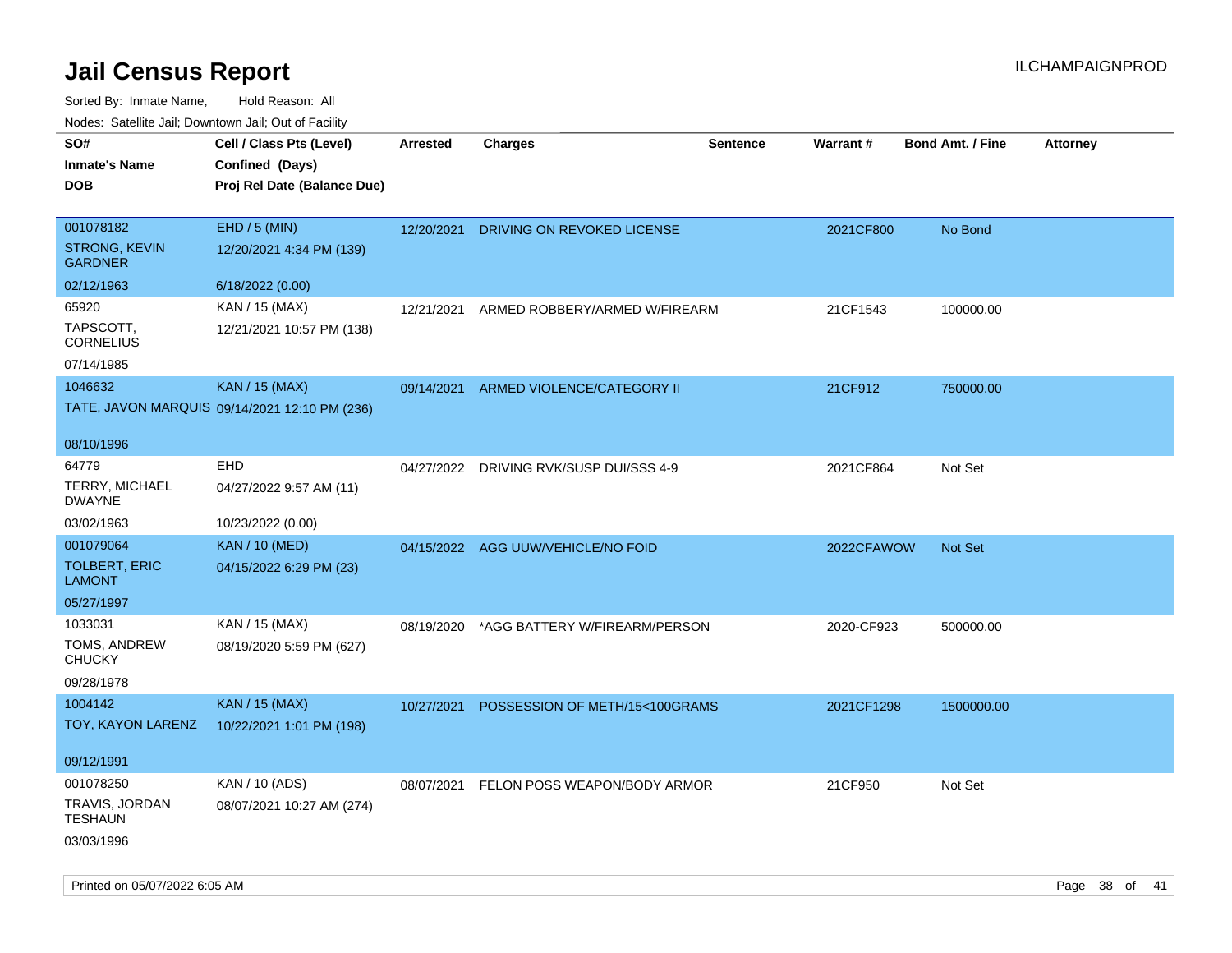# Jail Census Report

ILCHAMPAIGNPROD

Sorted By: Inmate Name, Hold Reason: All

Nodes: Satellite Jail; Downtown Jail; Out of Facility

| SO# / Inmate's Name / DOB | Cell / Class Pts (Level) / Confined (Days) / Proj Rel Date (Balance Due) | Arrested | Charges | Sentence | Warrant # | Bond Amt. / Fine | Attorney |
|---|---|---|---|---|---|---|---|
| 001078182<br>STRONG, KEVIN GARDNER<br>02/12/1963 | EHD / 5 (MIN)<br>12/20/2021 4:34 PM (139)<br>6/18/2022 (0.00) | 12/20/2021 | DRIVING ON REVOKED LICENSE | | 2021CF800 | No Bond | |
| 65920<br>TAPSCOTT, CORNELIUS<br>07/14/1985 | KAN / 15 (MAX)<br>12/21/2021 10:57 PM (138) | 12/21/2021 | ARMED ROBBERY/ARMED W/FIREARM | | 21CF1543 | 100000.00 | |
| 1046632<br>TATE, JAVON MARQUIS<br>08/10/1996 | KAN / 15 (MAX)<br>09/14/2021 12:10 PM (236) | 09/14/2021 | ARMED VIOLENCE/CATEGORY II | | 21CF912 | 750000.00 | |
| 64779<br>TERRY, MICHAEL DWAYNE<br>03/02/1963 | EHD<br>04/27/2022 9:57 AM (11)<br>10/23/2022 (0.00) | 04/27/2022 | DRIVING RVK/SUSP DUI/SSS 4-9 | | 2021CF864 | Not Set | |
| 001079064<br>TOLBERT, ERIC LAMONT<br>05/27/1997 | KAN / 10 (MED)<br>04/15/2022 6:29 PM (23) | 04/15/2022 | AGG UUW/VEHICLE/NO FOID | | 2022CFAWOW | Not Set | |
| 1033031<br>TOMS, ANDREW CHUCKY<br>09/28/1978 | KAN / 15 (MAX)<br>08/19/2020 5:59 PM (627) | 08/19/2020 | *AGG BATTERY W/FIREARM/PERSON | | 2020-CF923 | 500000.00 | |
| 1004142<br>TOY, KAYON LARENZ<br>09/12/1991 | KAN / 15 (MAX)<br>10/22/2021 1:01 PM (198) | 10/27/2021 | POSSESSION OF METH/15<100GRAMS | | 2021CF1298 | 1500000.00 | |
| 001078250<br>TRAVIS, JORDAN TESHAUN<br>03/03/1996 | KAN / 10 (ADS)<br>08/07/2021 10:27 AM (274) | 08/07/2021 | FELON POSS WEAPON/BODY ARMOR | | 21CF950 | Not Set | |

Printed on 05/07/2022 6:05 AM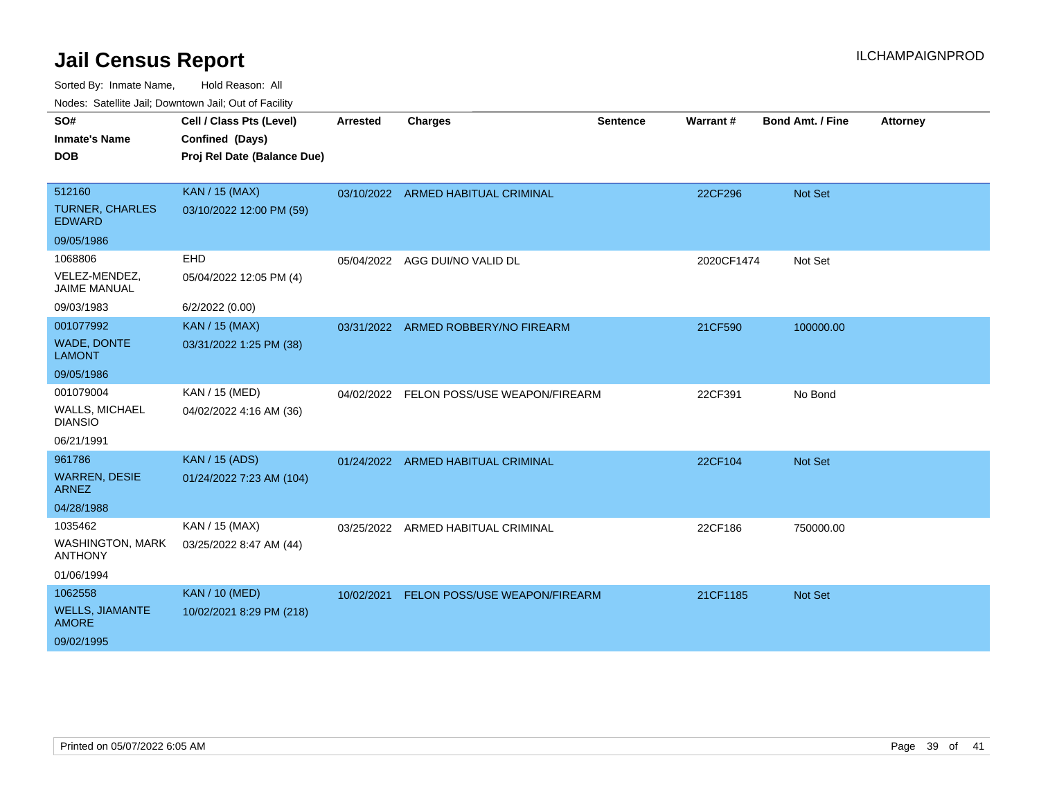# Jail Census Report

ILCHAMPAIGNPROD

Sorted By: Inmate Name, Hold Reason: All

Nodes: Satellite Jail; Downtown Jail; Out of Facility

| SO# / Inmate's Name / DOB | Cell / Class Pts (Level) / Confined (Days) / Proj Rel Date (Balance Due) | Arrested | Charges | Sentence | Warrant # | Bond Amt. / Fine | Attorney |
|---|---|---|---|---|---|---|---|
| 512160 TURNER, CHARLES EDWARD 09/05/1986 | KAN / 15 (MAX) 03/10/2022 12:00 PM (59) | 03/10/2022 | ARMED HABITUAL CRIMINAL | | 22CF296 | Not Set | |
| 1068806 VELEZ-MENDEZ, JAIME MANUAL 09/03/1983 | EHD 05/04/2022 12:05 PM (4) 6/2/2022 (0.00) | 05/04/2022 | AGG DUI/NO VALID DL | | 2020CF1474 | Not Set | |
| 001077992 WADE, DONTE LAMONT 09/05/1986 | KAN / 15 (MAX) 03/31/2022 1:25 PM (38) | 03/31/2022 | ARMED ROBBERY/NO FIREARM | | 21CF590 | 100000.00 | |
| 001079004 WALLS, MICHAEL DIANSIO 06/21/1991 | KAN / 15 (MED) 04/02/2022 4:16 AM (36) | 04/02/2022 | FELON POSS/USE WEAPON/FIREARM | | 22CF391 | No Bond | |
| 961786 WARREN, DESIE ARNEZ 04/28/1988 | KAN / 15 (ADS) 01/24/2022 7:23 AM (104) | 01/24/2022 | ARMED HABITUAL CRIMINAL | | 22CF104 | Not Set | |
| 1035462 WASHINGTON, MARK ANTHONY 01/06/1994 | KAN / 15 (MAX) 03/25/2022 8:47 AM (44) | 03/25/2022 | ARMED HABITUAL CRIMINAL | | 22CF186 | 750000.00 | |
| 1062558 WELLS, JIAMANTE AMORE 09/02/1995 | KAN / 10 (MED) 10/02/2021 8:29 PM (218) | 10/02/2021 | FELON POSS/USE WEAPON/FIREARM | | 21CF1185 | Not Set | |

Printed on 05/07/2022 6:05 AM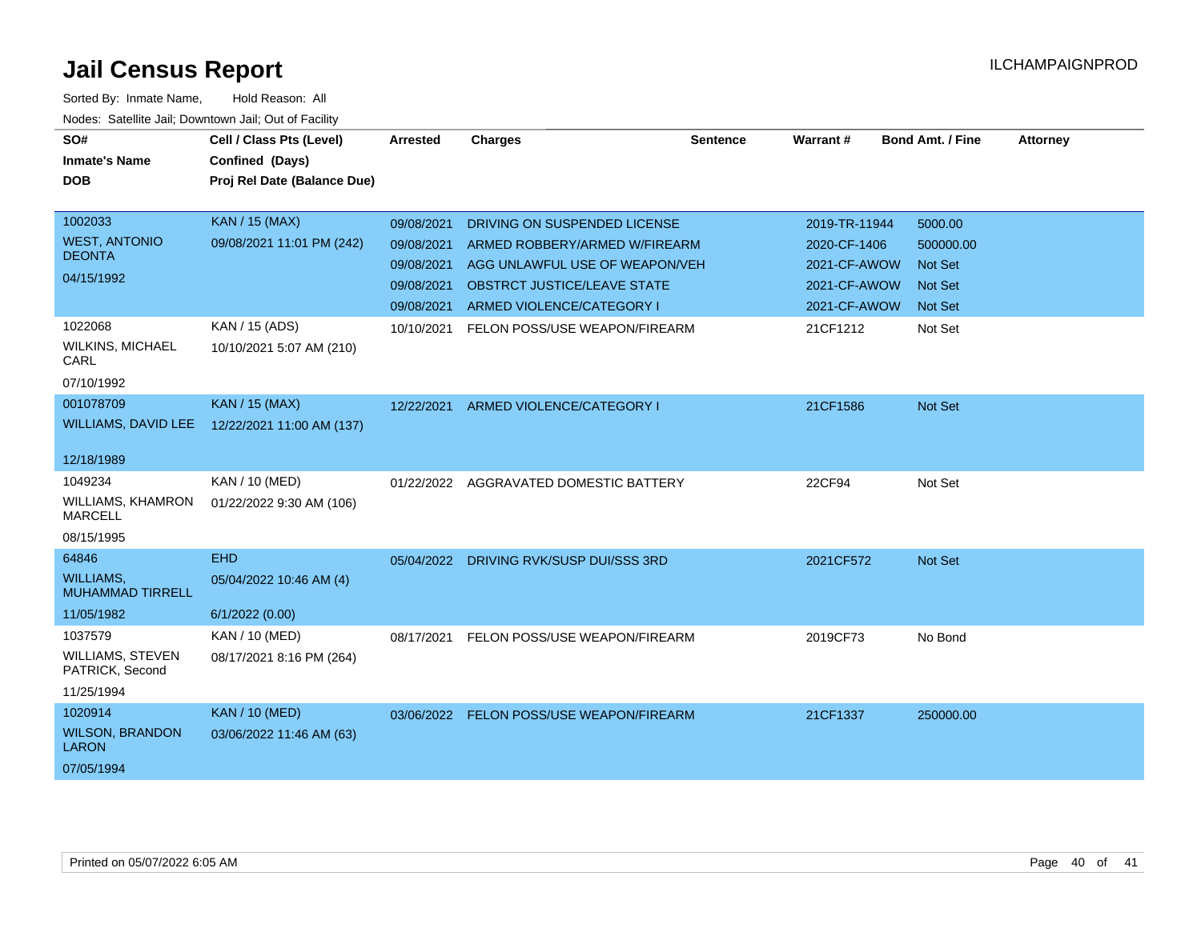# Jail Census Report

ILCHAMPAIGNPROD

Sorted By: Inmate Name, Hold Reason: All

Nodes: Satellite Jail; Downtown Jail; Out of Facility

| SO# / Inmate's Name / DOB | Cell / Class Pts (Level) / Confined (Days) / Proj Rel Date (Balance Due) | Arrested | Charges | Sentence | Warrant # | Bond Amt. / Fine | Attorney |
|---|---|---|---|---|---|---|---|
| 1002033 WEST, ANTONIO DEONTA 04/15/1992 | KAN / 15 (MAX) 09/08/2021 11:01 PM (242) | 09/08/2021 | DRIVING ON SUSPENDED LICENSE | | 2019-TR-11944 | 5000.00 | |
| | | 09/08/2021 | ARMED ROBBERY/ARMED W/FIREARM | | 2020-CF-1406 | 500000.00 | |
| | | 09/08/2021 | AGG UNLAWFUL USE OF WEAPON/VEH | | 2021-CF-AWOW | Not Set | |
| | | 09/08/2021 | OBSTRCT JUSTICE/LEAVE STATE | | 2021-CF-AWOW | Not Set | |
| | | 09/08/2021 | ARMED VIOLENCE/CATEGORY I | | 2021-CF-AWOW | Not Set | |
| 1022068 WILKINS, MICHAEL CARL 07/10/1992 | KAN / 15 (ADS) 10/10/2021 5:07 AM (210) | 10/10/2021 | FELON POSS/USE WEAPON/FIREARM | | 21CF1212 | Not Set | |
| 001078709 WILLIAMS, DAVID LEE 12/18/1989 | KAN / 15 (MAX) 12/22/2021 11:00 AM (137) | 12/22/2021 | ARMED VIOLENCE/CATEGORY I | | 21CF1586 | Not Set | |
| 1049234 WILLIAMS, KHAMRON MARCELL 08/15/1995 | KAN / 10 (MED) 01/22/2022 9:30 AM (106) | 01/22/2022 | AGGRAVATED DOMESTIC BATTERY | | 22CF94 | Not Set | |
| 64846 WILLIAMS, MUHAMMAD TIRRELL 11/05/1982 | EHD 05/04/2022 10:46 AM (4) 6/1/2022 (0.00) | 05/04/2022 | DRIVING RVK/SUSP DUI/SSS 3RD | | 2021CF572 | Not Set | |
| 1037579 WILLIAMS, STEVEN PATRICK, Second 11/25/1994 | KAN / 10 (MED) 08/17/2021 8:16 PM (264) | 08/17/2021 | FELON POSS/USE WEAPON/FIREARM | | 2019CF73 | No Bond | |
| 1020914 WILSON, BRANDON LARON 07/05/1994 | KAN / 10 (MED) 03/06/2022 11:46 AM (63) | 03/06/2022 | FELON POSS/USE WEAPON/FIREARM | | 21CF1337 | 250000.00 | |

Printed on 05/07/2022 6:05 AM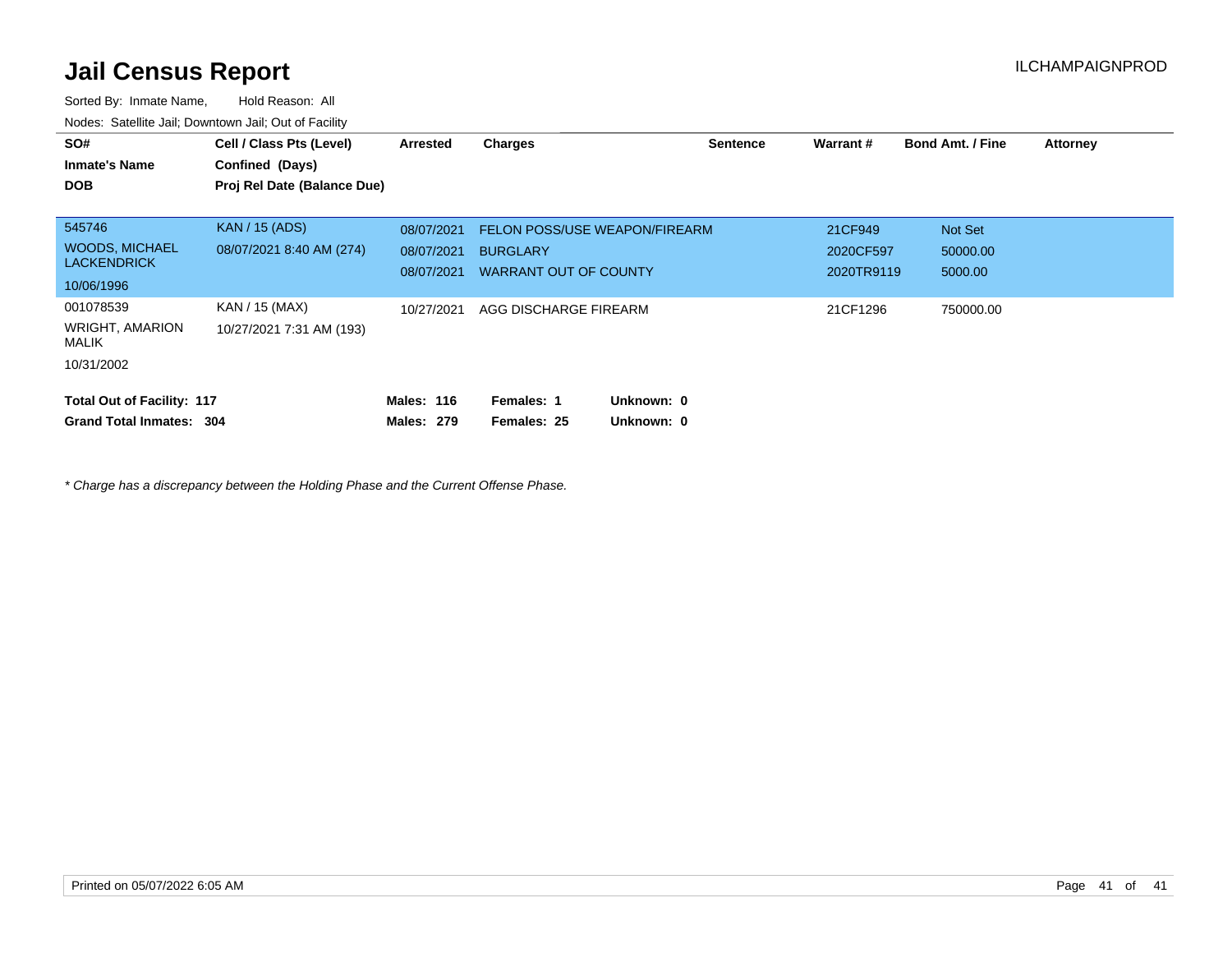# Jail Census Report

ILCHAMPAIGNPROD

Sorted By: Inmate Name, Hold Reason: All

Nodes: Satellite Jail; Downtown Jail; Out of Facility

| SO# / Inmate's Name / DOB | Cell / Class Pts (Level) / Confined (Days) / Proj Rel Date (Balance Due) | Arrested | Charges | Sentence | Warrant # | Bond Amt. / Fine | Attorney |
|---|---|---|---|---|---|---|---|
| 545746<br>WOODS, MICHAEL LACKENDRICK<br>10/06/1996 | KAN / 15 (ADS)<br>08/07/2021 8:40 AM (274) | 08/07/2021 | FELON POSS/USE WEAPON/FIREARM | | 21CF949 | Not Set | |
| | | 08/07/2021 | BURGLARY | | 2020CF597 | 50000.00 | |
| | | 08/07/2021 | WARRANT OUT OF COUNTY | | 2020TR9119 | 5000.00 | |
| 001078539<br>WRIGHT, AMARION MALIK<br>10/31/2002 | KAN / 15 (MAX)<br>10/27/2021 7:31 AM (193) | 10/27/2021 | AGG DISCHARGE FIREARM | | 21CF1296 | 750000.00 | |

| | | | |
|---|---|---|---|
| **Total Out of Facility: 117** | **Males: 116** | **Females: 1** | **Unknown: 0** |
| **Grand Total Inmates: 304** | **Males: 279** | **Females: 25** | **Unknown: 0** |

*\* Charge has a discrepancy between the Holding Phase and the Current Offense Phase.*

Printed on 05/07/2022 6:05 AM